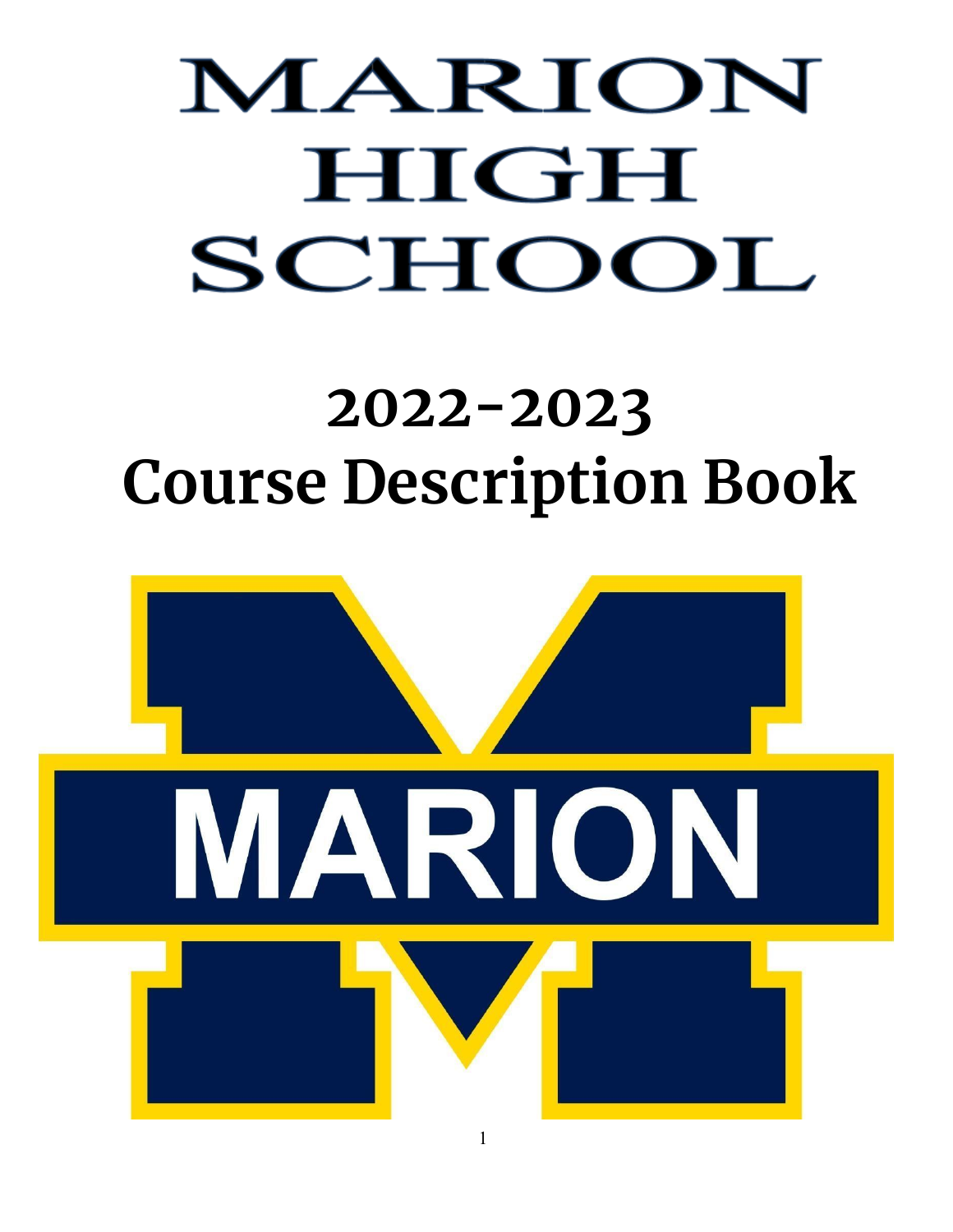# MARION HIGH SCHOOL

# 2022-2023 Course Description Book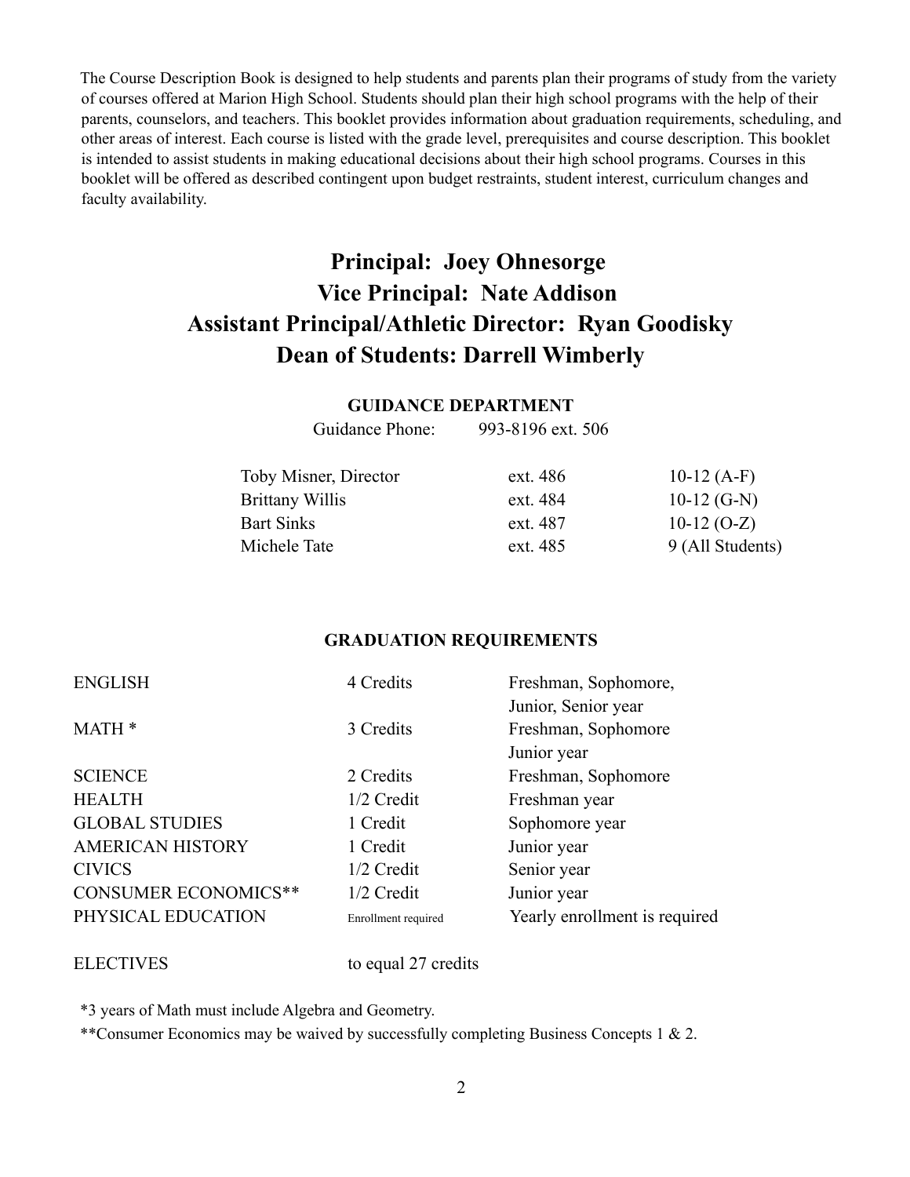The Course Description Book is designed to help students and parents plan their programs of study from the variety of courses offered at Marion High School. Students should plan their high school programs with the help of their parents, counselors, and teachers. This booklet provides information about graduation requirements, scheduling, and other areas of interest. Each course is listed with the grade level, prerequisites and course description. This booklet is intended to assist students in making educational decisions about their high school programs. Courses in this booklet will be offered as described contingent upon budget restraints, student interest, curriculum changes and faculty availability.

## Principal: Joey Ohnesorge
## Vice Principal: Nate Addison
## Assistant Principal/Athletic Director: Ryan Goodisky
## Dean of Students: Darrell Wimberly

### GUIDANCE DEPARTMENT

Guidance Phone: 993-8196 ext. 506

| Name | Extension | Students |
|---|---|---|
| Toby Misner, Director | ext. 486 | 10-12 (A-F) |
| Brittany Willis | ext. 484 | 10-12 (G-N) |
| Bart Sinks | ext. 487 | 10-12 (O-Z) |
| Michele Tate | ext. 485 | 9 (All Students) |

### GRADUATION REQUIREMENTS

| Subject | Credits | Year |
|---|---|---|
| ENGLISH | 4 Credits | Freshman, Sophomore, Junior, Senior year |
| MATH * | 3 Credits | Freshman, Sophomore Junior year |
| SCIENCE | 2 Credits | Freshman, Sophomore |
| HEALTH | 1/2 Credit | Freshman year |
| GLOBAL STUDIES | 1 Credit | Sophomore year |
| AMERICAN HISTORY | 1 Credit | Junior year |
| CIVICS | 1/2 Credit | Senior year |
| CONSUMER ECONOMICS** | 1/2 Credit | Junior year |
| PHYSICAL EDUCATION | Enrollment required | Yearly enrollment is required |
| ELECTIVES | to equal 27 credits | |

*3 years of Math must include Algebra and Geometry.

**Consumer Economics may be waived by successfully completing Business Concepts 1 & 2.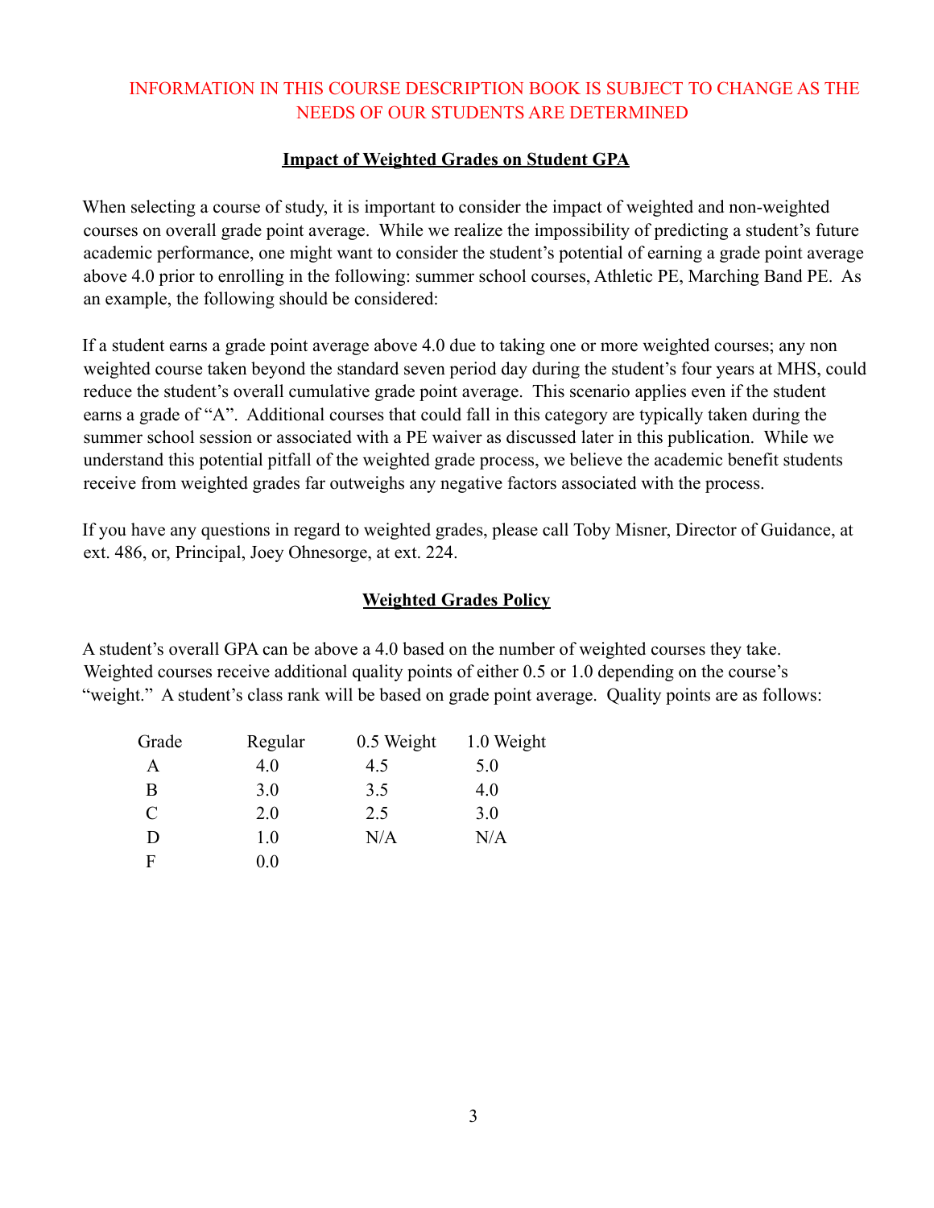INFORMATION IN THIS COURSE DESCRIPTION BOOK IS SUBJECT TO CHANGE AS THE NEEDS OF OUR STUDENTS ARE DETERMINED

## Impact of Weighted Grades on Student GPA

When selecting a course of study, it is important to consider the impact of weighted and non-weighted courses on overall grade point average. While we realize the impossibility of predicting a student's future academic performance, one might want to consider the student's potential of earning a grade point average above 4.0 prior to enrolling in the following: summer school courses, Athletic PE, Marching Band PE. As an example, the following should be considered:

If a student earns a grade point average above 4.0 due to taking one or more weighted courses; any non weighted course taken beyond the standard seven period day during the student's four years at MHS, could reduce the student's overall cumulative grade point average. This scenario applies even if the student earns a grade of "A". Additional courses that could fall in this category are typically taken during the summer school session or associated with a PE waiver as discussed later in this publication. While we understand this potential pitfall of the weighted grade process, we believe the academic benefit students receive from weighted grades far outweighs any negative factors associated with the process.

If you have any questions in regard to weighted grades, please call Toby Misner, Director of Guidance, at ext. 486, or, Principal, Joey Ohnesorge, at ext. 224.

## Weighted Grades Policy

A student's overall GPA can be above a 4.0 based on the number of weighted courses they take. Weighted courses receive additional quality points of either 0.5 or 1.0 depending on the course's "weight." A student's class rank will be based on grade point average. Quality points are as follows:

| Grade | Regular | 0.5 Weight | 1.0 Weight |
|---|---|---|---|
| A | 4.0 | 4.5 | 5.0 |
| B | 3.0 | 3.5 | 4.0 |
| C | 2.0 | 2.5 | 3.0 |
| D | 1.0 | N/A | N/A |
| F | 0.0 | | |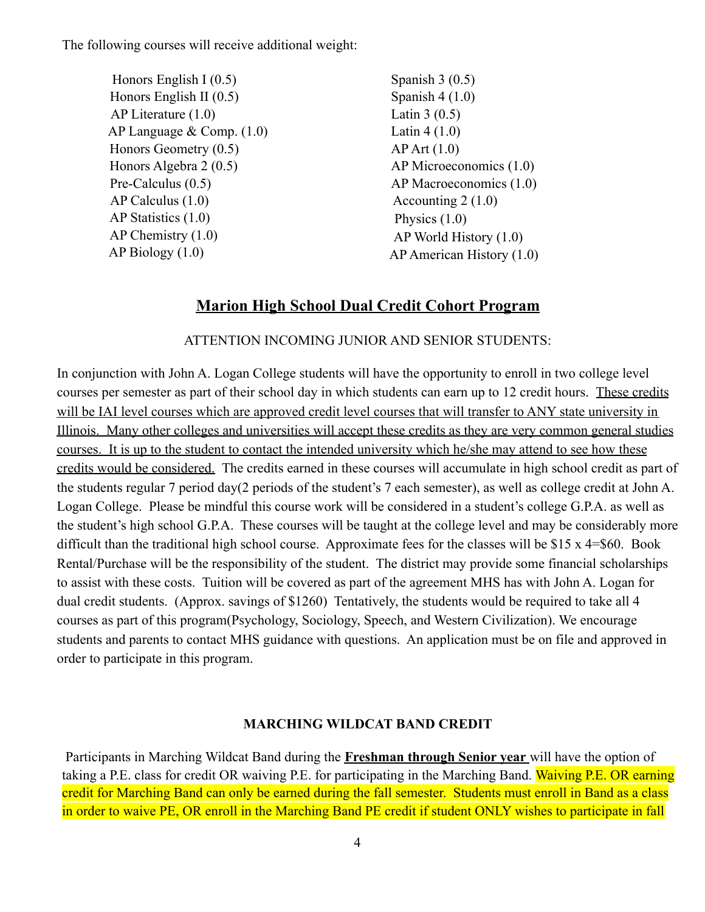The following courses will receive additional weight:

- Honors English I (0.5)
- Honors English II (0.5)
- AP Literature (1.0)
- AP Language & Comp. (1.0)
- Honors Geometry (0.5)
- Honors Algebra 2 (0.5)
- Pre-Calculus (0.5)
- AP Calculus (1.0)
- AP Statistics (1.0)
- AP Chemistry (1.0)
- AP Biology (1.0)
- Spanish 3 (0.5)
- Spanish 4 (1.0)
- Latin 3 (0.5)
- Latin 4 (1.0)
- AP Art (1.0)
- AP Microeconomics (1.0)
- AP Macroeconomics (1.0)
- Accounting 2 (1.0)
- Physics (1.0)
- AP World History (1.0)
- AP American History (1.0)

## **Marion High School Dual Credit Cohort Program**

ATTENTION INCOMING JUNIOR AND SENIOR STUDENTS:

In conjunction with John A. Logan College students will have the opportunity to enroll in two college level courses per semester as part of their school day in which students can earn up to 12 credit hours. These credits will be IAI level courses which are approved credit level courses that will transfer to ANY state university in Illinois. Many other colleges and universities will accept these credits as they are very common general studies courses. It is up to the student to contact the intended university which he/she may attend to see how these credits would be considered. The credits earned in these courses will accumulate in high school credit as part of the students regular 7 period day(2 periods of the student's 7 each semester), as well as college credit at John A. Logan College. Please be mindful this course work will be considered in a student's college G.P.A. as well as the student's high school G.P.A. These courses will be taught at the college level and may be considerably more difficult than the traditional high school course. Approximate fees for the classes will be $15 x 4=$60. Book Rental/Purchase will be the responsibility of the student. The district may provide some financial scholarships to assist with these costs. Tuition will be covered as part of the agreement MHS has with John A. Logan for dual credit students. (Approx. savings of $1260) Tentatively, the students would be required to take all 4 courses as part of this program(Psychology, Sociology, Speech, and Western Civilization). We encourage students and parents to contact MHS guidance with questions. An application must be on file and approved in order to participate in this program.

### **MARCHING WILDCAT BAND CREDIT**

Participants in Marching Wildcat Band during the **Freshman through Senior year** will have the option of taking a P.E. class for credit OR waiving P.E. for participating in the Marching Band. Waiving P.E. OR earning credit for Marching Band can only be earned during the fall semester. Students must enroll in Band as a class in order to waive PE, OR enroll in the Marching Band PE credit if student ONLY wishes to participate in fall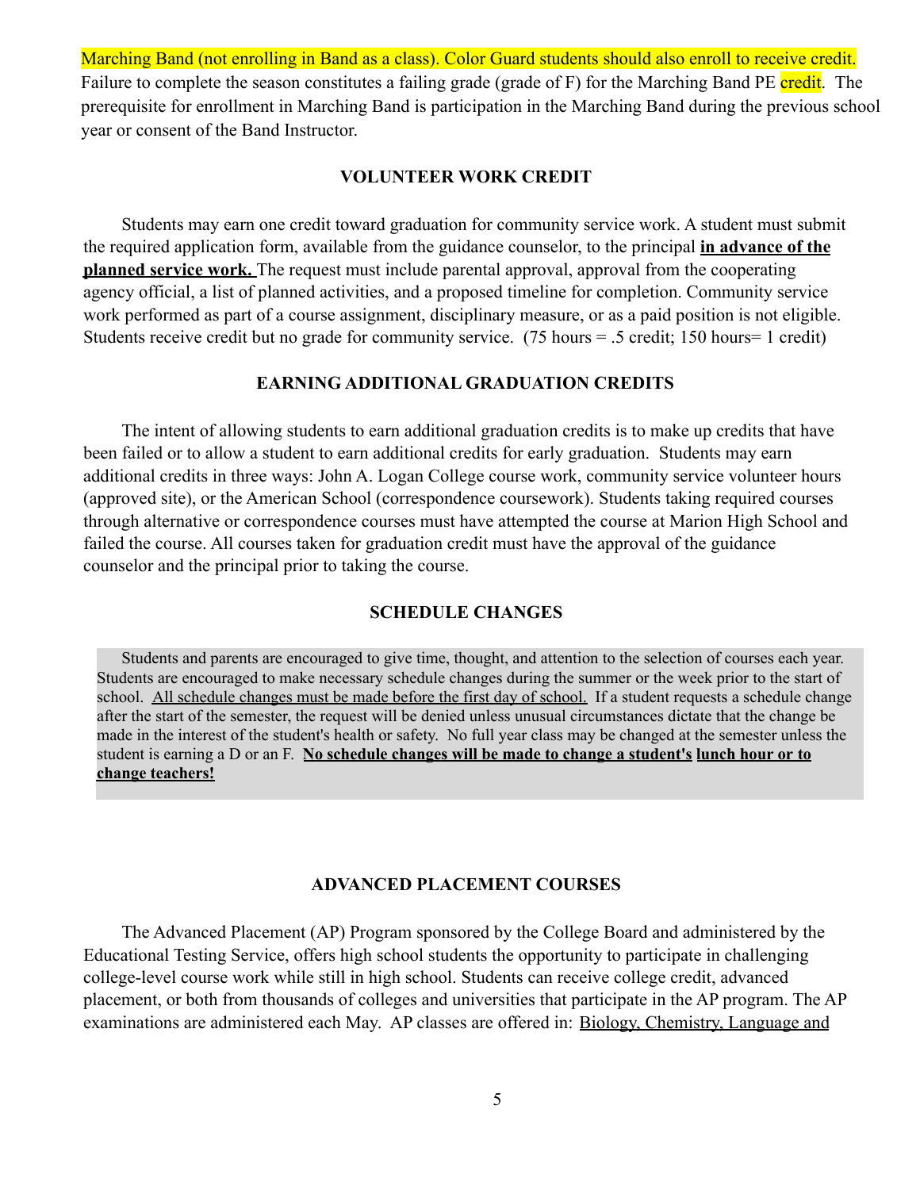Marching Band (not enrolling in Band as a class). Color Guard students should also enroll to receive credit. Failure to complete the season constitutes a failing grade (grade of F) for the Marching Band PE credit. The prerequisite for enrollment in Marching Band is participation in the Marching Band during the previous school year or consent of the Band Instructor.

## VOLUNTEER WORK CREDIT

Students may earn one credit toward graduation for community service work. A student must submit the required application form, available from the guidance counselor, to the principal **in advance of the planned service work.** The request must include parental approval, approval from the cooperating agency official, a list of planned activities, and a proposed timeline for completion. Community service work performed as part of a course assignment, disciplinary measure, or as a paid position is not eligible. Students receive credit but no grade for community service. (75 hours = .5 credit; 150 hours= 1 credit)

## EARNING ADDITIONAL GRADUATION CREDITS

The intent of allowing students to earn additional graduation credits is to make up credits that have been failed or to allow a student to earn additional credits for early graduation. Students may earn additional credits in three ways: John A. Logan College course work, community service volunteer hours (approved site), or the American School (correspondence coursework). Students taking required courses through alternative or correspondence courses must have attempted the course at Marion High School and failed the course. All courses taken for graduation credit must have the approval of the guidance counselor and the principal prior to taking the course.

## SCHEDULE CHANGES

Students and parents are encouraged to give time, thought, and attention to the selection of courses each year. Students are encouraged to make necessary schedule changes during the summer or the week prior to the start of school. All schedule changes must be made before the first day of school. If a student requests a schedule change after the start of the semester, the request will be denied unless unusual circumstances dictate that the change be made in the interest of the student's health or safety. No full year class may be changed at the semester unless the student is earning a D or an F. **No schedule changes will be made to change a student's lunch hour or to change teachers!**

## ADVANCED PLACEMENT COURSES

The Advanced Placement (AP) Program sponsored by the College Board and administered by the Educational Testing Service, offers high school students the opportunity to participate in challenging college-level course work while still in high school. Students can receive college credit, advanced placement, or both from thousands of colleges and universities that participate in the AP program. The AP examinations are administered each May. AP classes are offered in: Biology, Chemistry, Language and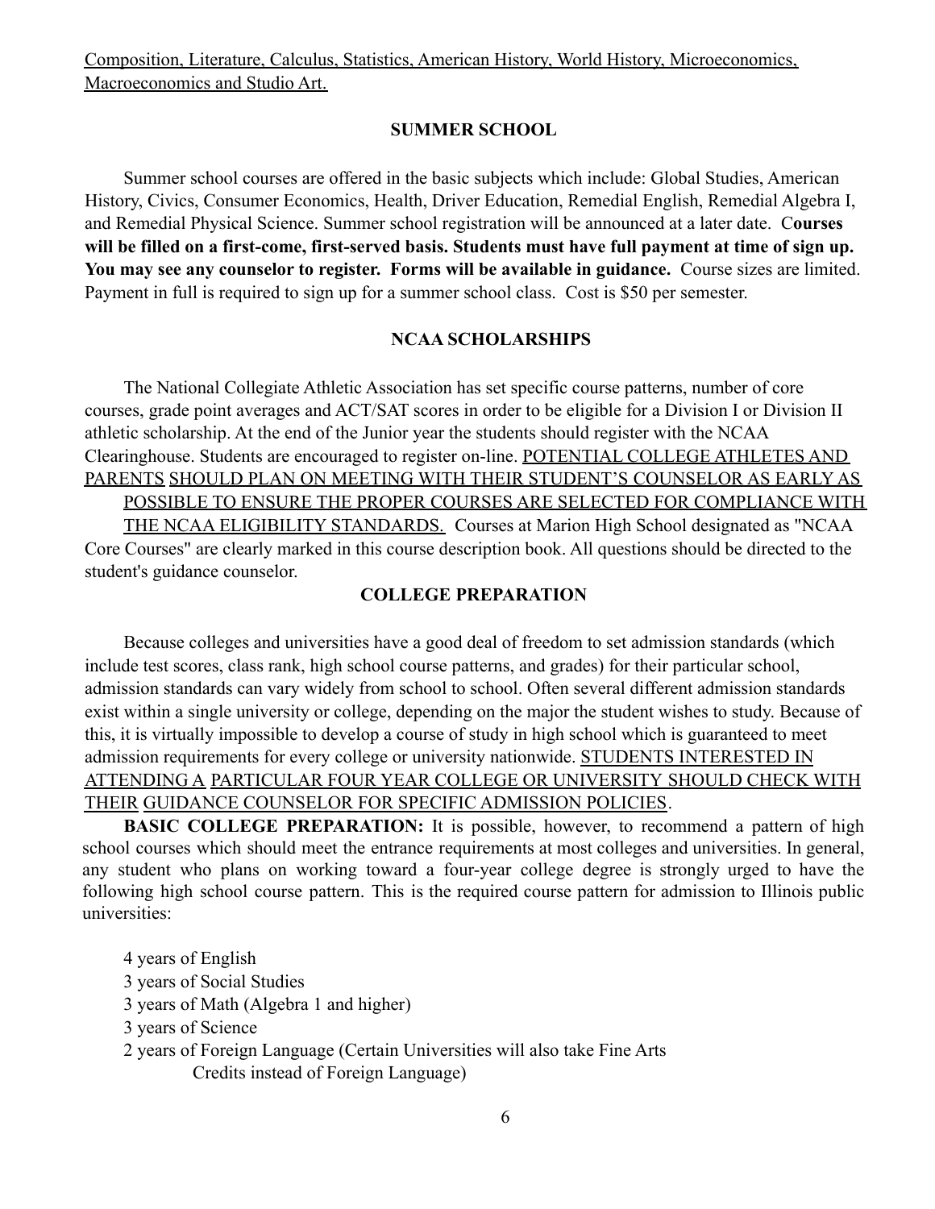Composition, Literature, Calculus, Statistics, American History, World History, Microeconomics, Macroeconomics and Studio Art.

## SUMMER SCHOOL

Summer school courses are offered in the basic subjects which include: Global Studies, American History, Civics, Consumer Economics, Health, Driver Education, Remedial English, Remedial Algebra I, and Remedial Physical Science. Summer school registration will be announced at a later date. **Courses will be filled on a first-come, first-served basis. Students must have full payment at time of sign up. You may see any counselor to register. Forms will be available in guidance.** Course sizes are limited. Payment in full is required to sign up for a summer school class. Cost is $50 per semester.

## NCAA SCHOLARSHIPS

The National Collegiate Athletic Association has set specific course patterns, number of core courses, grade point averages and ACT/SAT scores in order to be eligible for a Division I or Division II athletic scholarship. At the end of the Junior year the students should register with the NCAA Clearinghouse. Students are encouraged to register on-line. POTENTIAL COLLEGE ATHLETES AND PARENTS SHOULD PLAN ON MEETING WITH THEIR STUDENT'S COUNSELOR AS EARLY AS POSSIBLE TO ENSURE THE PROPER COURSES ARE SELECTED FOR COMPLIANCE WITH THE NCAA ELIGIBILITY STANDARDS. Courses at Marion High School designated as "NCAA Core Courses" are clearly marked in this course description book. All questions should be directed to the student's guidance counselor.

## COLLEGE PREPARATION

Because colleges and universities have a good deal of freedom to set admission standards (which include test scores, class rank, high school course patterns, and grades) for their particular school, admission standards can vary widely from school to school. Often several different admission standards exist within a single university or college, depending on the major the student wishes to study. Because of this, it is virtually impossible to develop a course of study in high school which is guaranteed to meet admission requirements for every college or university nationwide. STUDENTS INTERESTED IN ATTENDING A PARTICULAR FOUR YEAR COLLEGE OR UNIVERSITY SHOULD CHECK WITH THEIR GUIDANCE COUNSELOR FOR SPECIFIC ADMISSION POLICIES.

**BASIC COLLEGE PREPARATION:** It is possible, however, to recommend a pattern of high school courses which should meet the entrance requirements at most colleges and universities. In general, any student who plans on working toward a four-year college degree is strongly urged to have the following high school course pattern. This is the required course pattern for admission to Illinois public universities:

- 4 years of English
- 3 years of Social Studies
- 3 years of Math (Algebra 1 and higher)
- 3 years of Science
- 2 years of Foreign Language (Certain Universities will also take Fine Arts Credits instead of Foreign Language)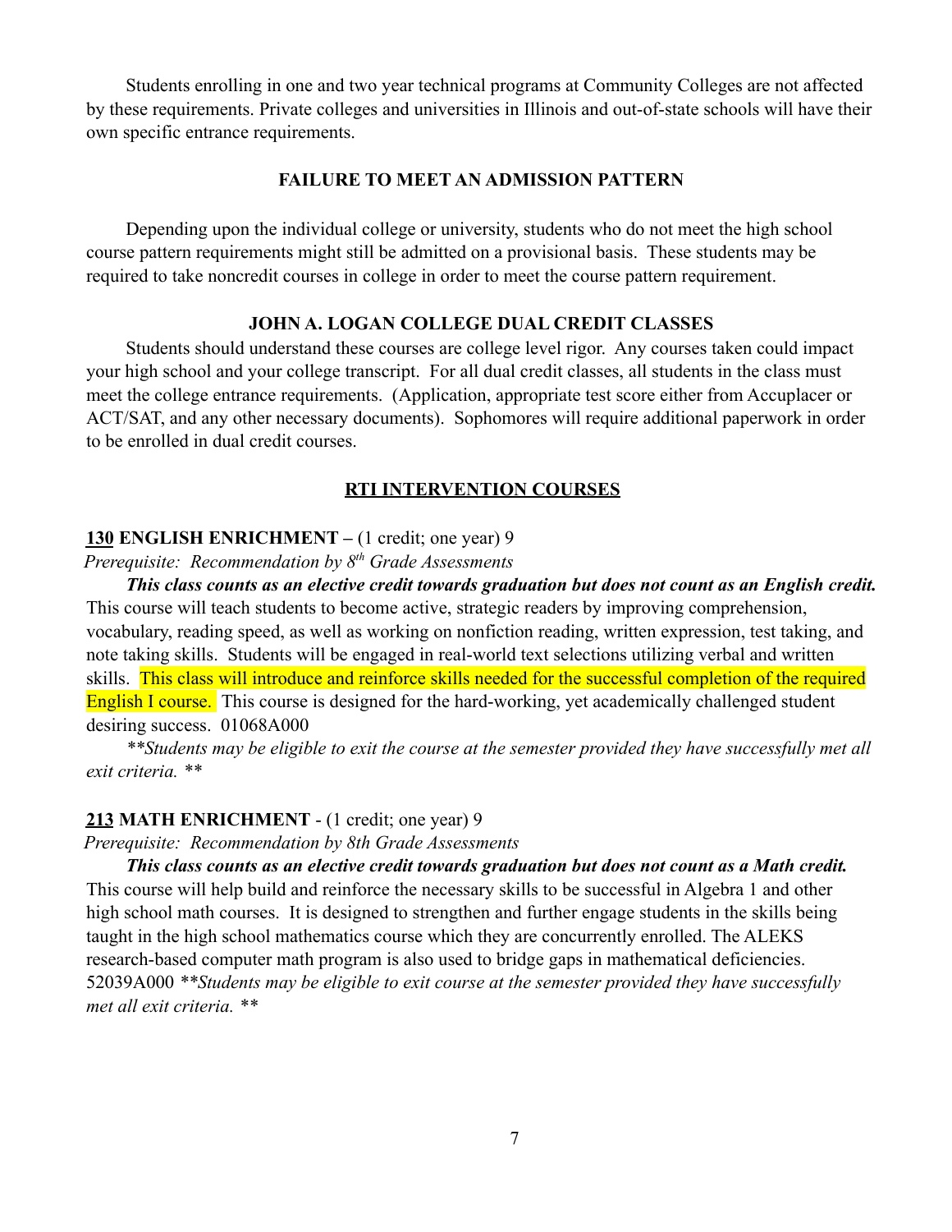Students enrolling in one and two year technical programs at Community Colleges are not affected by these requirements. Private colleges and universities in Illinois and out-of-state schools will have their own specific entrance requirements.

### FAILURE TO MEET AN ADMISSION PATTERN

Depending upon the individual college or university, students who do not meet the high school course pattern requirements might still be admitted on a provisional basis. These students may be required to take noncredit courses in college in order to meet the course pattern requirement.

### JOHN A. LOGAN COLLEGE DUAL CREDIT CLASSES

Students should understand these courses are college level rigor. Any courses taken could impact your high school and your college transcript. For all dual credit classes, all students in the class must meet the college entrance requirements. (Application, appropriate test score either from Accuplacer or ACT/SAT, and any other necessary documents). Sophomores will require additional paperwork in order to be enrolled in dual credit courses.

## RTI INTERVENTION COURSES

**130 ENGLISH ENRICHMENT** – (1 credit; one year) 9

*Prerequisite: Recommendation by 8th Grade Assessments*

***This class counts as an elective credit towards graduation but does not count as an English credit.*** This course will teach students to become active, strategic readers by improving comprehension, vocabulary, reading speed, as well as working on nonfiction reading, written expression, test taking, and note taking skills. Students will be engaged in real-world text selections utilizing verbal and written skills. This class will introduce and reinforce skills needed for the successful completion of the required English I course. This course is designed for the hard-working, yet academically challenged student desiring success. 01068A000

*\*\*Students may be eligible to exit the course at the semester provided they have successfully met all exit criteria. \*\**

**213 MATH ENRICHMENT** - (1 credit; one year) 9

*Prerequisite: Recommendation by 8th Grade Assessments*

***This class counts as an elective credit towards graduation but does not count as a Math credit.*** This course will help build and reinforce the necessary skills to be successful in Algebra 1 and other high school math courses. It is designed to strengthen and further engage students in the skills being taught in the high school mathematics course which they are concurrently enrolled. The ALEKS research-based computer math program is also used to bridge gaps in mathematical deficiencies. 52039A000 *\*\*Students may be eligible to exit course at the semester provided they have successfully met all exit criteria. \*\**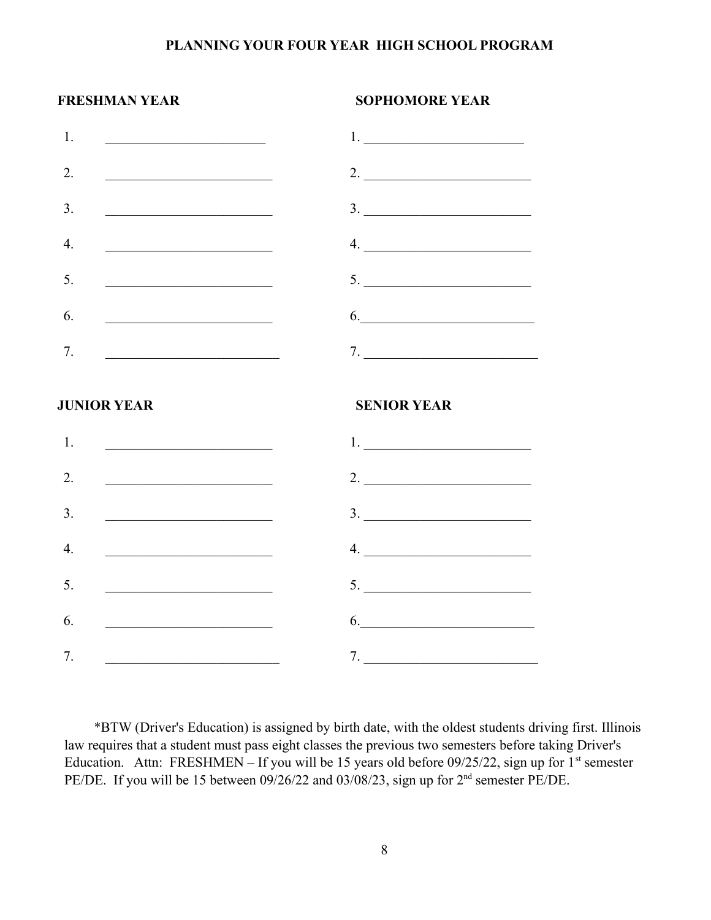# PLANNING YOUR FOUR YEAR HIGH SCHOOL PROGRAM

## FRESHMAN YEAR

1. ________________________
2. ________________________
3. ________________________
4. ________________________
5. ________________________
6. ________________________
7. ________________________

## SOPHOMORE YEAR

1. ________________________
2. ________________________
3. ________________________
4. ________________________
5. ________________________
6. ________________________
7. ________________________

## JUNIOR YEAR

1. ________________________
2. ________________________
3. ________________________
4. ________________________
5. ________________________
6. ________________________
7. ________________________

## SENIOR YEAR

1. ________________________
2. ________________________
3. ________________________
4. ________________________
5. ________________________
6. ________________________
7. ________________________

*BTW (Driver's Education) is assigned by birth date, with the oldest students driving first. Illinois law requires that a student must pass eight classes the previous two semesters before taking Driver's Education. Attn: FRESHMEN – If you will be 15 years old before 09/25/22, sign up for 1st semester PE/DE. If you will be 15 between 09/26/22 and 03/08/23, sign up for 2nd semester PE/DE.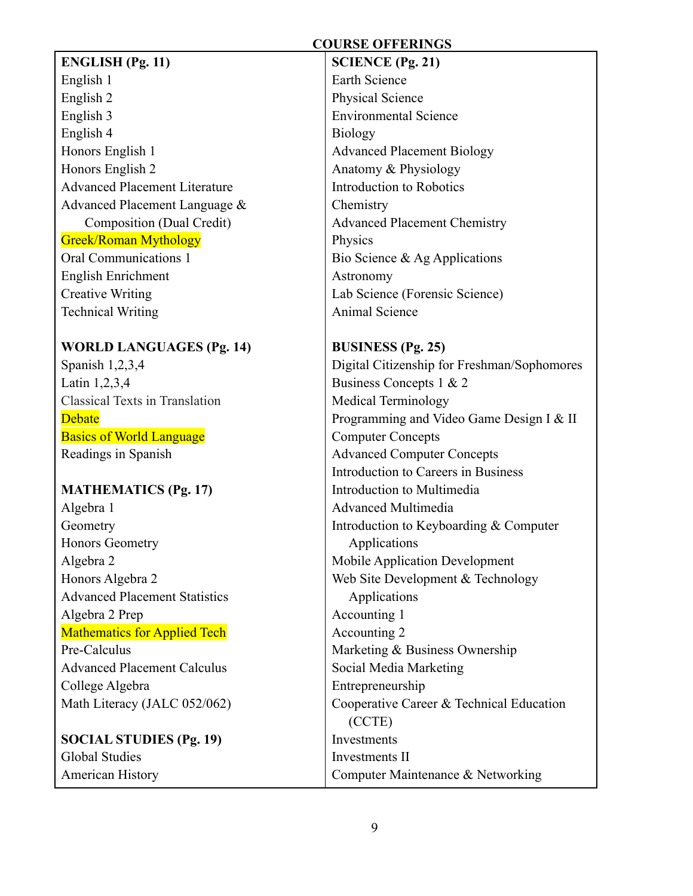## COURSE OFFERINGS

### ENGLISH (Pg. 11)

English 1
English 2
English 3
English 4
Honors English 1
Honors English 2
Advanced Placement Literature
Advanced Placement Language & Composition (Dual Credit)
Greek/Roman Mythology
Oral Communications 1
English Enrichment
Creative Writing
Technical Writing

### WORLD LANGUAGES (Pg. 14)

Spanish 1,2,3,4
Latin 1,2,3,4
Classical Texts in Translation
Debate
Basics of World Language
Readings in Spanish

### MATHEMATICS (Pg. 17)

Algebra 1
Geometry
Honors Geometry
Algebra 2
Honors Algebra 2
Advanced Placement Statistics
Algebra 2 Prep
Mathematics for Applied Tech
Pre-Calculus
Advanced Placement Calculus
College Algebra
Math Literacy (JALC 052/062)

### SOCIAL STUDIES (Pg. 19)

Global Studies
American History

### SCIENCE (Pg. 21)

Earth Science
Physical Science
Environmental Science
Biology
Advanced Placement Biology
Anatomy & Physiology
Introduction to Robotics
Chemistry
Advanced Placement Chemistry
Physics
Bio Science & Ag Applications
Astronomy
Lab Science (Forensic Science)
Animal Science

### BUSINESS (Pg. 25)

Digital Citizenship for Freshman/Sophomores
Business Concepts 1 & 2
Medical Terminology
Programming and Video Game Design I & II
Computer Concepts
Advanced Computer Concepts
Introduction to Careers in Business
Introduction to Multimedia
Advanced Multimedia
Introduction to Keyboarding & Computer Applications
Mobile Application Development
Web Site Development & Technology Applications
Accounting 1
Accounting 2
Marketing & Business Ownership
Social Media Marketing
Entrepreneurship
Cooperative Career & Technical Education (CCTE)
Investments
Investments II
Computer Maintenance & Networking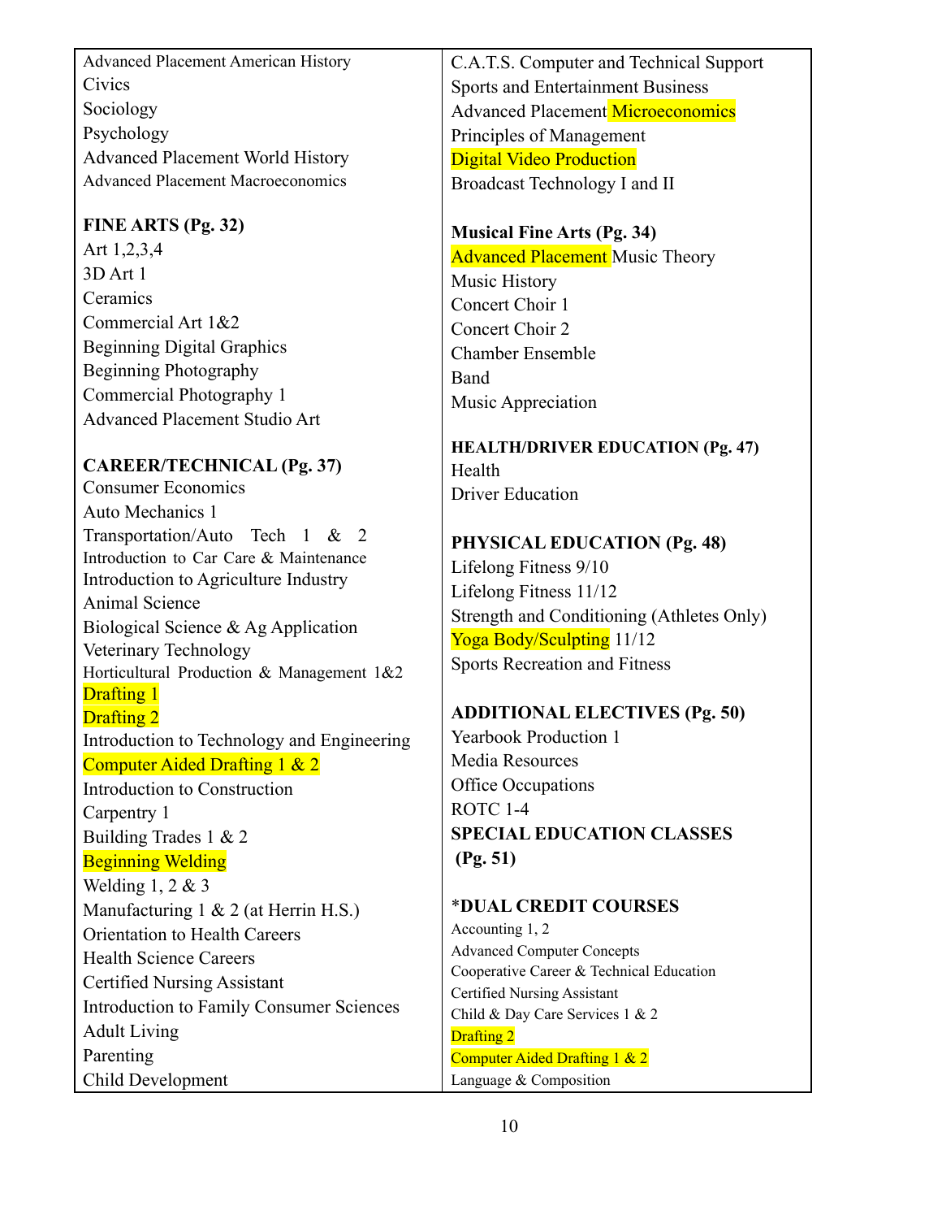Advanced Placement American History
Civics
Sociology
Psychology
Advanced Placement World History
Advanced Placement Macroeconomics

**FINE ARTS (Pg. 32)**
Art 1,2,3,4
3D Art 1
Ceramics
Commercial Art 1&2
Beginning Digital Graphics
Beginning Photography
Commercial Photography 1
Advanced Placement Studio Art

**CAREER/TECHNICAL (Pg. 37)**
Consumer Economics
Auto Mechanics 1
Transportation/Auto Tech 1 & 2
Introduction to Car Care & Maintenance
Introduction to Agriculture Industry
Animal Science
Biological Science & Ag Application
Veterinary Technology
Horticultural Production & Management 1&2
Drafting 1
Drafting 2
Introduction to Technology and Engineering
Computer Aided Drafting 1 & 2
Introduction to Construction
Carpentry 1
Building Trades 1 & 2
Beginning Welding
Welding 1, 2 & 3
Manufacturing 1 & 2 (at Herrin H.S.)
Orientation to Health Careers
Health Science Careers
Certified Nursing Assistant
Introduction to Family Consumer Sciences
Adult Living
Parenting
Child Development
C.A.T.S. Computer and Technical Support
Sports and Entertainment Business
Advanced Placement Microeconomics
Principles of Management
Digital Video Production
Broadcast Technology I and II

**Musical Fine Arts (Pg. 34)**
Advanced Placement Music Theory
Music History
Concert Choir 1
Concert Choir 2
Chamber Ensemble
Band
Music Appreciation

**HEALTH/DRIVER EDUCATION (Pg. 47)**
Health
Driver Education

**PHYSICAL EDUCATION (Pg. 48)**
Lifelong Fitness 9/10
Lifelong Fitness 11/12
Strength and Conditioning (Athletes Only)
Yoga Body/Sculpting 11/12
Sports Recreation and Fitness

**ADDITIONAL ELECTIVES (Pg. 50)**
Yearbook Production 1
Media Resources
Office Occupations
ROTC 1-4

**SPECIAL EDUCATION CLASSES (Pg. 51)**

**\*DUAL CREDIT COURSES**
Accounting 1, 2
Advanced Computer Concepts
Cooperative Career & Technical Education
Certified Nursing Assistant
Child & Day Care Services 1 & 2
Drafting 2
Computer Aided Drafting 1 & 2
Language & Composition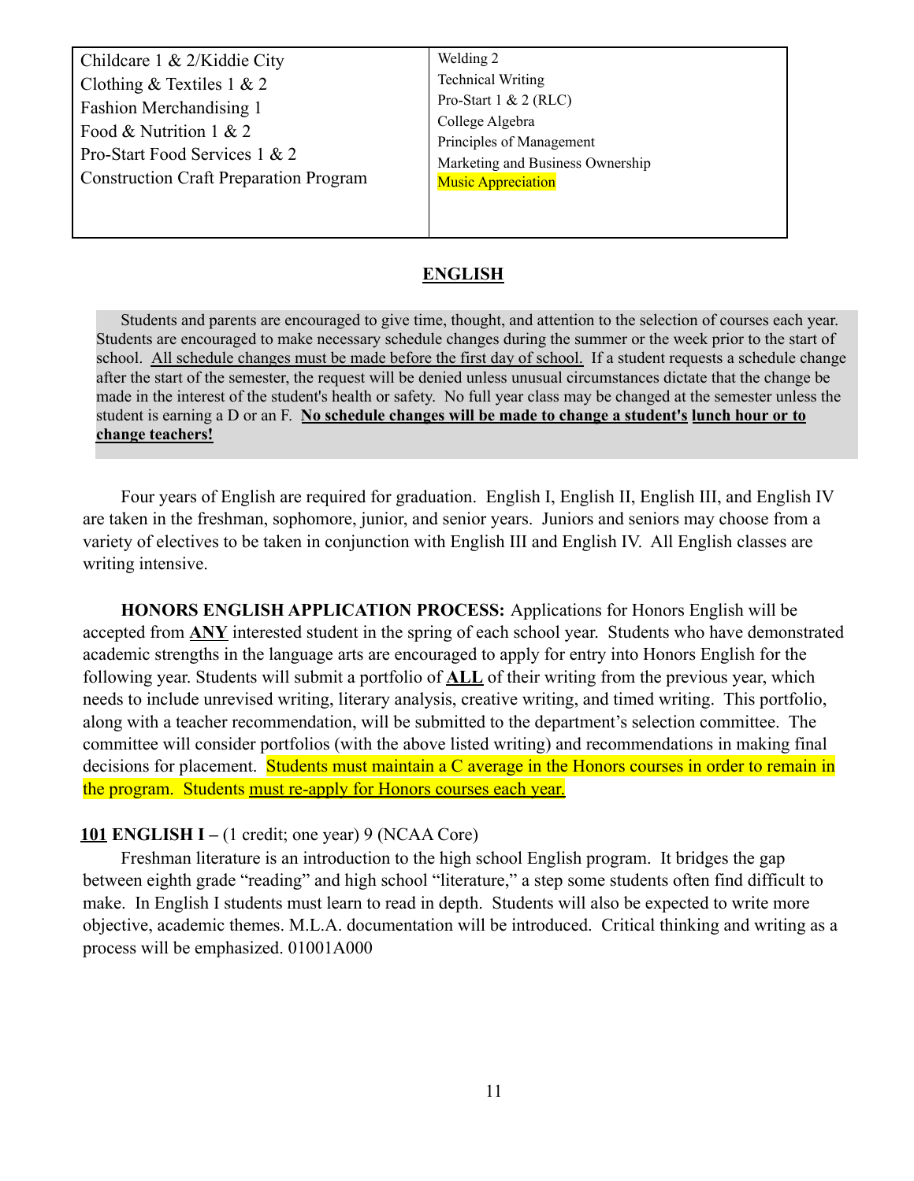| Childcare 1 & 2/Kiddie City<br>Clothing & Textiles 1 & 2<br>Fashion Merchandising 1<br>Food & Nutrition 1 & 2<br>Pro-Start Food Services 1 & 2<br>Construction Craft Preparation Program | Welding 2<br>Technical Writing<br>Pro-Start 1 & 2 (RLC)<br>College Algebra<br>Principles of Management<br>Marketing and Business Ownership<br>Music Appreciation |
|---|---|

## ENGLISH

Students and parents are encouraged to give time, thought, and attention to the selection of courses each year. Students are encouraged to make necessary schedule changes during the summer or the week prior to the start of school. All schedule changes must be made before the first day of school. If a student requests a schedule change after the start of the semester, the request will be denied unless unusual circumstances dictate that the change be made in the interest of the student's health or safety. No full year class may be changed at the semester unless the student is earning a D or an F. **No schedule changes will be made to change a student's lunch hour or to change teachers!**

Four years of English are required for graduation. English I, English II, English III, and English IV are taken in the freshman, sophomore, junior, and senior years. Juniors and seniors may choose from a variety of electives to be taken in conjunction with English III and English IV. All English classes are writing intensive.

**HONORS ENGLISH APPLICATION PROCESS:** Applications for Honors English will be accepted from **ANY** interested student in the spring of each school year. Students who have demonstrated academic strengths in the language arts are encouraged to apply for entry into Honors English for the following year. Students will submit a portfolio of **ALL** of their writing from the previous year, which needs to include unrevised writing, literary analysis, creative writing, and timed writing. This portfolio, along with a teacher recommendation, will be submitted to the department's selection committee. The committee will consider portfolios (with the above listed writing) and recommendations in making final decisions for placement. Students must maintain a C average in the Honors courses in order to remain in the program. Students must re-apply for Honors courses each year.

**101 ENGLISH I –** (1 credit; one year) 9 (NCAA Core)

Freshman literature is an introduction to the high school English program. It bridges the gap between eighth grade "reading" and high school "literature," a step some students often find difficult to make. In English I students must learn to read in depth. Students will also be expected to write more objective, academic themes. M.L.A. documentation will be introduced. Critical thinking and writing as a process will be emphasized. 01001A000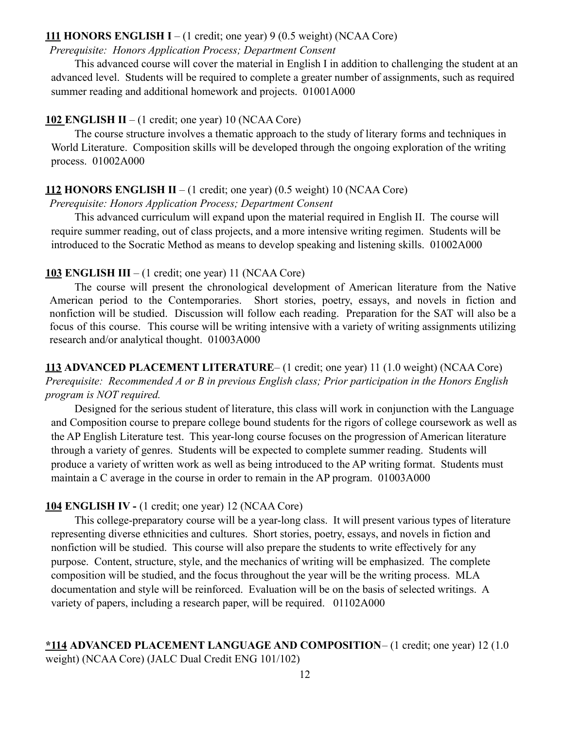**<u>111</u> HONORS ENGLISH I** – (1 credit; one year) 9 (0.5 weight) (NCAA Core)

*Prerequisite: Honors Application Process; Department Consent*

This advanced course will cover the material in English I in addition to challenging the student at an advanced level. Students will be required to complete a greater number of assignments, such as required summer reading and additional homework and projects. 01001A000

**<u>102</u> ENGLISH II** – (1 credit; one year) 10 (NCAA Core)

The course structure involves a thematic approach to the study of literary forms and techniques in World Literature. Composition skills will be developed through the ongoing exploration of the writing process. 01002A000

**<u>112</u> HONORS ENGLISH II** – (1 credit; one year) (0.5 weight) 10 (NCAA Core)

*Prerequisite: Honors Application Process; Department Consent*

This advanced curriculum will expand upon the material required in English II. The course will require summer reading, out of class projects, and a more intensive writing regimen. Students will be introduced to the Socratic Method as means to develop speaking and listening skills. 01002A000

**<u>103</u> ENGLISH III** – (1 credit; one year) 11 (NCAA Core)

The course will present the chronological development of American literature from the Native American period to the Contemporaries. Short stories, poetry, essays, and novels in fiction and nonfiction will be studied. Discussion will follow each reading. Preparation for the SAT will also be a focus of this course. This course will be writing intensive with a variety of writing assignments utilizing research and/or analytical thought. 01003A000

**<u>113</u> ADVANCED PLACEMENT LITERATURE**– (1 credit; one year) 11 (1.0 weight) (NCAA Core)

*Prerequisite: Recommended A or B in previous English class; Prior participation in the Honors English program is NOT required.*

Designed for the serious student of literature, this class will work in conjunction with the Language and Composition course to prepare college bound students for the rigors of college coursework as well as the AP English Literature test. This year-long course focuses on the progression of American literature through a variety of genres. Students will be expected to complete summer reading. Students will produce a variety of written work as well as being introduced to the AP writing format. Students must maintain a C average in the course in order to remain in the AP program. 01003A000

**<u>104</u> ENGLISH IV -** (1 credit; one year) 12 (NCAA Core)

This college-preparatory course will be a year-long class. It will present various types of literature representing diverse ethnicities and cultures. Short stories, poetry, essays, and novels in fiction and nonfiction will be studied. This course will also prepare the students to write effectively for any purpose. Content, structure, style, and the mechanics of writing will be emphasized. The complete composition will be studied, and the focus throughout the year will be the writing process. MLA documentation and style will be reinforced. Evaluation will be on the basis of selected writings. A variety of papers, including a research paper, will be required. 01102A000

**<u>*114</u> ADVANCED PLACEMENT LANGUAGE AND COMPOSITION**– (1 credit; one year) 12 (1.0 weight) (NCAA Core) (JALC Dual Credit ENG 101/102)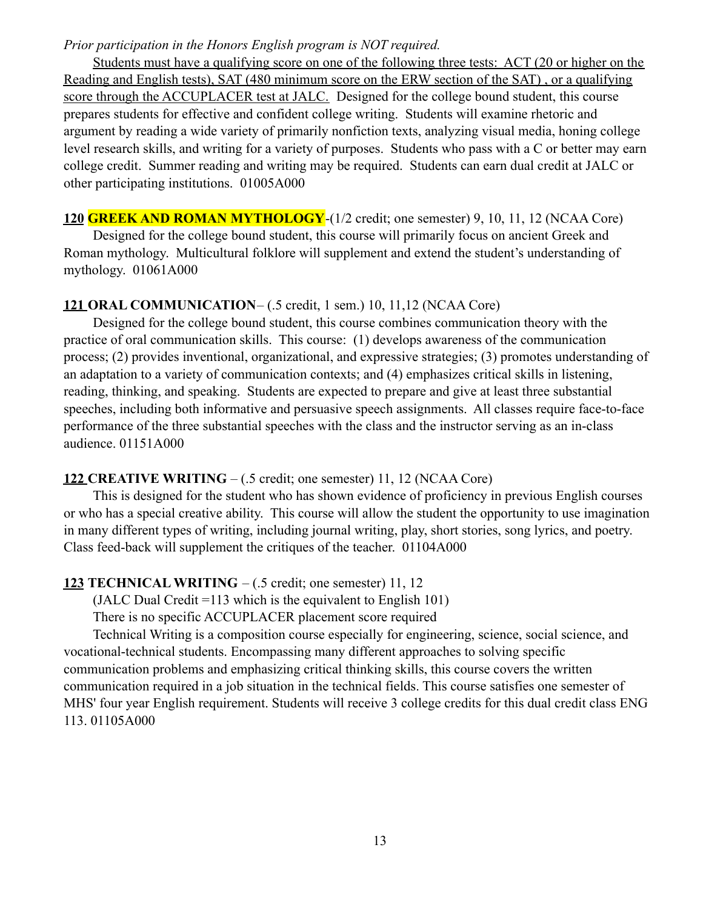*Prior participation in the Honors English program is NOT required.*

Students must have a qualifying score on one of the following three tests: ACT (20 or higher on the Reading and English tests), SAT (480 minimum score on the ERW section of the SAT) , or a qualifying score through the ACCUPLACER test at JALC. Designed for the college bound student, this course prepares students for effective and confident college writing. Students will examine rhetoric and argument by reading a wide variety of primarily nonfiction texts, analyzing visual media, honing college level research skills, and writing for a variety of purposes. Students who pass with a C or better may earn college credit. Summer reading and writing may be required. Students can earn dual credit at JALC or other participating institutions. 01005A000

**120 GREEK AND ROMAN MYTHOLOGY**-(1/2 credit; one semester) 9, 10, 11, 12 (NCAA Core)

Designed for the college bound student, this course will primarily focus on ancient Greek and Roman mythology. Multicultural folklore will supplement and extend the student's understanding of mythology. 01061A000

**121 ORAL COMMUNICATION**– (.5 credit, 1 sem.) 10, 11,12 (NCAA Core)

Designed for the college bound student, this course combines communication theory with the practice of oral communication skills. This course: (1) develops awareness of the communication process; (2) provides inventional, organizational, and expressive strategies; (3) promotes understanding of an adaptation to a variety of communication contexts; and (4) emphasizes critical skills in listening, reading, thinking, and speaking. Students are expected to prepare and give at least three substantial speeches, including both informative and persuasive speech assignments. All classes require face-to-face performance of the three substantial speeches with the class and the instructor serving as an in-class audience. 01151A000

**122 CREATIVE WRITING** – (.5 credit; one semester) 11, 12 (NCAA Core)

This is designed for the student who has shown evidence of proficiency in previous English courses or who has a special creative ability. This course will allow the student the opportunity to use imagination in many different types of writing, including journal writing, play, short stories, song lyrics, and poetry. Class feed-back will supplement the critiques of the teacher. 01104A000

**123 TECHNICAL WRITING** – (.5 credit; one semester) 11, 12

(JALC Dual Credit =113 which is the equivalent to English 101)

There is no specific ACCUPLACER placement score required

Technical Writing is a composition course especially for engineering, science, social science, and vocational-technical students. Encompassing many different approaches to solving specific communication problems and emphasizing critical thinking skills, this course covers the written communication required in a job situation in the technical fields. This course satisfies one semester of MHS' four year English requirement. Students will receive 3 college credits for this dual credit class ENG 113. 01105A000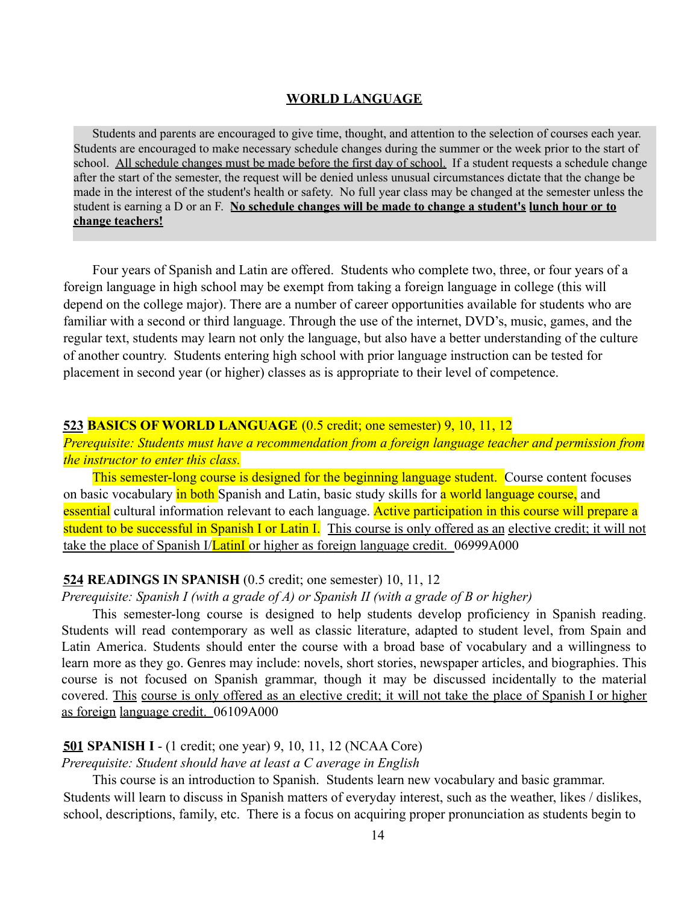## WORLD LANGUAGE

Students and parents are encouraged to give time, thought, and attention to the selection of courses each year. Students are encouraged to make necessary schedule changes during the summer or the week prior to the start of school. All schedule changes must be made before the first day of school. If a student requests a schedule change after the start of the semester, the request will be denied unless unusual circumstances dictate that the change be made in the interest of the student's health or safety. No full year class may be changed at the semester unless the student is earning a D or an F. **No schedule changes will be made to change a student's lunch hour or to change teachers!**

Four years of Spanish and Latin are offered. Students who complete two, three, or four years of a foreign language in high school may be exempt from taking a foreign language in college (this will depend on the college major). There are a number of career opportunities available for students who are familiar with a second or third language. Through the use of the internet, DVD's, music, games, and the regular text, students may learn not only the language, but also have a better understanding of the culture of another country. Students entering high school with prior language instruction can be tested for placement in second year (or higher) classes as is appropriate to their level of competence.

**523 BASICS OF WORLD LANGUAGE** (0.5 credit; one semester) 9, 10, 11, 12

*Prerequisite: Students must have a recommendation from a foreign language teacher and permission from the instructor to enter this class.*

This semester-long course is designed for the beginning language student. Course content focuses on basic vocabulary in both Spanish and Latin, basic study skills for a world language course, and essential cultural information relevant to each language. Active participation in this course will prepare a student to be successful in Spanish I or Latin I. This course is only offered as an elective credit; it will not take the place of Spanish I/LatinI or higher as foreign language credit. 06999A000

**524 READINGS IN SPANISH** (0.5 credit; one semester) 10, 11, 12

*Prerequisite: Spanish I (with a grade of A) or Spanish II (with a grade of B or higher)*

This semester-long course is designed to help students develop proficiency in Spanish reading. Students will read contemporary as well as classic literature, adapted to student level, from Spain and Latin America. Students should enter the course with a broad base of vocabulary and a willingness to learn more as they go. Genres may include: novels, short stories, newspaper articles, and biographies. This course is not focused on Spanish grammar, though it may be discussed incidentally to the material covered. This course is only offered as an elective credit; it will not take the place of Spanish I or higher as foreign language credit. 06109A000

**501 SPANISH I** - (1 credit; one year) 9, 10, 11, 12 (NCAA Core)

*Prerequisite: Student should have at least a C average in English*

This course is an introduction to Spanish. Students learn new vocabulary and basic grammar. Students will learn to discuss in Spanish matters of everyday interest, such as the weather, likes / dislikes, school, descriptions, family, etc. There is a focus on acquiring proper pronunciation as students begin to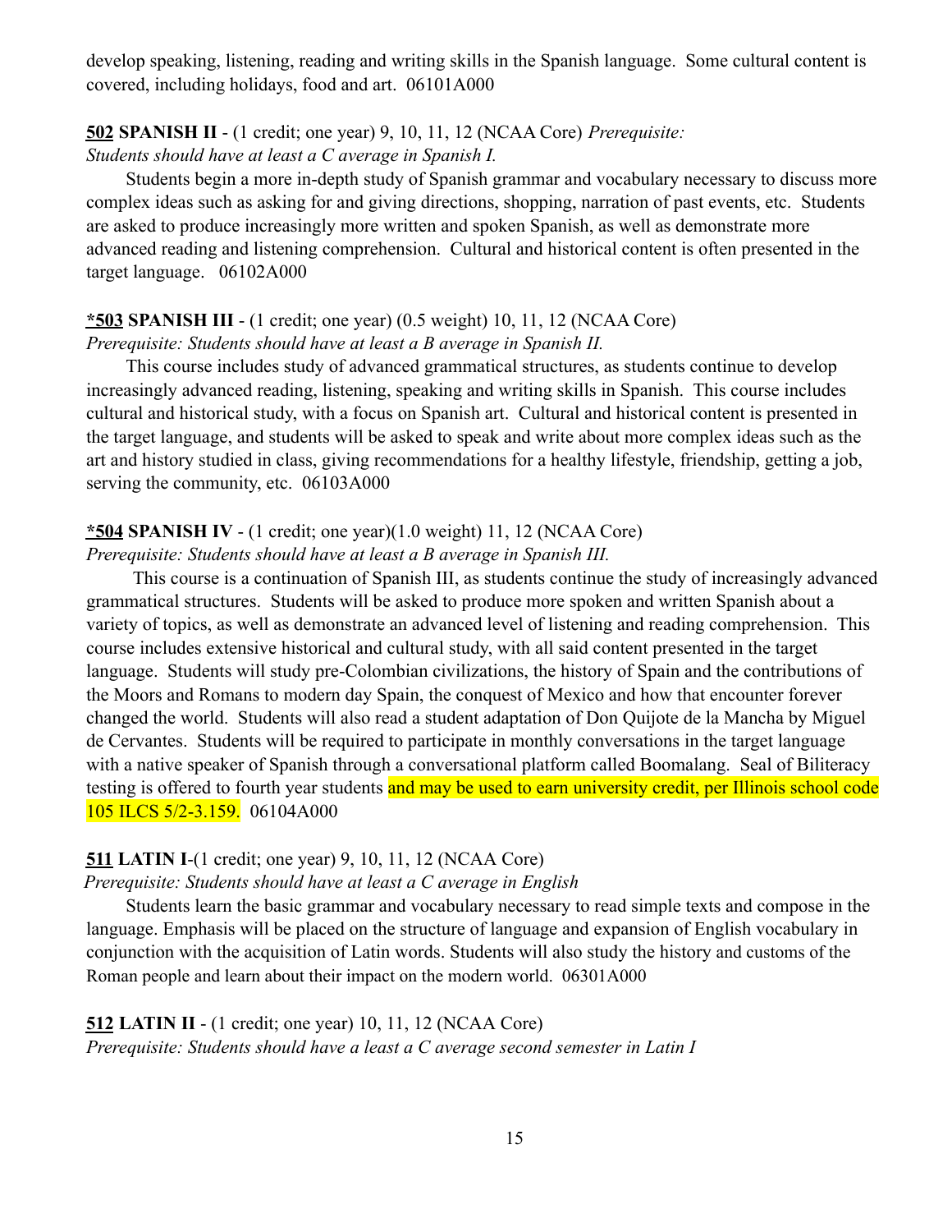develop speaking, listening, reading and writing skills in the Spanish language. Some cultural content is covered, including holidays, food and art. 06101A000

**502 SPANISH II** - (1 credit; one year) 9, 10, 11, 12 (NCAA Core) *Prerequisite: Students should have at least a C average in Spanish I.*

Students begin a more in-depth study of Spanish grammar and vocabulary necessary to discuss more complex ideas such as asking for and giving directions, shopping, narration of past events, etc. Students are asked to produce increasingly more written and spoken Spanish, as well as demonstrate more advanced reading and listening comprehension. Cultural and historical content is often presented in the target language. 06102A000

**\*503 SPANISH III** - (1 credit; one year) (0.5 weight) 10, 11, 12 (NCAA Core)
*Prerequisite: Students should have at least a B average in Spanish II.*

This course includes study of advanced grammatical structures, as students continue to develop increasingly advanced reading, listening, speaking and writing skills in Spanish. This course includes cultural and historical study, with a focus on Spanish art. Cultural and historical content is presented in the target language, and students will be asked to speak and write about more complex ideas such as the art and history studied in class, giving recommendations for a healthy lifestyle, friendship, getting a job, serving the community, etc. 06103A000

**\*504 SPANISH IV** - (1 credit; one year)(1.0 weight) 11, 12 (NCAA Core)
*Prerequisite: Students should have at least a B average in Spanish III.*

This course is a continuation of Spanish III, as students continue the study of increasingly advanced grammatical structures. Students will be asked to produce more spoken and written Spanish about a variety of topics, as well as demonstrate an advanced level of listening and reading comprehension. This course includes extensive historical and cultural study, with all said content presented in the target language. Students will study pre-Colombian civilizations, the history of Spain and the contributions of the Moors and Romans to modern day Spain, the conquest of Mexico and how that encounter forever changed the world. Students will also read a student adaptation of Don Quijote de la Mancha by Miguel de Cervantes. Students will be required to participate in monthly conversations in the target language with a native speaker of Spanish through a conversational platform called Boomalang. Seal of Biliteracy testing is offered to fourth year students and may be used to earn university credit, per Illinois school code 105 ILCS 5/2-3.159. 06104A000

**511 LATIN I**-(1 credit; one year) 9, 10, 11, 12 (NCAA Core)
*Prerequisite: Students should have at least a C average in English*

Students learn the basic grammar and vocabulary necessary to read simple texts and compose in the language. Emphasis will be placed on the structure of language and expansion of English vocabulary in conjunction with the acquisition of Latin words. Students will also study the history and customs of the Roman people and learn about their impact on the modern world. 06301A000

**512 LATIN II** - (1 credit; one year) 10, 11, 12 (NCAA Core)
*Prerequisite: Students should have a least a C average second semester in Latin I*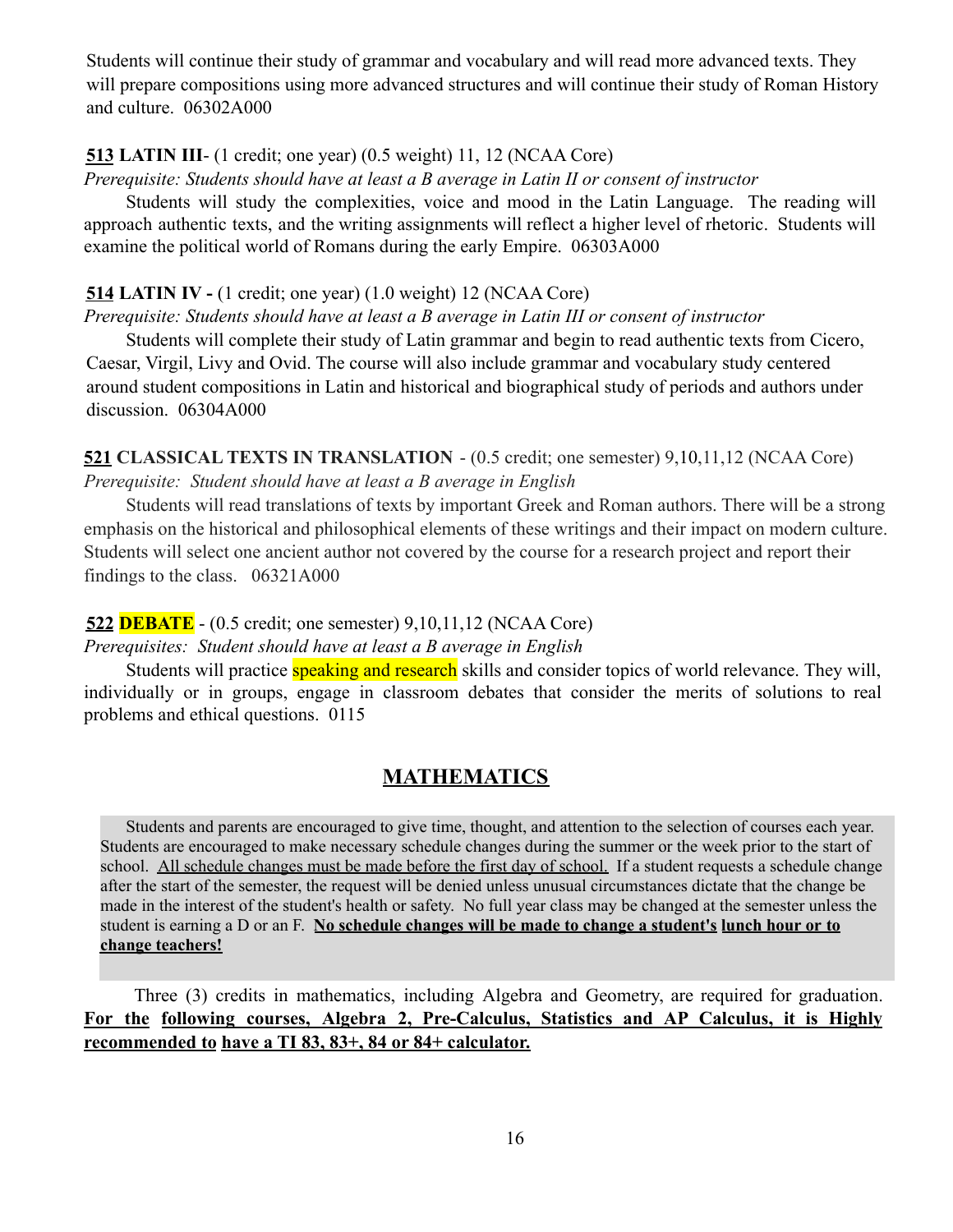Students will continue their study of grammar and vocabulary and will read more advanced texts. They will prepare compositions using more advanced structures and will continue their study of Roman History and culture. 06302A000

**513 LATIN III**- (1 credit; one year) (0.5 weight) 11, 12 (NCAA Core)

*Prerequisite: Students should have at least a B average in Latin II or consent of instructor*

Students will study the complexities, voice and mood in the Latin Language. The reading will approach authentic texts, and the writing assignments will reflect a higher level of rhetoric. Students will examine the political world of Romans during the early Empire. 06303A000

**514 LATIN IV -** (1 credit; one year) (1.0 weight) 12 (NCAA Core)

*Prerequisite: Students should have at least a B average in Latin III or consent of instructor*

Students will complete their study of Latin grammar and begin to read authentic texts from Cicero, Caesar, Virgil, Livy and Ovid. The course will also include grammar and vocabulary study centered around student compositions in Latin and historical and biographical study of periods and authors under discussion. 06304A000

**521 CLASSICAL TEXTS IN TRANSLATION** - (0.5 credit; one semester) 9,10,11,12 (NCAA Core)

*Prerequisite: Student should have at least a B average in English*

Students will read translations of texts by important Greek and Roman authors. There will be a strong emphasis on the historical and philosophical elements of these writings and their impact on modern culture. Students will select one ancient author not covered by the course for a research project and report their findings to the class. 06321A000

**522 DEBATE** - (0.5 credit; one semester) 9,10,11,12 (NCAA Core)

*Prerequisites: Student should have at least a B average in English*

Students will practice speaking and research skills and consider topics of world relevance. They will, individually or in groups, engage in classroom debates that consider the merits of solutions to real problems and ethical questions. 0115

## MATHEMATICS

Students and parents are encouraged to give time, thought, and attention to the selection of courses each year. Students are encouraged to make necessary schedule changes during the summer or the week prior to the start of school. All schedule changes must be made before the first day of school. If a student requests a schedule change after the start of the semester, the request will be denied unless unusual circumstances dictate that the change be made in the interest of the student's health or safety. No full year class may be changed at the semester unless the student is earning a D or an F. **No schedule changes will be made to change a student's lunch hour or to change teachers!**

Three (3) credits in mathematics, including Algebra and Geometry, are required for graduation. **For the following courses, Algebra 2, Pre-Calculus, Statistics and AP Calculus, it is Highly recommended to have a TI 83, 83+, 84 or 84+ calculator.**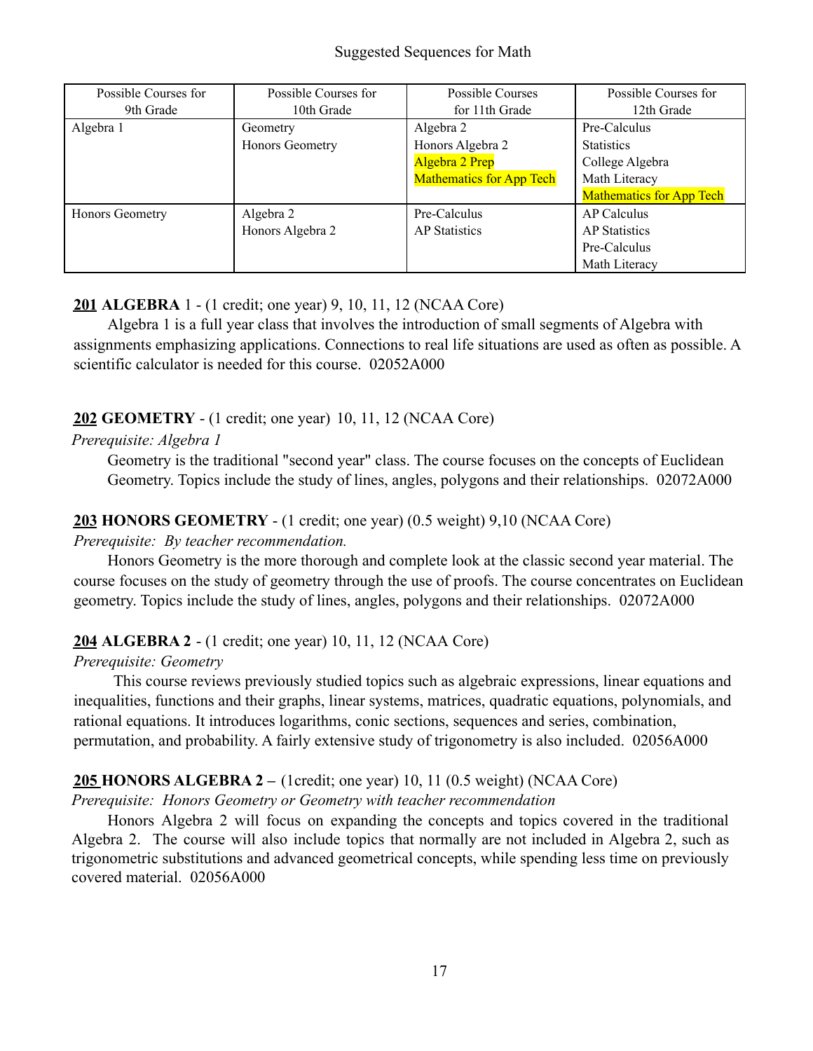Suggested Sequences for Math

| Possible Courses for 9th Grade | Possible Courses for 10th Grade | Possible Courses for 11th Grade | Possible Courses for 12th Grade |
| --- | --- | --- | --- |
| Algebra 1 | Geometry<br>Honors Geometry | Algebra 2<br>Honors Algebra 2<br>Algebra 2 Prep<br>Mathematics for App Tech | Pre-Calculus<br>Statistics<br>College Algebra<br>Math Literacy<br>Mathematics for App Tech |
| Honors Geometry | Algebra 2<br>Honors Algebra 2 | Pre-Calculus<br>AP Statistics | AP Calculus<br>AP Statistics<br>Pre-Calculus<br>Math Literacy |

**201 ALGEBRA** 1 - (1 credit; one year) 9, 10, 11, 12 (NCAA Core)

Algebra 1 is a full year class that involves the introduction of small segments of Algebra with assignments emphasizing applications. Connections to real life situations are used as often as possible. A scientific calculator is needed for this course. 02052A000

**202 GEOMETRY** - (1 credit; one year) 10, 11, 12 (NCAA Core)

*Prerequisite: Algebra 1*

Geometry is the traditional "second year" class. The course focuses on the concepts of Euclidean Geometry. Topics include the study of lines, angles, polygons and their relationships. 02072A000

**203 HONORS GEOMETRY** - (1 credit; one year) (0.5 weight) 9,10 (NCAA Core)

*Prerequisite: By teacher recommendation.*

Honors Geometry is the more thorough and complete look at the classic second year material. The course focuses on the study of geometry through the use of proofs. The course concentrates on Euclidean geometry. Topics include the study of lines, angles, polygons and their relationships. 02072A000

**204 ALGEBRA 2** - (1 credit; one year) 10, 11, 12 (NCAA Core)

*Prerequisite: Geometry*

This course reviews previously studied topics such as algebraic expressions, linear equations and inequalities, functions and their graphs, linear systems, matrices, quadratic equations, polynomials, and rational equations. It introduces logarithms, conic sections, sequences and series, combination, permutation, and probability. A fairly extensive study of trigonometry is also included. 02056A000

**205 HONORS ALGEBRA 2 –** (1credit; one year) 10, 11 (0.5 weight) (NCAA Core)

*Prerequisite: Honors Geometry or Geometry with teacher recommendation*

Honors Algebra 2 will focus on expanding the concepts and topics covered in the traditional Algebra 2. The course will also include topics that normally are not included in Algebra 2, such as trigonometric substitutions and advanced geometrical concepts, while spending less time on previously covered material. 02056A000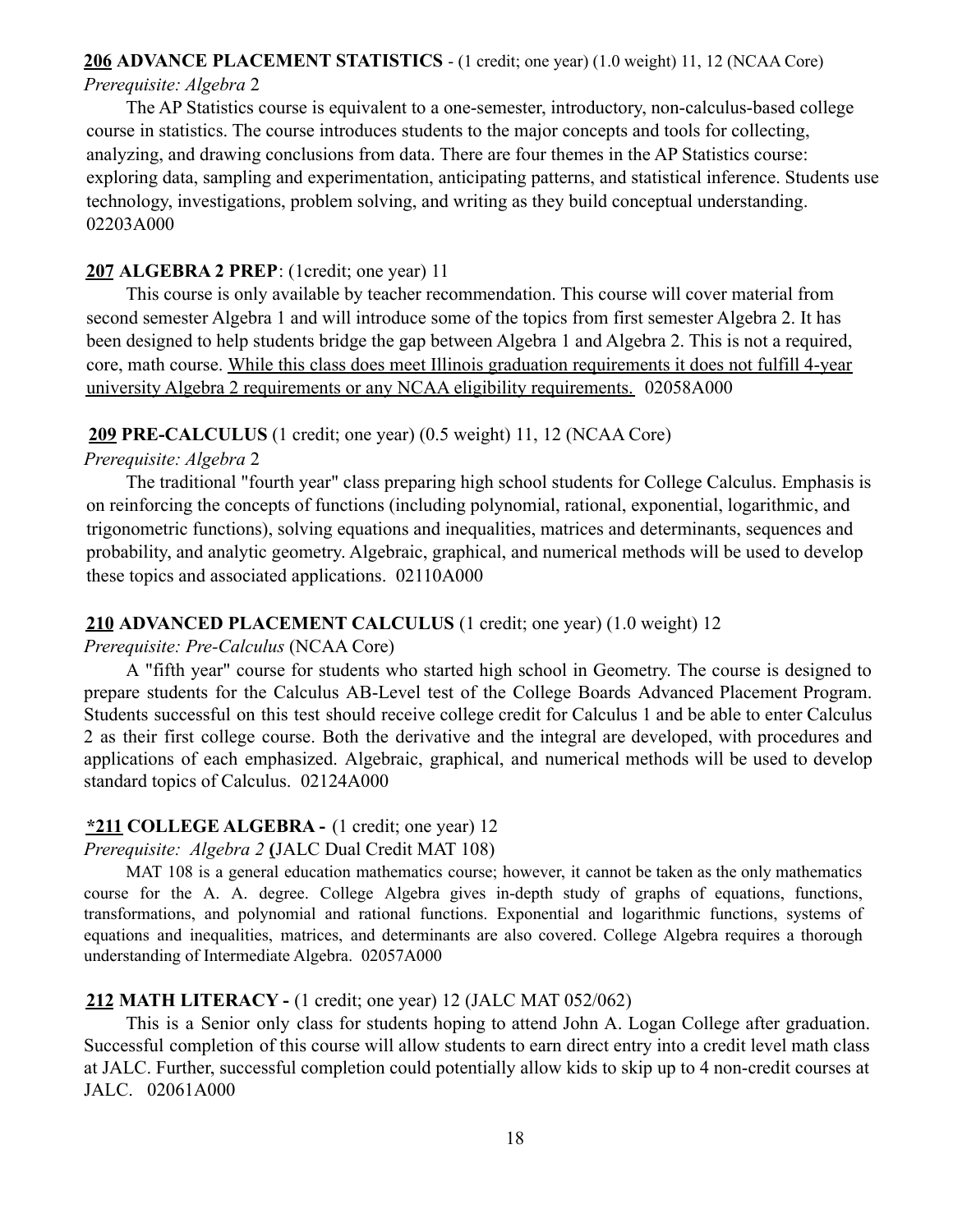**<u>206</u> ADVANCE PLACEMENT STATISTICS** - (1 credit; one year) (1.0 weight) 11, 12 (NCAA Core)
*Prerequisite: Algebra* 2

The AP Statistics course is equivalent to a one-semester, introductory, non-calculus-based college course in statistics. The course introduces students to the major concepts and tools for collecting, analyzing, and drawing conclusions from data. There are four themes in the AP Statistics course: exploring data, sampling and experimentation, anticipating patterns, and statistical inference. Students use technology, investigations, problem solving, and writing as they build conceptual understanding. 02203A000

**<u>207</u> ALGEBRA 2 PREP**: (1credit; one year) 11

This course is only available by teacher recommendation. This course will cover material from second semester Algebra 1 and will introduce some of the topics from first semester Algebra 2. It has been designed to help students bridge the gap between Algebra 1 and Algebra 2. This is not a required, core, math course. <u>While this class does meet Illinois graduation requirements it does not fulfill 4-year university Algebra 2 requirements or any NCAA eligibility requirements.</u> 02058A000

**<u>209</u> PRE-CALCULUS** (1 credit; one year) (0.5 weight) 11, 12 (NCAA Core)
*Prerequisite: Algebra* 2

The traditional "fourth year" class preparing high school students for College Calculus. Emphasis is on reinforcing the concepts of functions (including polynomial, rational, exponential, logarithmic, and trigonometric functions), solving equations and inequalities, matrices and determinants, sequences and probability, and analytic geometry. Algebraic, graphical, and numerical methods will be used to develop these topics and associated applications. 02110A000

**<u>210</u> ADVANCED PLACEMENT CALCULUS** (1 credit; one year) (1.0 weight) 12
*Prerequisite: Pre-Calculus* (NCAA Core)

A "fifth year" course for students who started high school in Geometry. The course is designed to prepare students for the Calculus AB-Level test of the College Boards Advanced Placement Program. Students successful on this test should receive college credit for Calculus 1 and be able to enter Calculus 2 as their first college course. Both the derivative and the integral are developed, with procedures and applications of each emphasized. Algebraic, graphical, and numerical methods will be used to develop standard topics of Calculus. 02124A000

**<u>*211</u> COLLEGE ALGEBRA -** (1 credit; one year) 12
*Prerequisite: Algebra 2* **(**JALC Dual Credit MAT 108)

MAT 108 is a general education mathematics course; however, it cannot be taken as the only mathematics course for the A. A. degree. College Algebra gives in-depth study of graphs of equations, functions, transformations, and polynomial and rational functions. Exponential and logarithmic functions, systems of equations and inequalities, matrices, and determinants are also covered. College Algebra requires a thorough understanding of Intermediate Algebra. 02057A000

**<u>212</u> MATH LITERACY -** (1 credit; one year) 12 (JALC MAT 052/062)

This is a Senior only class for students hoping to attend John A. Logan College after graduation. Successful completion of this course will allow students to earn direct entry into a credit level math class at JALC. Further, successful completion could potentially allow kids to skip up to 4 non-credit courses at JALC. 02061A000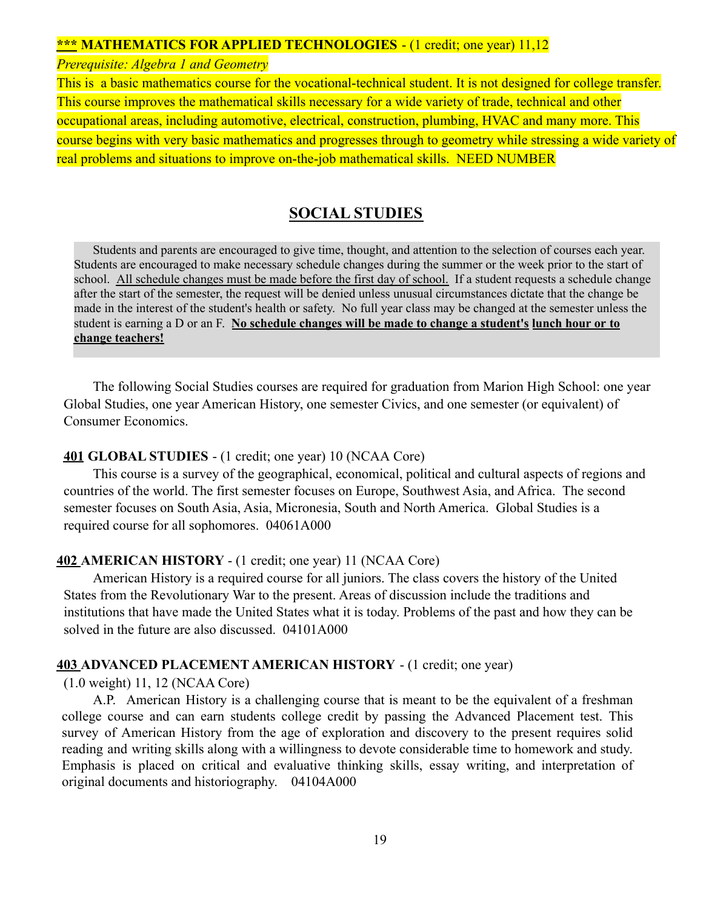**\*\*\* MATHEMATICS FOR APPLIED TECHNOLOGIES** - (1 credit; one year) 11,12

*Prerequisite: Algebra 1 and Geometry*

This is a basic mathematics course for the vocational-technical student. It is not designed for college transfer. This course improves the mathematical skills necessary for a wide variety of trade, technical and other occupational areas, including automotive, electrical, construction, plumbing, HVAC and many more. This course begins with very basic mathematics and progresses through to geometry while stressing a wide variety of real problems and situations to improve on-the-job mathematical skills. NEED NUMBER

## SOCIAL STUDIES

Students and parents are encouraged to give time, thought, and attention to the selection of courses each year. Students are encouraged to make necessary schedule changes during the summer or the week prior to the start of school. All schedule changes must be made before the first day of school. If a student requests a schedule change after the start of the semester, the request will be denied unless unusual circumstances dictate that the change be made in the interest of the student's health or safety. No full year class may be changed at the semester unless the student is earning a D or an F. **No schedule changes will be made to change a student's lunch hour or to change teachers!**

The following Social Studies courses are required for graduation from Marion High School: one year Global Studies, one year American History, one semester Civics, and one semester (or equivalent) of Consumer Economics.

**401 GLOBAL STUDIES** - (1 credit; one year) 10 (NCAA Core)

This course is a survey of the geographical, economical, political and cultural aspects of regions and countries of the world. The first semester focuses on Europe, Southwest Asia, and Africa. The second semester focuses on South Asia, Asia, Micronesia, South and North America. Global Studies is a required course for all sophomores. 04061A000

**402 AMERICAN HISTORY** - (1 credit; one year) 11 (NCAA Core)

American History is a required course for all juniors. The class covers the history of the United States from the Revolutionary War to the present. Areas of discussion include the traditions and institutions that have made the United States what it is today. Problems of the past and how they can be solved in the future are also discussed. 04101A000

**403 ADVANCED PLACEMENT AMERICAN HISTORY** - (1 credit; one year) (1.0 weight) 11, 12 (NCAA Core)

A.P. American History is a challenging course that is meant to be the equivalent of a freshman college course and can earn students college credit by passing the Advanced Placement test. This survey of American History from the age of exploration and discovery to the present requires solid reading and writing skills along with a willingness to devote considerable time to homework and study. Emphasis is placed on critical and evaluative thinking skills, essay writing, and interpretation of original documents and historiography. 04104A000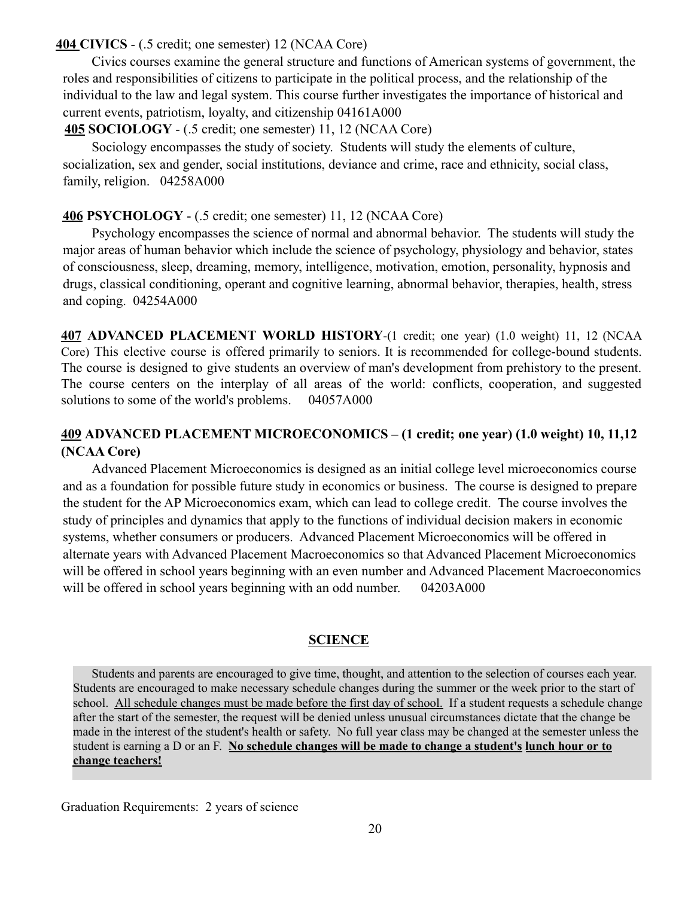**404 CIVICS** - (.5 credit; one semester) 12 (NCAA Core)

Civics courses examine the general structure and functions of American systems of government, the roles and responsibilities of citizens to participate in the political process, and the relationship of the individual to the law and legal system. This course further investigates the importance of historical and current events, patriotism, loyalty, and citizenship 04161A000

**405 SOCIOLOGY** - (.5 credit; one semester) 11, 12 (NCAA Core)

Sociology encompasses the study of society. Students will study the elements of culture, socialization, sex and gender, social institutions, deviance and crime, race and ethnicity, social class, family, religion. 04258A000

**406 PSYCHOLOGY** - (.5 credit; one semester) 11, 12 (NCAA Core)

Psychology encompasses the science of normal and abnormal behavior. The students will study the major areas of human behavior which include the science of psychology, physiology and behavior, states of consciousness, sleep, dreaming, memory, intelligence, motivation, emotion, personality, hypnosis and drugs, classical conditioning, operant and cognitive learning, abnormal behavior, therapies, health, stress and coping. 04254A000

**407 ADVANCED PLACEMENT WORLD HISTORY**-(1 credit; one year) (1.0 weight) 11, 12 (NCAA Core) This elective course is offered primarily to seniors. It is recommended for college-bound students. The course is designed to give students an overview of man's development from prehistory to the present. The course centers on the interplay of all areas of the world: conflicts, cooperation, and suggested solutions to some of the world's problems. 04057A000

**409 ADVANCED PLACEMENT MICROECONOMICS – (1 credit; one year) (1.0 weight) 10, 11,12 (NCAA Core)**

Advanced Placement Microeconomics is designed as an initial college level microeconomics course and as a foundation for possible future study in economics or business. The course is designed to prepare the student for the AP Microeconomics exam, which can lead to college credit. The course involves the study of principles and dynamics that apply to the functions of individual decision makers in economic systems, whether consumers or producers. Advanced Placement Microeconomics will be offered in alternate years with Advanced Placement Macroeconomics so that Advanced Placement Microeconomics will be offered in school years beginning with an even number and Advanced Placement Macroeconomics will be offered in school years beginning with an odd number. 04203A000

## SCIENCE

Students and parents are encouraged to give time, thought, and attention to the selection of courses each year. Students are encouraged to make necessary schedule changes during the summer or the week prior to the start of school. All schedule changes must be made before the first day of school. If a student requests a schedule change after the start of the semester, the request will be denied unless unusual circumstances dictate that the change be made in the interest of the student's health or safety. No full year class may be changed at the semester unless the student is earning a D or an F. **No schedule changes will be made to change a student's lunch hour or to change teachers!**

Graduation Requirements: 2 years of science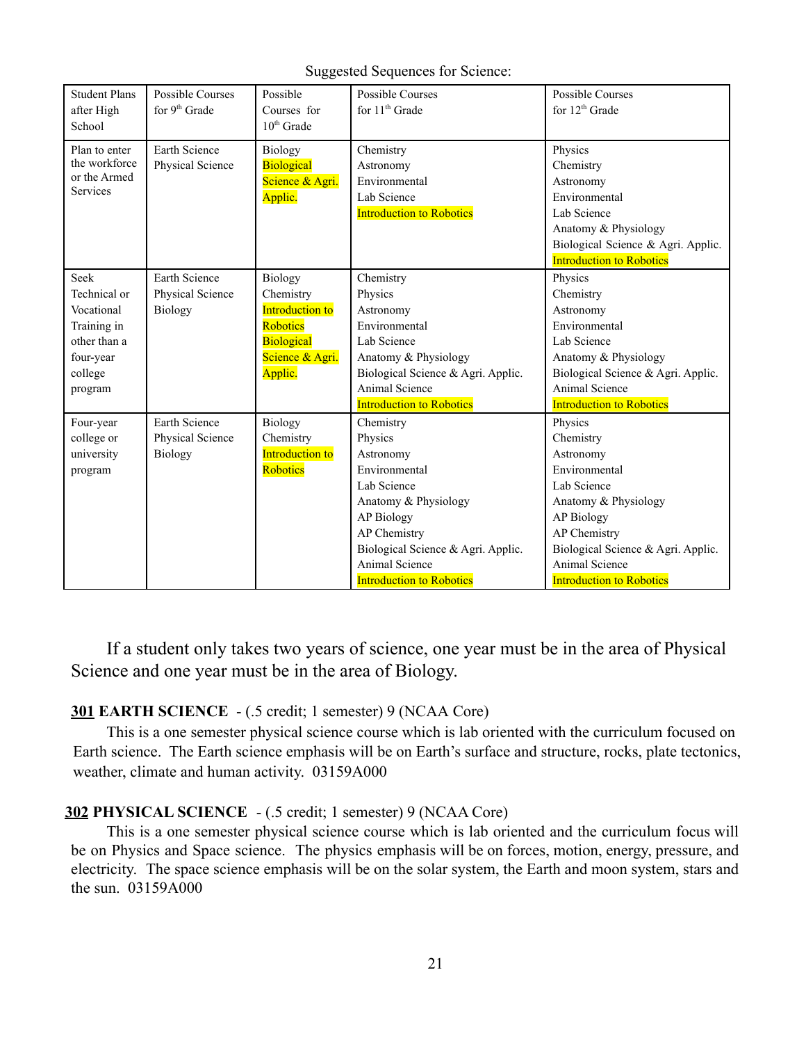Suggested Sequences for Science:

| Student Plans after High School | Possible Courses for 9th Grade | Possible Courses for 10th Grade | Possible Courses for 11th Grade | Possible Courses for 12th Grade |
|---|---|---|---|---|
| Plan to enter the workforce or the Armed Services | Earth Science<br>Physical Science | Biology<br>Biological Science & Agri. Applic. | Chemistry<br>Astronomy<br>Environmental<br>Lab Science<br>Introduction to Robotics | Physics<br>Chemistry<br>Astronomy<br>Environmental<br>Lab Science<br>Anatomy & Physiology<br>Biological Science & Agri. Applic.<br>Introduction to Robotics |
| Seek Technical or Vocational Training in other than a four-year college program | Earth Science<br>Physical Science<br>Biology | Biology<br>Chemistry<br>Introduction to Robotics<br>Biological Science & Agri. Applic. | Chemistry<br>Physics<br>Astronomy<br>Environmental<br>Lab Science<br>Anatomy & Physiology<br>Biological Science & Agri. Applic.<br>Animal Science<br>Introduction to Robotics | Physics<br>Chemistry<br>Astronomy<br>Environmental<br>Lab Science<br>Anatomy & Physiology<br>Biological Science & Agri. Applic.<br>Animal Science<br>Introduction to Robotics |
| Four-year college or university program | Earth Science<br>Physical Science<br>Biology | Biology<br>Chemistry<br>Introduction to Robotics | Chemistry<br>Physics<br>Astronomy<br>Environmental<br>Lab Science<br>Anatomy & Physiology<br>AP Biology<br>AP Chemistry<br>Biological Science & Agri. Applic.<br>Animal Science<br>Introduction to Robotics | Physics<br>Chemistry<br>Astronomy<br>Environmental<br>Lab Science<br>Anatomy & Physiology<br>AP Biology<br>AP Chemistry<br>Biological Science & Agri. Applic.<br>Animal Science<br>Introduction to Robotics |

If a student only takes two years of science, one year must be in the area of Physical Science and one year must be in the area of Biology.

**301 EARTH SCIENCE** - (.5 credit; 1 semester) 9 (NCAA Core)

This is a one semester physical science course which is lab oriented with the curriculum focused on Earth science. The Earth science emphasis will be on Earth's surface and structure, rocks, plate tectonics, weather, climate and human activity. 03159A000

**302 PHYSICAL SCIENCE** - (.5 credit; 1 semester) 9 (NCAA Core)

This is a one semester physical science course which is lab oriented and the curriculum focus will be on Physics and Space science. The physics emphasis will be on forces, motion, energy, pressure, and electricity. The space science emphasis will be on the solar system, the Earth and moon system, stars and the sun. 03159A000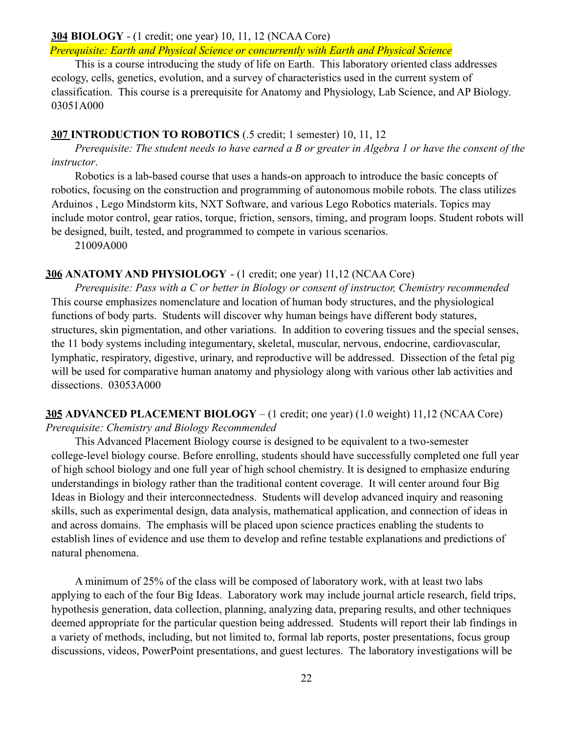**<u>304</u> BIOLOGY** - (1 credit; one year) 10, 11, 12 (NCAA Core)

*Prerequisite: Earth and Physical Science or concurrently with Earth and Physical Science*

This is a course introducing the study of life on Earth. This laboratory oriented class addresses ecology, cells, genetics, evolution, and a survey of characteristics used in the current system of classification. This course is a prerequisite for Anatomy and Physiology, Lab Science, and AP Biology. 03051A000

**<u>307</u> INTRODUCTION TO ROBOTICS** (.5 credit; 1 semester) 10, 11, 12

*Prerequisite: The student needs to have earned a B or greater in Algebra 1 or have the consent of the instructor*.

Robotics is a lab-based course that uses a hands-on approach to introduce the basic concepts of robotics, focusing on the construction and programming of autonomous mobile robots. The class utilizes Arduinos , Lego Mindstorm kits, NXT Software, and various Lego Robotics materials. Topics may include motor control, gear ratios, torque, friction, sensors, timing, and program loops. Student robots will be designed, built, tested, and programmed to compete in various scenarios.

21009A000

**<u>306</u> ANATOMY AND PHYSIOLOGY** - (1 credit; one year) 11,12 (NCAA Core)

*Prerequisite: Pass with a C or better in Biology or consent of instructor, Chemistry recommended*

This course emphasizes nomenclature and location of human body structures, and the physiological functions of body parts. Students will discover why human beings have different body statures, structures, skin pigmentation, and other variations. In addition to covering tissues and the special senses, the 11 body systems including integumentary, skeletal, muscular, nervous, endocrine, cardiovascular, lymphatic, respiratory, digestive, urinary, and reproductive will be addressed. Dissection of the fetal pig will be used for comparative human anatomy and physiology along with various other lab activities and dissections. 03053A000

**<u>305</u> ADVANCED PLACEMENT BIOLOGY** – (1 credit; one year) (1.0 weight) 11,12 (NCAA Core)

*Prerequisite: Chemistry and Biology Recommended*

This Advanced Placement Biology course is designed to be equivalent to a two-semester college-level biology course. Before enrolling, students should have successfully completed one full year of high school biology and one full year of high school chemistry. It is designed to emphasize enduring understandings in biology rather than the traditional content coverage. It will center around four Big Ideas in Biology and their interconnectedness. Students will develop advanced inquiry and reasoning skills, such as experimental design, data analysis, mathematical application, and connection of ideas in and across domains. The emphasis will be placed upon science practices enabling the students to establish lines of evidence and use them to develop and refine testable explanations and predictions of natural phenomena.

A minimum of 25% of the class will be composed of laboratory work, with at least two labs applying to each of the four Big Ideas. Laboratory work may include journal article research, field trips, hypothesis generation, data collection, planning, analyzing data, preparing results, and other techniques deemed appropriate for the particular question being addressed. Students will report their lab findings in a variety of methods, including, but not limited to, formal lab reports, poster presentations, focus group discussions, videos, PowerPoint presentations, and guest lectures. The laboratory investigations will be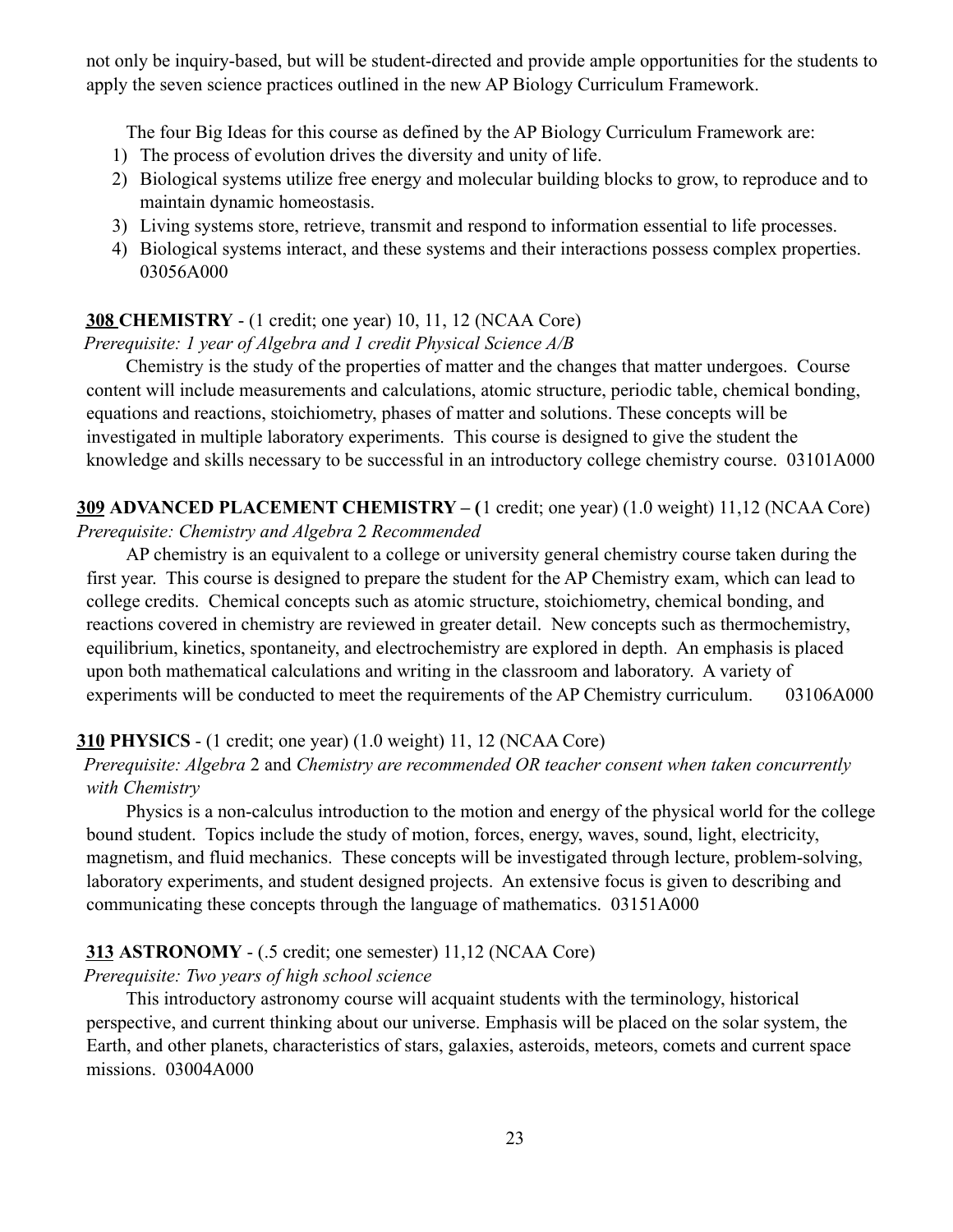not only be inquiry-based, but will be student-directed and provide ample opportunities for the students to apply the seven science practices outlined in the new AP Biology Curriculum Framework.

The four Big Ideas for this course as defined by the AP Biology Curriculum Framework are:

1) The process of evolution drives the diversity and unity of life.
2) Biological systems utilize free energy and molecular building blocks to grow, to reproduce and to maintain dynamic homeostasis.
3) Living systems store, retrieve, transmit and respond to information essential to life processes.
4) Biological systems interact, and these systems and their interactions possess complex properties. 03056A000

**308 CHEMISTRY** - (1 credit; one year) 10, 11, 12 (NCAA Core)

*Prerequisite: 1 year of Algebra and 1 credit Physical Science A/B*

Chemistry is the study of the properties of matter and the changes that matter undergoes. Course content will include measurements and calculations, atomic structure, periodic table, chemical bonding, equations and reactions, stoichiometry, phases of matter and solutions. These concepts will be investigated in multiple laboratory experiments. This course is designed to give the student the knowledge and skills necessary to be successful in an introductory college chemistry course. 03101A000

**309 ADVANCED PLACEMENT CHEMISTRY – (**1 credit; one year) (1.0 weight) 11,12 (NCAA Core)

*Prerequisite: Chemistry and Algebra* 2 *Recommended*

AP chemistry is an equivalent to a college or university general chemistry course taken during the first year. This course is designed to prepare the student for the AP Chemistry exam, which can lead to college credits. Chemical concepts such as atomic structure, stoichiometry, chemical bonding, and reactions covered in chemistry are reviewed in greater detail. New concepts such as thermochemistry, equilibrium, kinetics, spontaneity, and electrochemistry are explored in depth. An emphasis is placed upon both mathematical calculations and writing in the classroom and laboratory. A variety of experiments will be conducted to meet the requirements of the AP Chemistry curriculum. 03106A000

**310 PHYSICS** - (1 credit; one year) (1.0 weight) 11, 12 (NCAA Core)

*Prerequisite: Algebra* 2 and *Chemistry are recommended OR teacher consent when taken concurrently with Chemistry*

Physics is a non-calculus introduction to the motion and energy of the physical world for the college bound student. Topics include the study of motion, forces, energy, waves, sound, light, electricity, magnetism, and fluid mechanics. These concepts will be investigated through lecture, problem-solving, laboratory experiments, and student designed projects. An extensive focus is given to describing and communicating these concepts through the language of mathematics. 03151A000

**313 ASTRONOMY** - (.5 credit; one semester) 11,12 (NCAA Core)

*Prerequisite: Two years of high school science*

This introductory astronomy course will acquaint students with the terminology, historical perspective, and current thinking about our universe. Emphasis will be placed on the solar system, the Earth, and other planets, characteristics of stars, galaxies, asteroids, meteors, comets and current space missions. 03004A000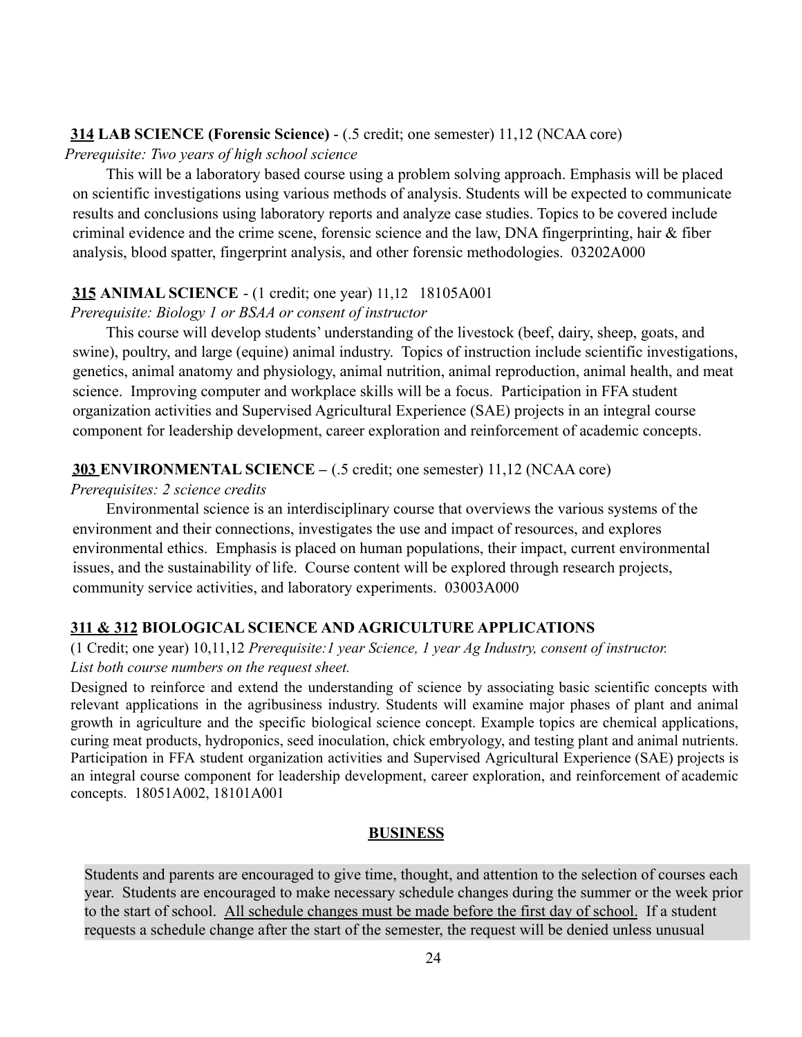**314 LAB SCIENCE (Forensic Science)** - (.5 credit; one semester) 11,12 (NCAA core)

*Prerequisite: Two years of high school science*

This will be a laboratory based course using a problem solving approach. Emphasis will be placed on scientific investigations using various methods of analysis. Students will be expected to communicate results and conclusions using laboratory reports and analyze case studies. Topics to be covered include criminal evidence and the crime scene, forensic science and the law, DNA fingerprinting, hair & fiber analysis, blood spatter, fingerprint analysis, and other forensic methodologies. 03202A000

**315 ANIMAL SCIENCE** - (1 credit; one year) 11,12 18105A001

*Prerequisite: Biology 1 or BSAA or consent of instructor*

This course will develop students' understanding of the livestock (beef, dairy, sheep, goats, and swine), poultry, and large (equine) animal industry. Topics of instruction include scientific investigations, genetics, animal anatomy and physiology, animal nutrition, animal reproduction, animal health, and meat science. Improving computer and workplace skills will be a focus. Participation in FFA student organization activities and Supervised Agricultural Experience (SAE) projects in an integral course component for leadership development, career exploration and reinforcement of academic concepts.

**303 ENVIRONMENTAL SCIENCE** – (.5 credit; one semester) 11,12 (NCAA core)

*Prerequisites: 2 science credits*

Environmental science is an interdisciplinary course that overviews the various systems of the environment and their connections, investigates the use and impact of resources, and explores environmental ethics. Emphasis is placed on human populations, their impact, current environmental issues, and the sustainability of life. Course content will be explored through research projects, community service activities, and laboratory experiments. 03003A000

**311 & 312 BIOLOGICAL SCIENCE AND AGRICULTURE APPLICATIONS**

(1 Credit; one year) 10,11,12 *Prerequisite:1 year Science, 1 year Ag Industry, consent of instructor. List both course numbers on the request sheet.*

Designed to reinforce and extend the understanding of science by associating basic scientific concepts with relevant applications in the agribusiness industry. Students will examine major phases of plant and animal growth in agriculture and the specific biological science concept. Example topics are chemical applications, curing meat products, hydroponics, seed inoculation, chick embryology, and testing plant and animal nutrients. Participation in FFA student organization activities and Supervised Agricultural Experience (SAE) projects is an integral course component for leadership development, career exploration, and reinforcement of academic concepts. 18051A002, 18101A001

## BUSINESS

Students and parents are encouraged to give time, thought, and attention to the selection of courses each year. Students are encouraged to make necessary schedule changes during the summer or the week prior to the start of school. All schedule changes must be made before the first day of school. If a student requests a schedule change after the start of the semester, the request will be denied unless unusual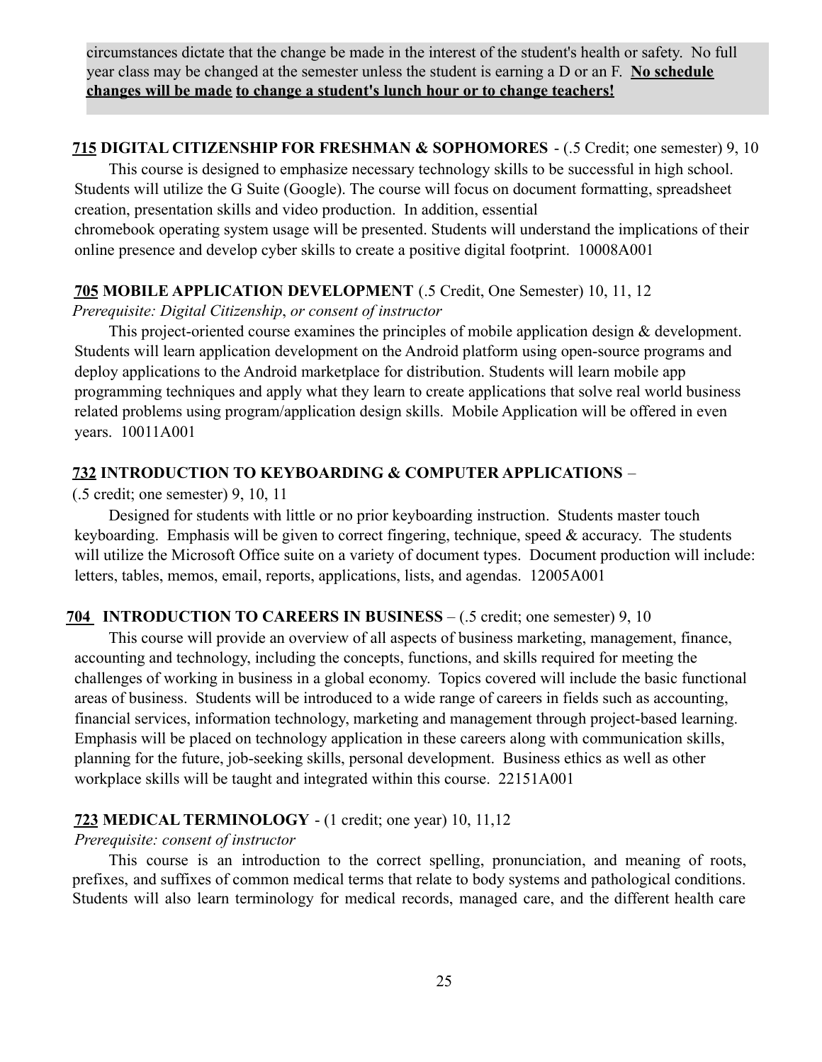circumstances dictate that the change be made in the interest of the student's health or safety. No full year class may be changed at the semester unless the student is earning a D or an F. **No schedule changes will be made to change a student's lunch hour or to change teachers!**

**715 DIGITAL CITIZENSHIP FOR FRESHMAN & SOPHOMORES** - (.5 Credit; one semester) 9, 10

This course is designed to emphasize necessary technology skills to be successful in high school. Students will utilize the G Suite (Google). The course will focus on document formatting, spreadsheet creation, presentation skills and video production. In addition, essential chromebook operating system usage will be presented. Students will understand the implications of their online presence and develop cyber skills to create a positive digital footprint. 10008A001

**705 MOBILE APPLICATION DEVELOPMENT** (.5 Credit, One Semester) 10, 11, 12

*Prerequisite: Digital Citizenship, or consent of instructor*

This project-oriented course examines the principles of mobile application design & development. Students will learn application development on the Android platform using open-source programs and deploy applications to the Android marketplace for distribution. Students will learn mobile app programming techniques and apply what they learn to create applications that solve real world business related problems using program/application design skills. Mobile Application will be offered in even years. 10011A001

**732 INTRODUCTION TO KEYBOARDING & COMPUTER APPLICATIONS** –

(.5 credit; one semester) 9, 10, 11

Designed for students with little or no prior keyboarding instruction. Students master touch keyboarding. Emphasis will be given to correct fingering, technique, speed & accuracy. The students will utilize the Microsoft Office suite on a variety of document types. Document production will include: letters, tables, memos, email, reports, applications, lists, and agendas. 12005A001

**704 INTRODUCTION TO CAREERS IN BUSINESS** – (.5 credit; one semester) 9, 10

This course will provide an overview of all aspects of business marketing, management, finance, accounting and technology, including the concepts, functions, and skills required for meeting the challenges of working in business in a global economy. Topics covered will include the basic functional areas of business. Students will be introduced to a wide range of careers in fields such as accounting, financial services, information technology, marketing and management through project-based learning. Emphasis will be placed on technology application in these careers along with communication skills, planning for the future, job-seeking skills, personal development. Business ethics as well as other workplace skills will be taught and integrated within this course. 22151A001

**723 MEDICAL TERMINOLOGY** - (1 credit; one year) 10, 11,12

*Prerequisite: consent of instructor*

This course is an introduction to the correct spelling, pronunciation, and meaning of roots, prefixes, and suffixes of common medical terms that relate to body systems and pathological conditions. Students will also learn terminology for medical records, managed care, and the different health care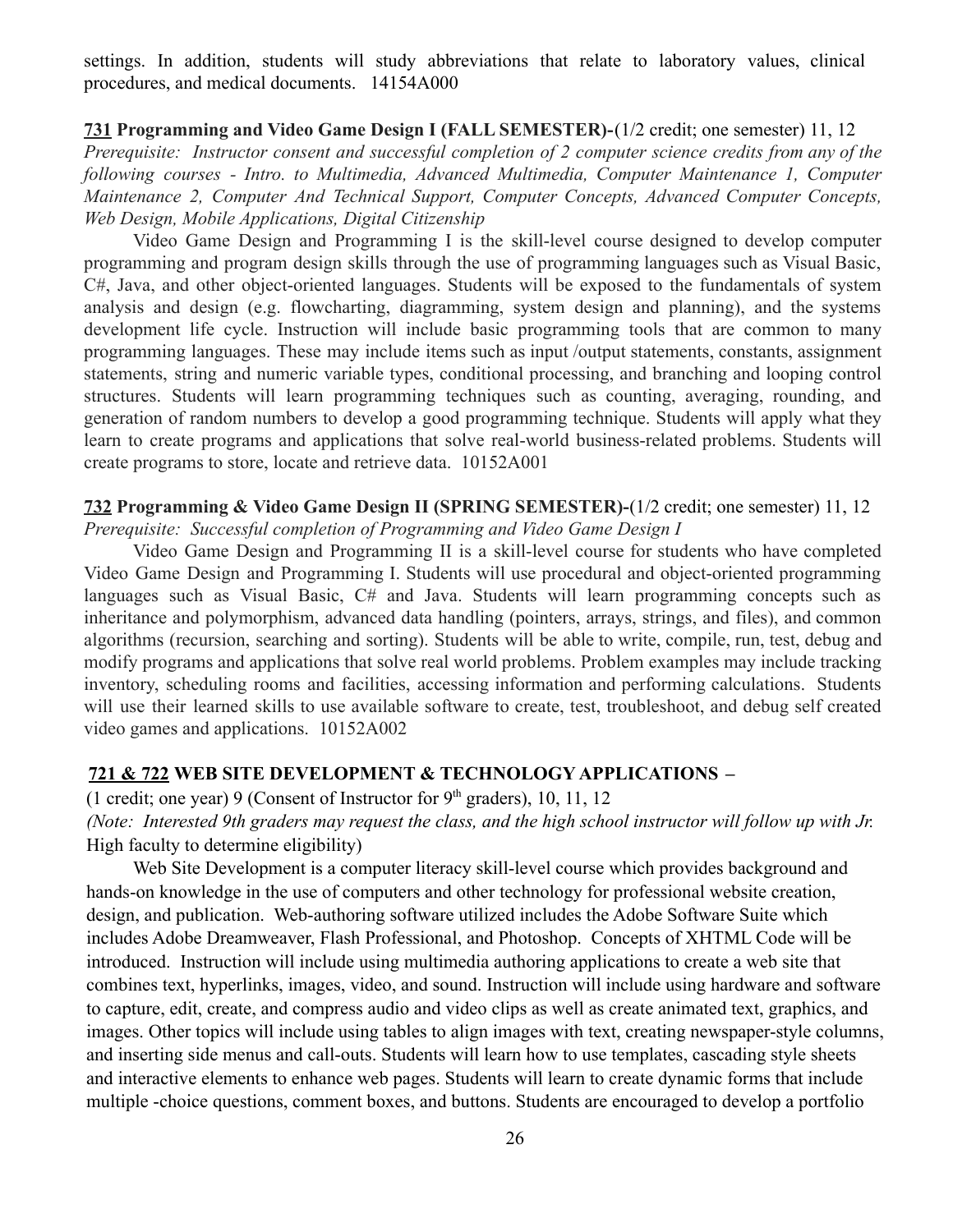settings. In addition, students will study abbreviations that relate to laboratory values, clinical procedures, and medical documents. 14154A000

**731 Programming and Video Game Design I (FALL SEMESTER)-**(1/2 credit; one semester) 11, 12
*Prerequisite: Instructor consent and successful completion of 2 computer science credits from any of the following courses - Intro. to Multimedia, Advanced Multimedia, Computer Maintenance 1, Computer Maintenance 2, Computer And Technical Support, Computer Concepts, Advanced Computer Concepts, Web Design, Mobile Applications, Digital Citizenship*

Video Game Design and Programming I is the skill-level course designed to develop computer programming and program design skills through the use of programming languages such as Visual Basic, C#, Java, and other object-oriented languages. Students will be exposed to the fundamentals of system analysis and design (e.g. flowcharting, diagramming, system design and planning), and the systems development life cycle. Instruction will include basic programming tools that are common to many programming languages. These may include items such as input /output statements, constants, assignment statements, string and numeric variable types, conditional processing, and branching and looping control structures. Students will learn programming techniques such as counting, averaging, rounding, and generation of random numbers to develop a good programming technique. Students will apply what they learn to create programs and applications that solve real-world business-related problems. Students will create programs to store, locate and retrieve data. 10152A001

**732 Programming & Video Game Design II (SPRING SEMESTER)-**(1/2 credit; one semester) 11, 12
*Prerequisite: Successful completion of Programming and Video Game Design I*

Video Game Design and Programming II is a skill-level course for students who have completed Video Game Design and Programming I. Students will use procedural and object-oriented programming languages such as Visual Basic, C# and Java. Students will learn programming concepts such as inheritance and polymorphism, advanced data handling (pointers, arrays, strings, and files), and common algorithms (recursion, searching and sorting). Students will be able to write, compile, run, test, debug and modify programs and applications that solve real world problems. Problem examples may include tracking inventory, scheduling rooms and facilities, accessing information and performing calculations. Students will use their learned skills to use available software to create, test, troubleshoot, and debug self created video games and applications. 10152A002

**721 & 722 WEB SITE DEVELOPMENT & TECHNOLOGY APPLICATIONS –**
(1 credit; one year) 9 (Consent of Instructor for 9th graders), 10, 11, 12
*(Note: Interested 9th graders may request the class, and the high school instructor will follow up with Jr.* High faculty to determine eligibility)

Web Site Development is a computer literacy skill-level course which provides background and hands-on knowledge in the use of computers and other technology for professional website creation, design, and publication. Web-authoring software utilized includes the Adobe Software Suite which includes Adobe Dreamweaver, Flash Professional, and Photoshop. Concepts of XHTML Code will be introduced. Instruction will include using multimedia authoring applications to create a web site that combines text, hyperlinks, images, video, and sound. Instruction will include using hardware and software to capture, edit, create, and compress audio and video clips as well as create animated text, graphics, and images. Other topics will include using tables to align images with text, creating newspaper-style columns, and inserting side menus and call-outs. Students will learn how to use templates, cascading style sheets and interactive elements to enhance web pages. Students will learn to create dynamic forms that include multiple -choice questions, comment boxes, and buttons. Students are encouraged to develop a portfolio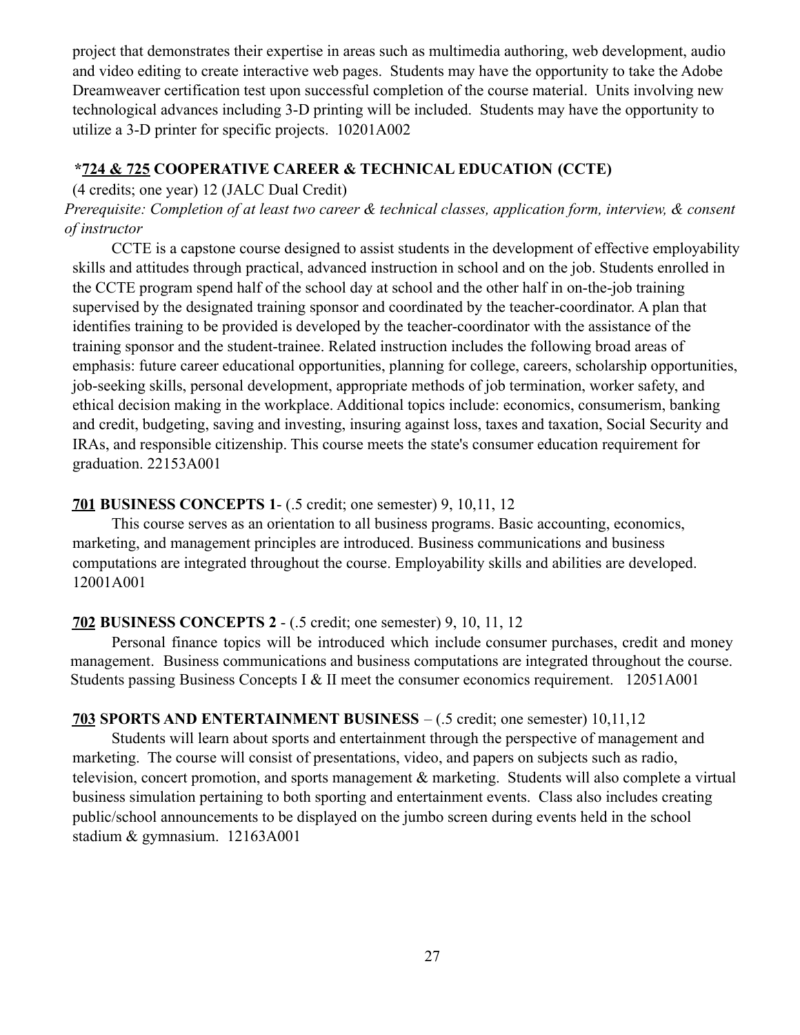project that demonstrates their expertise in areas such as multimedia authoring, web development, audio and video editing to create interactive web pages. Students may have the opportunity to take the Adobe Dreamweaver certification test upon successful completion of the course material. Units involving new technological advances including 3-D printing will be included. Students may have the opportunity to utilize a 3-D printer for specific projects. 10201A002

**\*<u>724 & 725</u> COOPERATIVE CAREER & TECHNICAL EDUCATION (CCTE)**

(4 credits; one year) 12 (JALC Dual Credit)

*Prerequisite: Completion of at least two career & technical classes, application form, interview, & consent of instructor*

CCTE is a capstone course designed to assist students in the development of effective employability skills and attitudes through practical, advanced instruction in school and on the job. Students enrolled in the CCTE program spend half of the school day at school and the other half in on-the-job training supervised by the designated training sponsor and coordinated by the teacher-coordinator. A plan that identifies training to be provided is developed by the teacher-coordinator with the assistance of the training sponsor and the student-trainee. Related instruction includes the following broad areas of emphasis: future career educational opportunities, planning for college, careers, scholarship opportunities, job-seeking skills, personal development, appropriate methods of job termination, worker safety, and ethical decision making in the workplace. Additional topics include: economics, consumerism, banking and credit, budgeting, saving and investing, insuring against loss, taxes and taxation, Social Security and IRAs, and responsible citizenship. This course meets the state's consumer education requirement for graduation. 22153A001

**<u>701</u> BUSINESS CONCEPTS 1**- (.5 credit; one semester) 9, 10,11, 12

This course serves as an orientation to all business programs. Basic accounting, economics, marketing, and management principles are introduced. Business communications and business computations are integrated throughout the course. Employability skills and abilities are developed. 12001A001

**<u>702</u> BUSINESS CONCEPTS 2** - (.5 credit; one semester) 9, 10, 11, 12

Personal finance topics will be introduced which include consumer purchases, credit and money management. Business communications and business computations are integrated throughout the course. Students passing Business Concepts I & II meet the consumer economics requirement. 12051A001

**<u>703</u> SPORTS AND ENTERTAINMENT BUSINESS** – (.5 credit; one semester) 10,11,12

Students will learn about sports and entertainment through the perspective of management and marketing. The course will consist of presentations, video, and papers on subjects such as radio, television, concert promotion, and sports management & marketing. Students will also complete a virtual business simulation pertaining to both sporting and entertainment events. Class also includes creating public/school announcements to be displayed on the jumbo screen during events held in the school stadium & gymnasium. 12163A001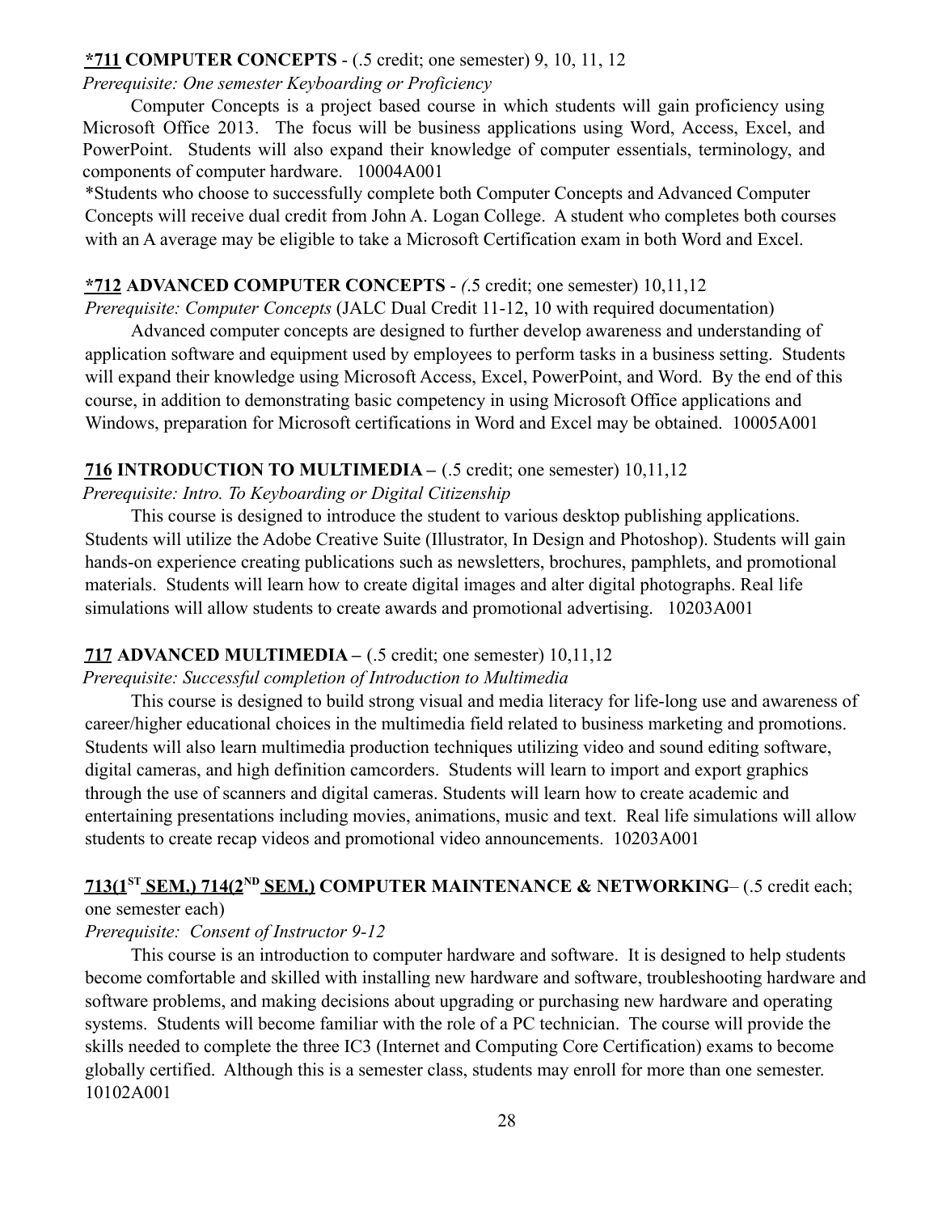**<u>*711</u> COMPUTER CONCEPTS** - (.5 credit; one semester) 9, 10, 11, 12

*Prerequisite: One semester Keyboarding or Proficiency*

Computer Concepts is a project based course in which students will gain proficiency using Microsoft Office 2013. The focus will be business applications using Word, Access, Excel, and PowerPoint. Students will also expand their knowledge of computer essentials, terminology, and components of computer hardware. 10004A001

*Students who choose to successfully complete both Computer Concepts and Advanced Computer Concepts will receive dual credit from John A. Logan College. A student who completes both courses with an A average may be eligible to take a Microsoft Certification exam in both Word and Excel.

**<u>*712</u> ADVANCED COMPUTER CONCEPTS** - *(*.5 credit; one semester) 10,11,12

*Prerequisite: Computer Concepts* (JALC Dual Credit 11-12, 10 with required documentation)

Advanced computer concepts are designed to further develop awareness and understanding of application software and equipment used by employees to perform tasks in a business setting. Students will expand their knowledge using Microsoft Access, Excel, PowerPoint, and Word. By the end of this course, in addition to demonstrating basic competency in using Microsoft Office applications and Windows, preparation for Microsoft certifications in Word and Excel may be obtained. 10005A001

**<u>716</u> INTRODUCTION TO MULTIMEDIA –** (.5 credit; one semester) 10,11,12

*Prerequisite: Intro. To Keyboarding or Digital Citizenship*

This course is designed to introduce the student to various desktop publishing applications. Students will utilize the Adobe Creative Suite (Illustrator, In Design and Photoshop). Students will gain hands-on experience creating publications such as newsletters, brochures, pamphlets, and promotional materials. Students will learn how to create digital images and alter digital photographs. Real life simulations will allow students to create awards and promotional advertising. 10203A001

**<u>717</u> ADVANCED MULTIMEDIA –** (.5 credit; one semester) 10,11,12

*Prerequisite: Successful completion of Introduction to Multimedia*

This course is designed to build strong visual and media literacy for life-long use and awareness of career/higher educational choices in the multimedia field related to business marketing and promotions. Students will also learn multimedia production techniques utilizing video and sound editing software, digital cameras, and high definition camcorders. Students will learn to import and export graphics through the use of scanners and digital cameras. Students will learn how to create academic and entertaining presentations including movies, animations, music and text. Real life simulations will allow students to create recap videos and promotional video announcements. 10203A001

**<u>713(1ST SEM.) 714(2ND SEM.)</u> COMPUTER MAINTENANCE & NETWORKING**– (.5 credit each; one semester each)

*Prerequisite: Consent of Instructor 9-12*

This course is an introduction to computer hardware and software. It is designed to help students become comfortable and skilled with installing new hardware and software, troubleshooting hardware and software problems, and making decisions about upgrading or purchasing new hardware and operating systems. Students will become familiar with the role of a PC technician. The course will provide the skills needed to complete the three IC3 (Internet and Computing Core Certification) exams to become globally certified. Although this is a semester class, students may enroll for more than one semester. 10102A001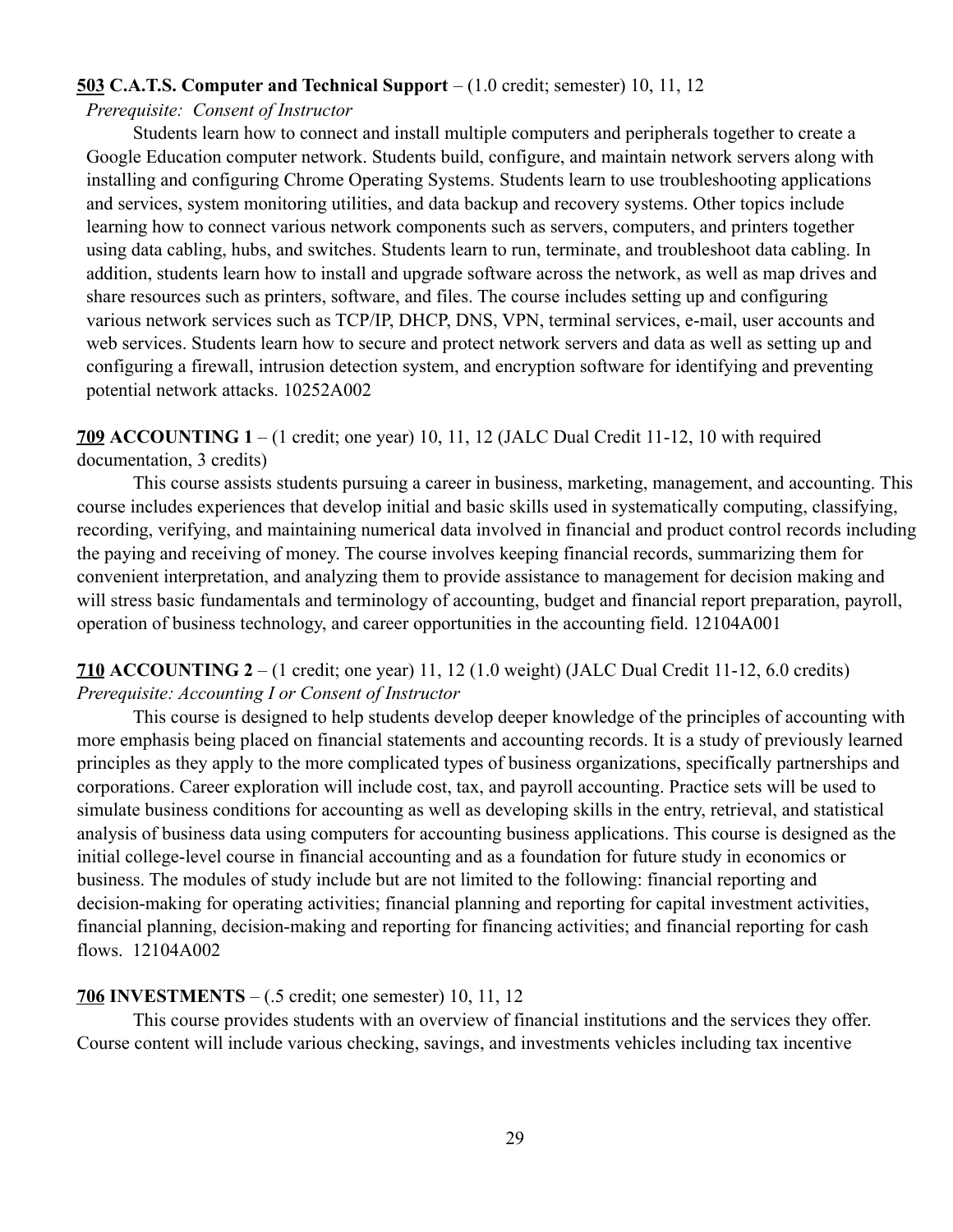**503 C.A.T.S. Computer and Technical Support** – (1.0 credit; semester) 10, 11, 12

*Prerequisite: Consent of Instructor*

Students learn how to connect and install multiple computers and peripherals together to create a Google Education computer network. Students build, configure, and maintain network servers along with installing and configuring Chrome Operating Systems. Students learn to use troubleshooting applications and services, system monitoring utilities, and data backup and recovery systems. Other topics include learning how to connect various network components such as servers, computers, and printers together using data cabling, hubs, and switches. Students learn to run, terminate, and troubleshoot data cabling. In addition, students learn how to install and upgrade software across the network, as well as map drives and share resources such as printers, software, and files. The course includes setting up and configuring various network services such as TCP/IP, DHCP, DNS, VPN, terminal services, e-mail, user accounts and web services. Students learn how to secure and protect network servers and data as well as setting up and configuring a firewall, intrusion detection system, and encryption software for identifying and preventing potential network attacks. 10252A002

**709 ACCOUNTING 1** – (1 credit; one year) 10, 11, 12 (JALC Dual Credit 11-12, 10 with required documentation, 3 credits)

This course assists students pursuing a career in business, marketing, management, and accounting. This course includes experiences that develop initial and basic skills used in systematically computing, classifying, recording, verifying, and maintaining numerical data involved in financial and product control records including the paying and receiving of money. The course involves keeping financial records, summarizing them for convenient interpretation, and analyzing them to provide assistance to management for decision making and will stress basic fundamentals and terminology of accounting, budget and financial report preparation, payroll, operation of business technology, and career opportunities in the accounting field. 12104A001

**710 ACCOUNTING 2** – (1 credit; one year) 11, 12 (1.0 weight) (JALC Dual Credit 11-12, 6.0 credits)

*Prerequisite: Accounting I or Consent of Instructor*

This course is designed to help students develop deeper knowledge of the principles of accounting with more emphasis being placed on financial statements and accounting records. It is a study of previously learned principles as they apply to the more complicated types of business organizations, specifically partnerships and corporations. Career exploration will include cost, tax, and payroll accounting. Practice sets will be used to simulate business conditions for accounting as well as developing skills in the entry, retrieval, and statistical analysis of business data using computers for accounting business applications. This course is designed as the initial college-level course in financial accounting and as a foundation for future study in economics or business. The modules of study include but are not limited to the following: financial reporting and decision-making for operating activities; financial planning and reporting for capital investment activities, financial planning, decision-making and reporting for financing activities; and financial reporting for cash flows. 12104A002

**706 INVESTMENTS** – (.5 credit; one semester) 10, 11, 12

This course provides students with an overview of financial institutions and the services they offer. Course content will include various checking, savings, and investments vehicles including tax incentive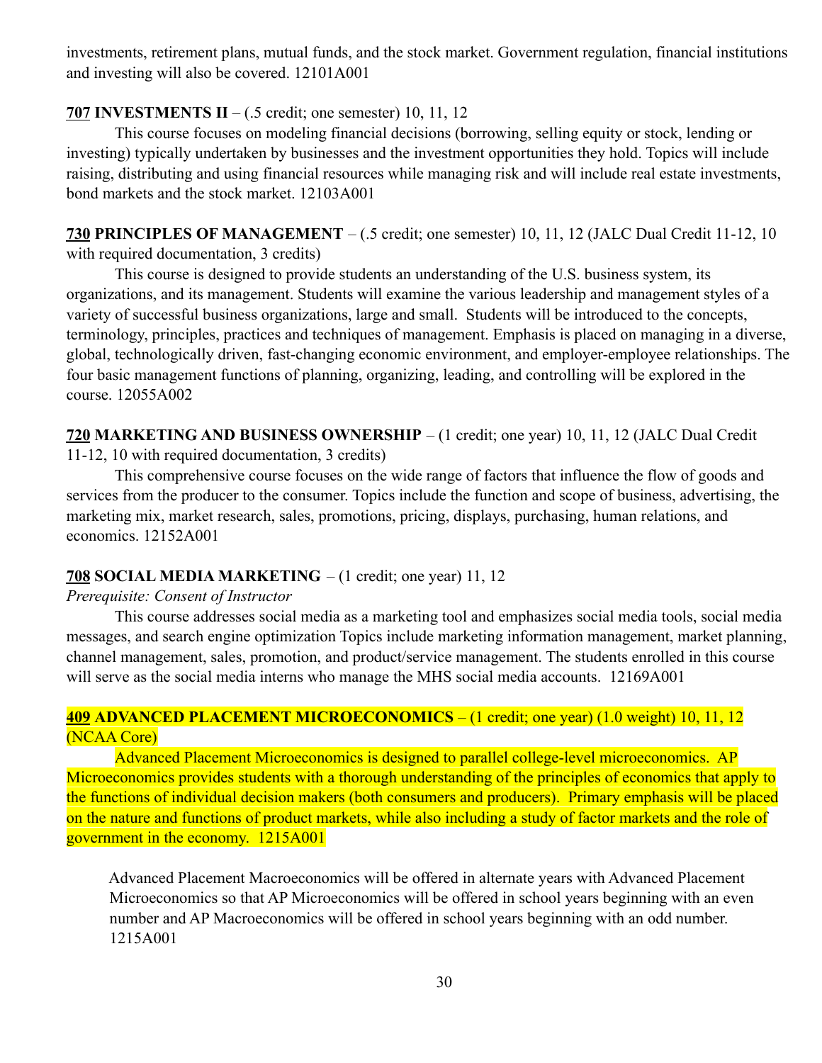investments, retirement plans, mutual funds, and the stock market. Government regulation, financial institutions and investing will also be covered. 12101A001

**707 INVESTMENTS II** – (.5 credit; one semester) 10, 11, 12

This course focuses on modeling financial decisions (borrowing, selling equity or stock, lending or investing) typically undertaken by businesses and the investment opportunities they hold. Topics will include raising, distributing and using financial resources while managing risk and will include real estate investments, bond markets and the stock market. 12103A001

**730 PRINCIPLES OF MANAGEMENT** – (.5 credit; one semester) 10, 11, 12 (JALC Dual Credit 11-12, 10 with required documentation, 3 credits)

This course is designed to provide students an understanding of the U.S. business system, its organizations, and its management. Students will examine the various leadership and management styles of a variety of successful business organizations, large and small. Students will be introduced to the concepts, terminology, principles, practices and techniques of management. Emphasis is placed on managing in a diverse, global, technologically driven, fast-changing economic environment, and employer-employee relationships. The four basic management functions of planning, organizing, leading, and controlling will be explored in the course. 12055A002

**720 MARKETING AND BUSINESS OWNERSHIP** – (1 credit; one year) 10, 11, 12 (JALC Dual Credit 11-12, 10 with required documentation, 3 credits)

This comprehensive course focuses on the wide range of factors that influence the flow of goods and services from the producer to the consumer. Topics include the function and scope of business, advertising, the marketing mix, market research, sales, promotions, pricing, displays, purchasing, human relations, and economics. 12152A001

**708 SOCIAL MEDIA MARKETING** – (1 credit; one year) 11, 12

*Prerequisite: Consent of Instructor*

This course addresses social media as a marketing tool and emphasizes social media tools, social media messages, and search engine optimization Topics include marketing information management, market planning, channel management, sales, promotion, and product/service management. The students enrolled in this course will serve as the social media interns who manage the MHS social media accounts. 12169A001

**409 ADVANCED PLACEMENT MICROECONOMICS** – (1 credit; one year) (1.0 weight) 10, 11, 12 (NCAA Core)

Advanced Placement Microeconomics is designed to parallel college-level microeconomics. AP Microeconomics provides students with a thorough understanding of the principles of economics that apply to the functions of individual decision makers (both consumers and producers). Primary emphasis will be placed on the nature and functions of product markets, while also including a study of factor markets and the role of government in the economy. 1215A001

Advanced Placement Macroeconomics will be offered in alternate years with Advanced Placement Microeconomics so that AP Microeconomics will be offered in school years beginning with an even number and AP Macroeconomics will be offered in school years beginning with an odd number. 1215A001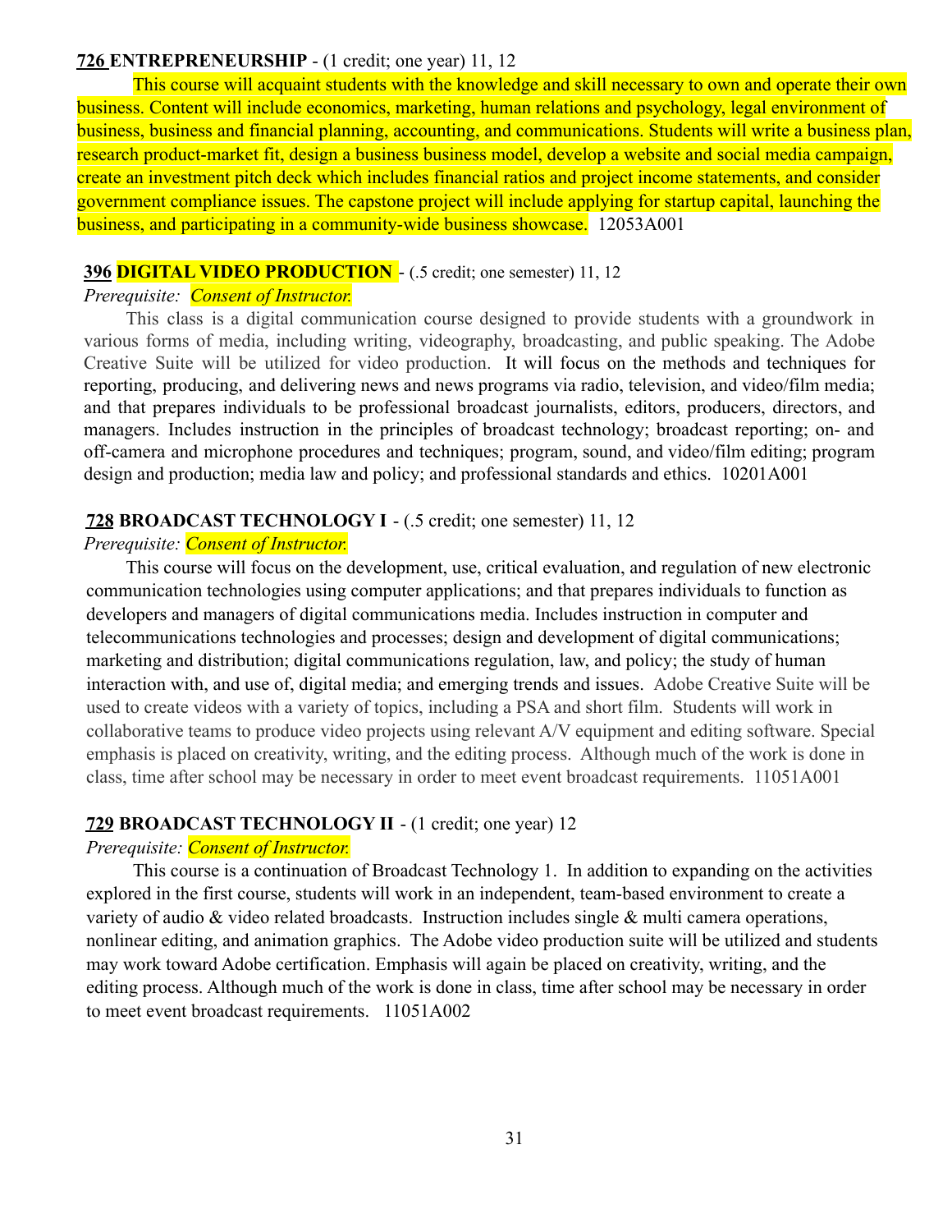**726 ENTREPRENEURSHIP** - (1 credit; one year) 11, 12

This course will acquaint students with the knowledge and skill necessary to own and operate their own business. Content will include economics, marketing, human relations and psychology, legal environment of business, business and financial planning, accounting, and communications. Students will write a business plan, research product-market fit, design a business business model, develop a website and social media campaign, create an investment pitch deck which includes financial ratios and project income statements, and consider government compliance issues. The capstone project will include applying for startup capital, launching the business, and participating in a community-wide business showcase. 12053A001

**396 DIGITAL VIDEO PRODUCTION** - (.5 credit; one semester) 11, 12

*Prerequisite: Consent of Instructor.*

This class is a digital communication course designed to provide students with a groundwork in various forms of media, including writing, videography, broadcasting, and public speaking. The Adobe Creative Suite will be utilized for video production. It will focus on the methods and techniques for reporting, producing, and delivering news and news programs via radio, television, and video/film media; and that prepares individuals to be professional broadcast journalists, editors, producers, directors, and managers. Includes instruction in the principles of broadcast technology; broadcast reporting; on- and off-camera and microphone procedures and techniques; program, sound, and video/film editing; program design and production; media law and policy; and professional standards and ethics. 10201A001

**728 BROADCAST TECHNOLOGY I** - (.5 credit; one semester) 11, 12

*Prerequisite: Consent of Instructor.*

This course will focus on the development, use, critical evaluation, and regulation of new electronic communication technologies using computer applications; and that prepares individuals to function as developers and managers of digital communications media. Includes instruction in computer and telecommunications technologies and processes; design and development of digital communications; marketing and distribution; digital communications regulation, law, and policy; the study of human interaction with, and use of, digital media; and emerging trends and issues. Adobe Creative Suite will be used to create videos with a variety of topics, including a PSA and short film. Students will work in collaborative teams to produce video projects using relevant A/V equipment and editing software. Special emphasis is placed on creativity, writing, and the editing process. Although much of the work is done in class, time after school may be necessary in order to meet event broadcast requirements. 11051A001

**729 BROADCAST TECHNOLOGY II** - (1 credit; one year) 12

*Prerequisite: Consent of Instructor.*

This course is a continuation of Broadcast Technology 1. In addition to expanding on the activities explored in the first course, students will work in an independent, team-based environment to create a variety of audio & video related broadcasts. Instruction includes single & multi camera operations, nonlinear editing, and animation graphics. The Adobe video production suite will be utilized and students may work toward Adobe certification. Emphasis will again be placed on creativity, writing, and the editing process. Although much of the work is done in class, time after school may be necessary in order to meet event broadcast requirements. 11051A002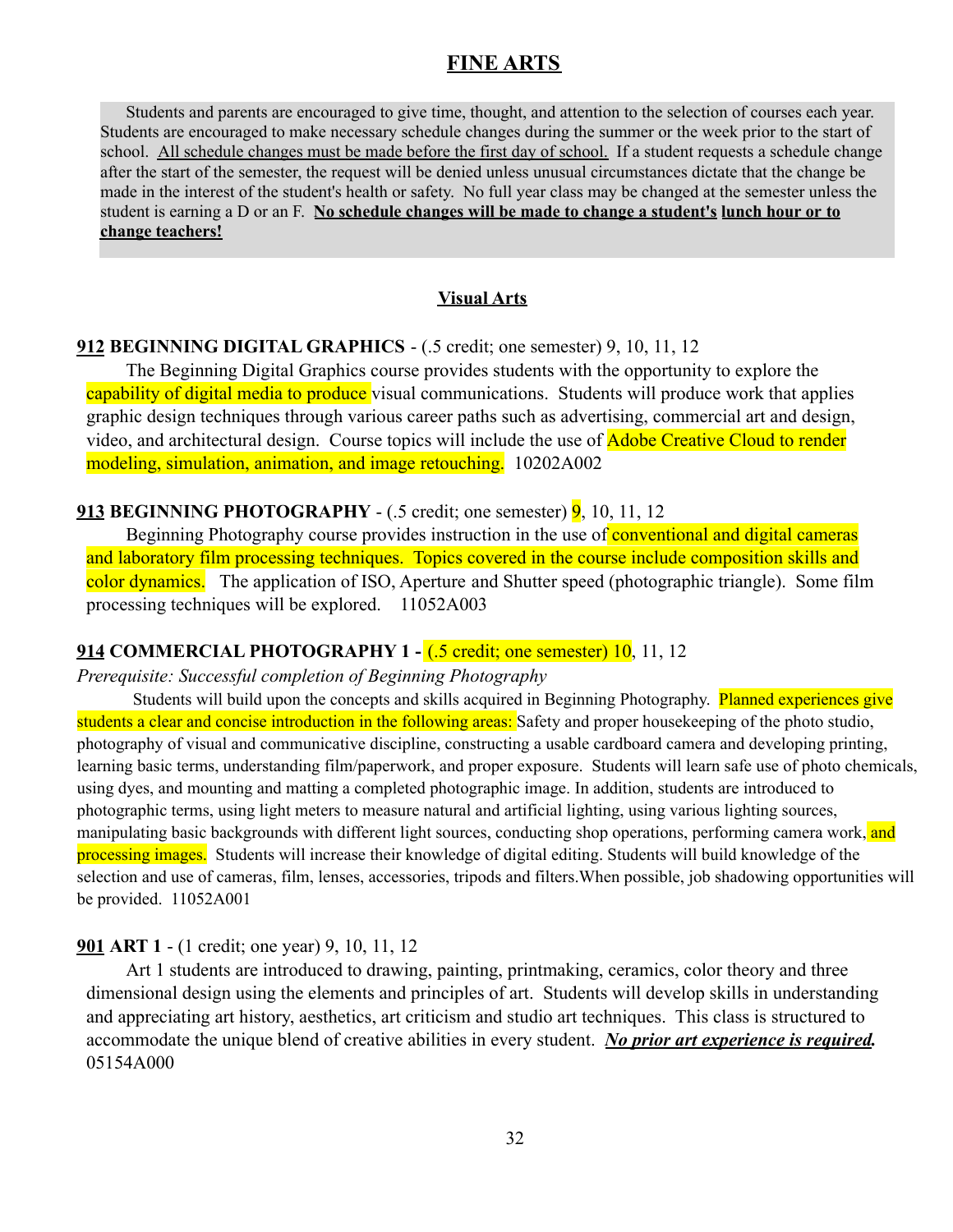# FINE ARTS

Students and parents are encouraged to give time, thought, and attention to the selection of courses each year. Students are encouraged to make necessary schedule changes during the summer or the week prior to the start of school. All schedule changes must be made before the first day of school. If a student requests a schedule change after the start of the semester, the request will be denied unless unusual circumstances dictate that the change be made in the interest of the student's health or safety. No full year class may be changed at the semester unless the student is earning a D or an F. **No schedule changes will be made to change a student's lunch hour or to change teachers!**

## Visual Arts

**912 BEGINNING DIGITAL GRAPHICS** - (.5 credit; one semester) 9, 10, 11, 12

The Beginning Digital Graphics course provides students with the opportunity to explore the capability of digital media to produce visual communications. Students will produce work that applies graphic design techniques through various career paths such as advertising, commercial art and design, video, and architectural design. Course topics will include the use of Adobe Creative Cloud to render modeling, simulation, animation, and image retouching. 10202A002

**913 BEGINNING PHOTOGRAPHY** - (.5 credit; one semester) 9, 10, 11, 12

Beginning Photography course provides instruction in the use of conventional and digital cameras and laboratory film processing techniques. Topics covered in the course include composition skills and color dynamics. The application of ISO, Aperture and Shutter speed (photographic triangle). Some film processing techniques will be explored. 11052A003

**914 COMMERCIAL PHOTOGRAPHY 1 -** (.5 credit; one semester) 10, 11, 12

*Prerequisite: Successful completion of Beginning Photography*

Students will build upon the concepts and skills acquired in Beginning Photography. Planned experiences give students a clear and concise introduction in the following areas: Safety and proper housekeeping of the photo studio, photography of visual and communicative discipline, constructing a usable cardboard camera and developing printing, learning basic terms, understanding film/paperwork, and proper exposure. Students will learn safe use of photo chemicals, using dyes, and mounting and matting a completed photographic image. In addition, students are introduced to photographic terms, using light meters to measure natural and artificial lighting, using various lighting sources, manipulating basic backgrounds with different light sources, conducting shop operations, performing camera work, and processing images. Students will increase their knowledge of digital editing. Students will build knowledge of the selection and use of cameras, film, lenses, accessories, tripods and filters.When possible, job shadowing opportunities will be provided. 11052A001

**901 ART 1** - (1 credit; one year) 9, 10, 11, 12

Art 1 students are introduced to drawing, painting, printmaking, ceramics, color theory and three dimensional design using the elements and principles of art. Students will develop skills in understanding and appreciating art history, aesthetics, art criticism and studio art techniques. This class is structured to accommodate the unique blend of creative abilities in every student. ***No prior art experience is required.*** 05154A000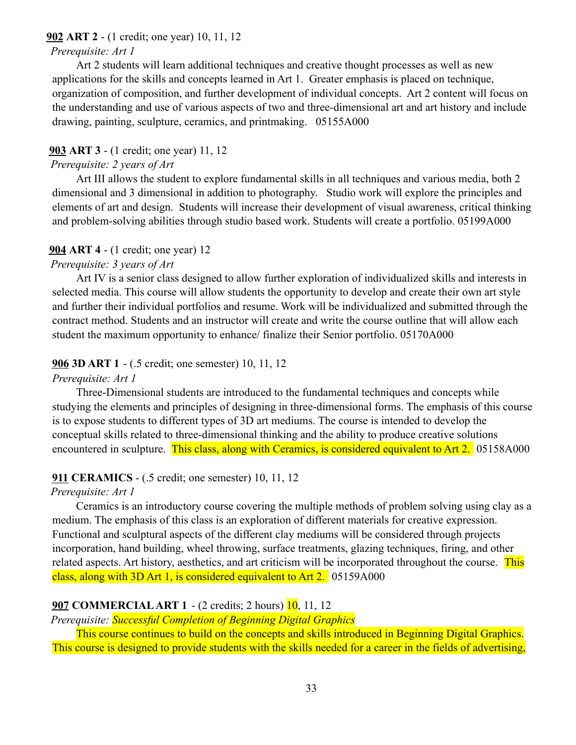**902 ART 2** - (1 credit; one year) 10, 11, 12

*Prerequisite: Art 1*

Art 2 students will learn additional techniques and creative thought processes as well as new applications for the skills and concepts learned in Art 1. Greater emphasis is placed on technique, organization of composition, and further development of individual concepts. Art 2 content will focus on the understanding and use of various aspects of two and three-dimensional art and art history and include drawing, painting, sculpture, ceramics, and printmaking. 05155A000

**903 ART 3** - (1 credit; one year) 11, 12

*Prerequisite: 2 years of Art*

Art III allows the student to explore fundamental skills in all techniques and various media, both 2 dimensional and 3 dimensional in addition to photography. Studio work will explore the principles and elements of art and design. Students will increase their development of visual awareness, critical thinking and problem-solving abilities through studio based work. Students will create a portfolio. 05199A000

**904 ART 4** - (1 credit; one year) 12

*Prerequisite: 3 years of Art*

Art IV is a senior class designed to allow further exploration of individualized skills and interests in selected media. This course will allow students the opportunity to develop and create their own art style and further their individual portfolios and resume. Work will be individualized and submitted through the contract method. Students and an instructor will create and write the course outline that will allow each student the maximum opportunity to enhance/ finalize their Senior portfolio. 05170A000

**906 3D ART 1** - (.5 credit; one semester) 10, 11, 12

*Prerequisite: Art 1*

Three-Dimensional students are introduced to the fundamental techniques and concepts while studying the elements and principles of designing in three-dimensional forms. The emphasis of this course is to expose students to different types of 3D art mediums. The course is intended to develop the conceptual skills related to three-dimensional thinking and the ability to produce creative solutions encountered in sculpture. This class, along with Ceramics, is considered equivalent to Art 2. 05158A000

**911 CERAMICS** - (.5 credit; one semester) 10, 11, 12

*Prerequisite: Art 1*

Ceramics is an introductory course covering the multiple methods of problem solving using clay as a medium. The emphasis of this class is an exploration of different materials for creative expression. Functional and sculptural aspects of the different clay mediums will be considered through projects incorporation, hand building, wheel throwing, surface treatments, glazing techniques, firing, and other related aspects. Art history, aesthetics, and art criticism will be incorporated throughout the course. This class, along with 3D Art 1, is considered equivalent to Art 2. 05159A000

**907 COMMERCIAL ART 1** - (2 credits; 2 hours) 10, 11, 12

*Prerequisite: Successful Completion of Beginning Digital Graphics*

This course continues to build on the concepts and skills introduced in Beginning Digital Graphics. This course is designed to provide students with the skills needed for a career in the fields of advertising,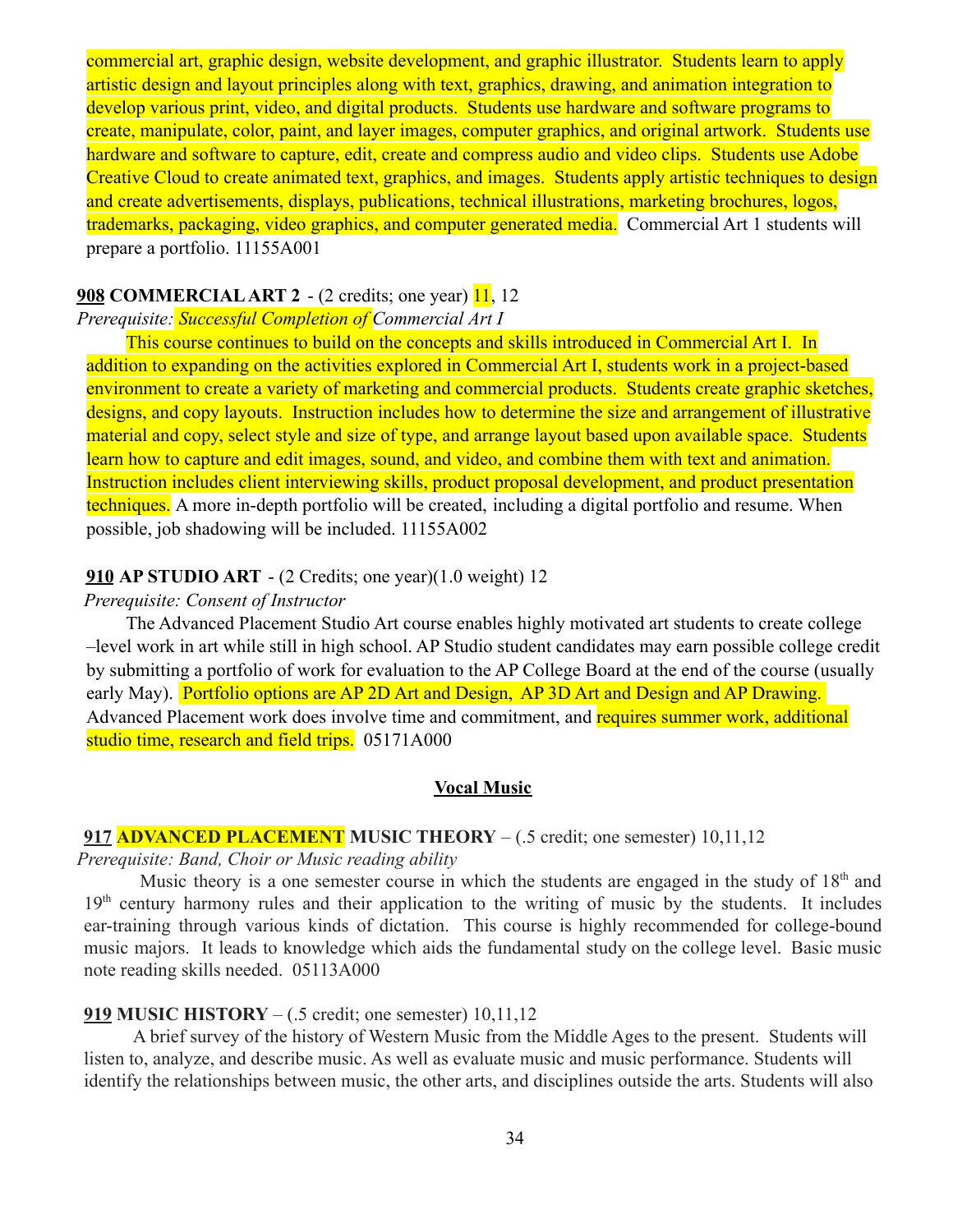commercial art, graphic design, website development, and graphic illustrator. Students learn to apply artistic design and layout principles along with text, graphics, drawing, and animation integration to develop various print, video, and digital products. Students use hardware and software programs to create, manipulate, color, paint, and layer images, computer graphics, and original artwork. Students use hardware and software to capture, edit, create and compress audio and video clips. Students use Adobe Creative Cloud to create animated text, graphics, and images. Students apply artistic techniques to design and create advertisements, displays, publications, technical illustrations, marketing brochures, logos, trademarks, packaging, video graphics, and computer generated media. Commercial Art 1 students will prepare a portfolio. 11155A001

**908 COMMERCIAL ART 2** - (2 credits; one year) 11, 12

*Prerequisite: Successful Completion of Commercial Art I*

This course continues to build on the concepts and skills introduced in Commercial Art I. In addition to expanding on the activities explored in Commercial Art I, students work in a project-based environment to create a variety of marketing and commercial products. Students create graphic sketches, designs, and copy layouts. Instruction includes how to determine the size and arrangement of illustrative material and copy, select style and size of type, and arrange layout based upon available space. Students learn how to capture and edit images, sound, and video, and combine them with text and animation. Instruction includes client interviewing skills, product proposal development, and product presentation techniques. A more in-depth portfolio will be created, including a digital portfolio and resume. When possible, job shadowing will be included. 11155A002

**910 AP STUDIO ART** - (2 Credits; one year)(1.0 weight) 12

*Prerequisite: Consent of Instructor*

The Advanced Placement Studio Art course enables highly motivated art students to create college –level work in art while still in high school. AP Studio student candidates may earn possible college credit by submitting a portfolio of work for evaluation to the AP College Board at the end of the course (usually early May). Portfolio options are AP 2D Art and Design, AP 3D Art and Design and AP Drawing. Advanced Placement work does involve time and commitment, and requires summer work, additional studio time, research and field trips. 05171A000

## Vocal Music

**917 ADVANCED PLACEMENT MUSIC THEORY** – (.5 credit; one semester) 10,11,12

*Prerequisite: Band, Choir or Music reading ability*

Music theory is a one semester course in which the students are engaged in the study of 18th and 19th century harmony rules and their application to the writing of music by the students. It includes ear-training through various kinds of dictation. This course is highly recommended for college-bound music majors. It leads to knowledge which aids the fundamental study on the college level. Basic music note reading skills needed. 05113A000

**919 MUSIC HISTORY** – (.5 credit; one semester) 10,11,12

A brief survey of the history of Western Music from the Middle Ages to the present. Students will listen to, analyze, and describe music. As well as evaluate music and music performance. Students will identify the relationships between music, the other arts, and disciplines outside the arts. Students will also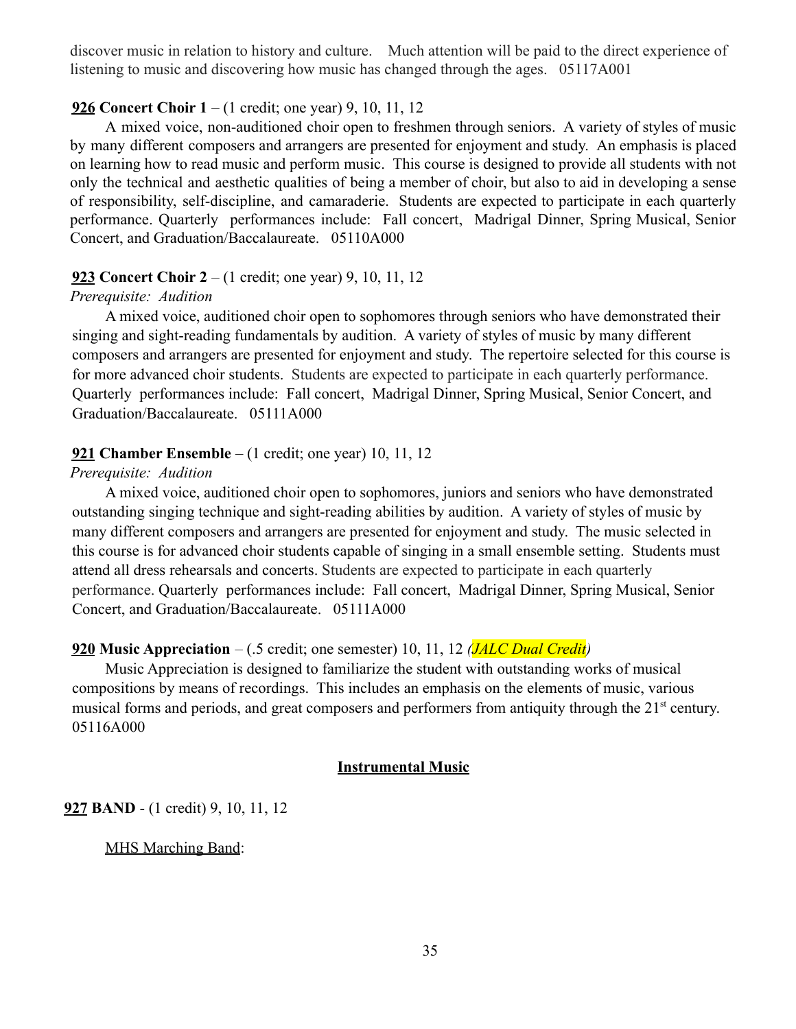discover music in relation to history and culture. Much attention will be paid to the direct experience of listening to music and discovering how music has changed through the ages. 05117A001

**926 Concert Choir 1** – (1 credit; one year) 9, 10, 11, 12

A mixed voice, non-auditioned choir open to freshmen through seniors. A variety of styles of music by many different composers and arrangers are presented for enjoyment and study. An emphasis is placed on learning how to read music and perform music. This course is designed to provide all students with not only the technical and aesthetic qualities of being a member of choir, but also to aid in developing a sense of responsibility, self-discipline, and camaraderie. Students are expected to participate in each quarterly performance. Quarterly performances include: Fall concert, Madrigal Dinner, Spring Musical, Senior Concert, and Graduation/Baccalaureate. 05110A000

**923 Concert Choir 2** – (1 credit; one year) 9, 10, 11, 12
*Prerequisite: Audition*

A mixed voice, auditioned choir open to sophomores through seniors who have demonstrated their singing and sight-reading fundamentals by audition. A variety of styles of music by many different composers and arrangers are presented for enjoyment and study. The repertoire selected for this course is for more advanced choir students. Students are expected to participate in each quarterly performance. Quarterly performances include: Fall concert, Madrigal Dinner, Spring Musical, Senior Concert, and Graduation/Baccalaureate. 05111A000

**921 Chamber Ensemble** – (1 credit; one year) 10, 11, 12
*Prerequisite: Audition*

A mixed voice, auditioned choir open to sophomores, juniors and seniors who have demonstrated outstanding singing technique and sight-reading abilities by audition. A variety of styles of music by many different composers and arrangers are presented for enjoyment and study. The music selected in this course is for advanced choir students capable of singing in a small ensemble setting. Students must attend all dress rehearsals and concerts. Students are expected to participate in each quarterly performance. Quarterly performances include: Fall concert, Madrigal Dinner, Spring Musical, Senior Concert, and Graduation/Baccalaureate. 05111A000

**920 Music Appreciation** – (.5 credit; one semester) 10, 11, 12 *(JALC Dual Credit)*

Music Appreciation is designed to familiarize the student with outstanding works of musical compositions by means of recordings. This includes an emphasis on the elements of music, various musical forms and periods, and great composers and performers from antiquity through the 21st century. 05116A000

## Instrumental Music

**927 BAND** - (1 credit) 9, 10, 11, 12

MHS Marching Band: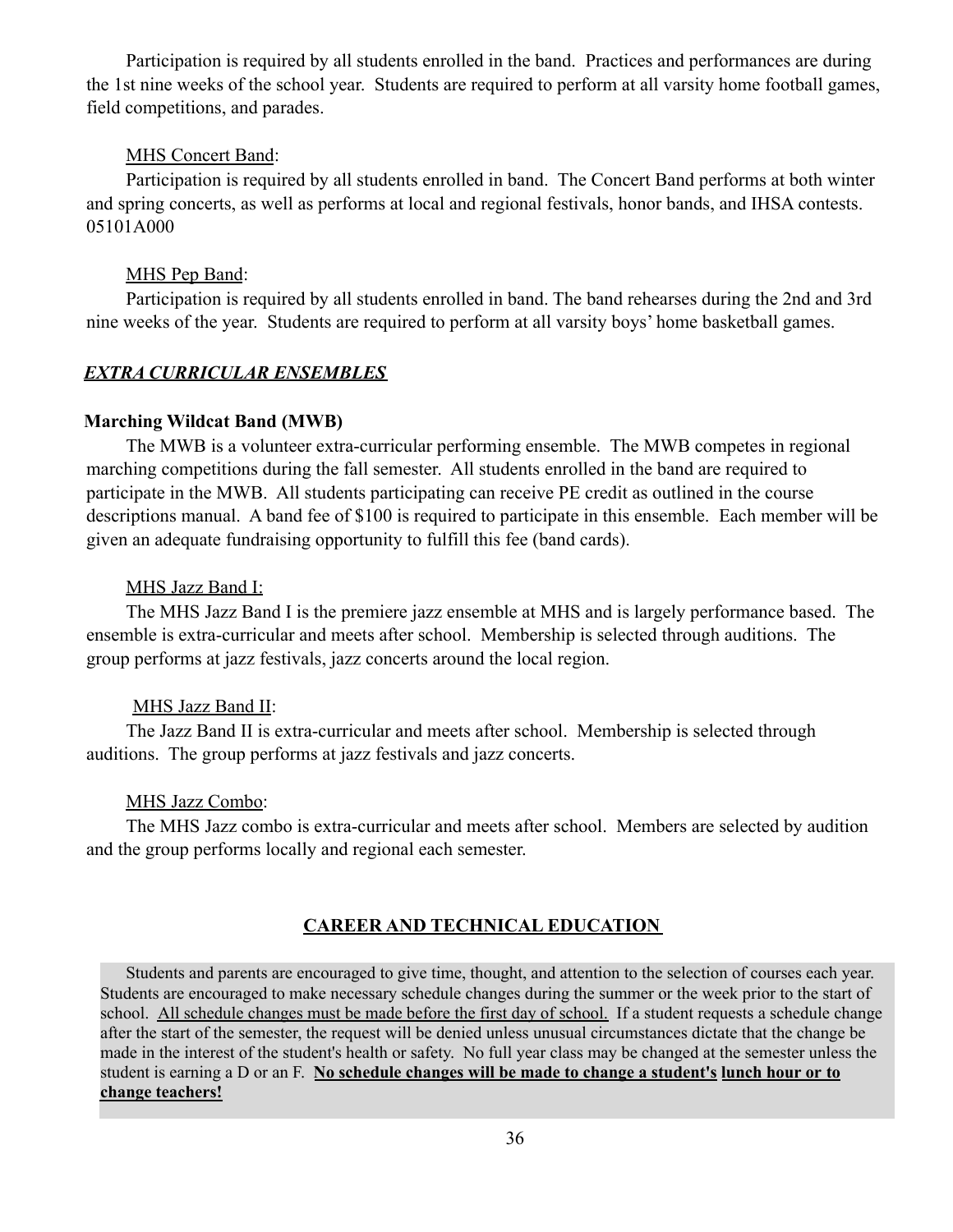Participation is required by all students enrolled in the band. Practices and performances are during the 1st nine weeks of the school year. Students are required to perform at all varsity home football games, field competitions, and parades.

MHS Concert Band:

Participation is required by all students enrolled in band. The Concert Band performs at both winter and spring concerts, as well as performs at local and regional festivals, honor bands, and IHSA contests. 05101A000

MHS Pep Band:

Participation is required by all students enrolled in band. The band rehearses during the 2nd and 3rd nine weeks of the year. Students are required to perform at all varsity boys' home basketball games.

***EXTRA CURRICULAR ENSEMBLES***

**Marching Wildcat Band (MWB)**

The MWB is a volunteer extra-curricular performing ensemble. The MWB competes in regional marching competitions during the fall semester. All students enrolled in the band are required to participate in the MWB. All students participating can receive PE credit as outlined in the course descriptions manual. A band fee of $100 is required to participate in this ensemble. Each member will be given an adequate fundraising opportunity to fulfill this fee (band cards).

MHS Jazz Band I:

The MHS Jazz Band I is the premiere jazz ensemble at MHS and is largely performance based. The ensemble is extra-curricular and meets after school. Membership is selected through auditions. The group performs at jazz festivals, jazz concerts around the local region.

MHS Jazz Band II:

The Jazz Band II is extra-curricular and meets after school. Membership is selected through auditions. The group performs at jazz festivals and jazz concerts.

MHS Jazz Combo:

The MHS Jazz combo is extra-curricular and meets after school. Members are selected by audition and the group performs locally and regional each semester.

## CAREER AND TECHNICAL EDUCATION

Students and parents are encouraged to give time, thought, and attention to the selection of courses each year. Students are encouraged to make necessary schedule changes during the summer or the week prior to the start of school. All schedule changes must be made before the first day of school. If a student requests a schedule change after the start of the semester, the request will be denied unless unusual circumstances dictate that the change be made in the interest of the student's health or safety. No full year class may be changed at the semester unless the student is earning a D or an F. **No schedule changes will be made to change a student's lunch hour or to change teachers!**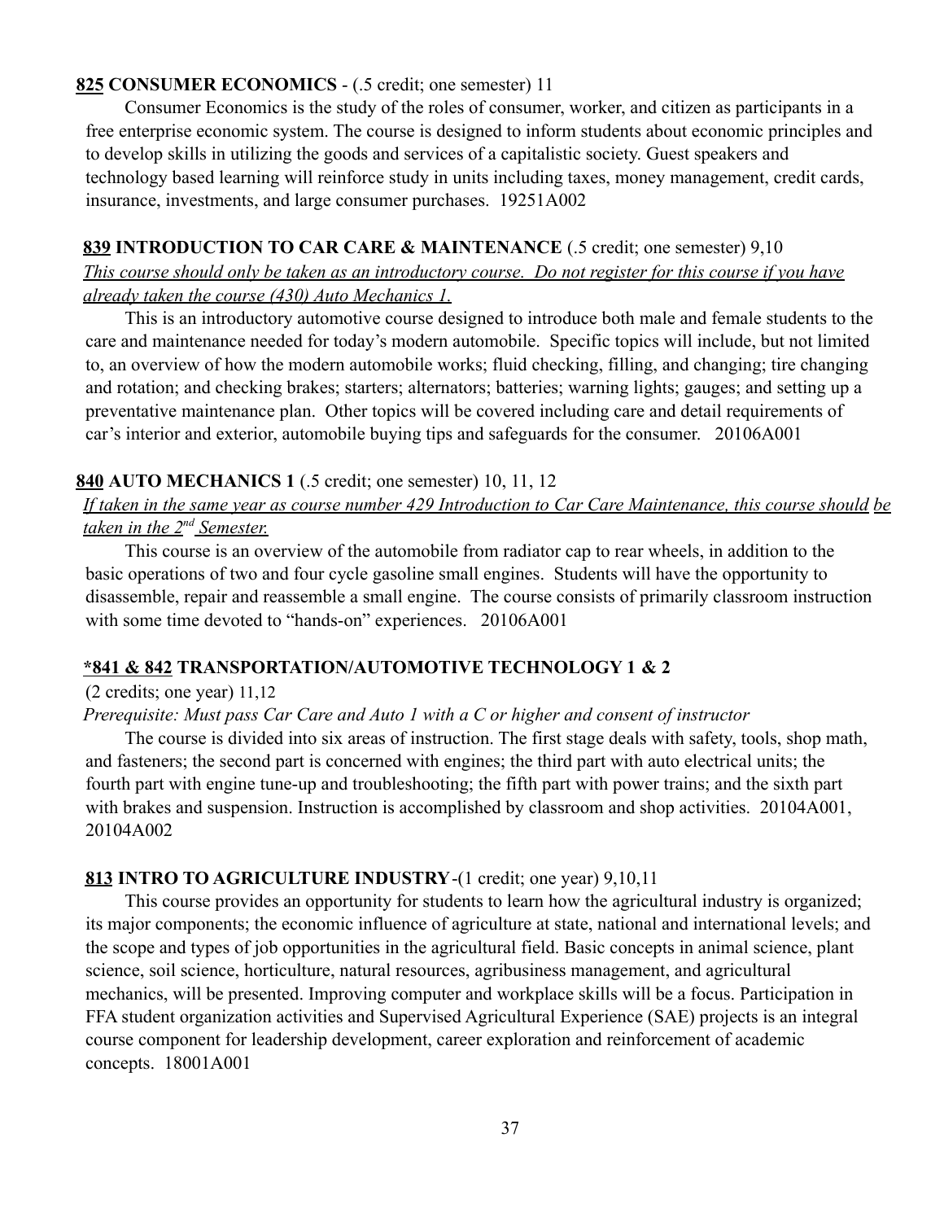**825 CONSUMER ECONOMICS** - (.5 credit; one semester) 11

Consumer Economics is the study of the roles of consumer, worker, and citizen as participants in a free enterprise economic system. The course is designed to inform students about economic principles and to develop skills in utilizing the goods and services of a capitalistic society. Guest speakers and technology based learning will reinforce study in units including taxes, money management, credit cards, insurance, investments, and large consumer purchases. 19251A002

**839 INTRODUCTION TO CAR CARE & MAINTENANCE** (.5 credit; one semester) 9,10

*This course should only be taken as an introductory course. Do not register for this course if you have already taken the course (430) Auto Mechanics 1.*

This is an introductory automotive course designed to introduce both male and female students to the care and maintenance needed for today's modern automobile. Specific topics will include, but not limited to, an overview of how the modern automobile works; fluid checking, filling, and changing; tire changing and rotation; and checking brakes; starters; alternators; batteries; warning lights; gauges; and setting up a preventative maintenance plan. Other topics will be covered including care and detail requirements of car's interior and exterior, automobile buying tips and safeguards for the consumer. 20106A001

**840 AUTO MECHANICS 1** (.5 credit; one semester) 10, 11, 12

*If taken in the same year as course number 429 Introduction to Car Care Maintenance, this course should be taken in the 2nd Semester.*

This course is an overview of the automobile from radiator cap to rear wheels, in addition to the basic operations of two and four cycle gasoline small engines. Students will have the opportunity to disassemble, repair and reassemble a small engine. The course consists of primarily classroom instruction with some time devoted to "hands-on" experiences. 20106A001

**\*841 & 842 TRANSPORTATION/AUTOMOTIVE TECHNOLOGY 1 & 2**

(2 credits; one year) 11,12

*Prerequisite: Must pass Car Care and Auto 1 with a C or higher and consent of instructor*

The course is divided into six areas of instruction. The first stage deals with safety, tools, shop math, and fasteners; the second part is concerned with engines; the third part with auto electrical units; the fourth part with engine tune-up and troubleshooting; the fifth part with power trains; and the sixth part with brakes and suspension. Instruction is accomplished by classroom and shop activities. 20104A001, 20104A002

**813 INTRO TO AGRICULTURE INDUSTRY**-(1 credit; one year) 9,10,11

This course provides an opportunity for students to learn how the agricultural industry is organized; its major components; the economic influence of agriculture at state, national and international levels; and the scope and types of job opportunities in the agricultural field. Basic concepts in animal science, plant science, soil science, horticulture, natural resources, agribusiness management, and agricultural mechanics, will be presented. Improving computer and workplace skills will be a focus. Participation in FFA student organization activities and Supervised Agricultural Experience (SAE) projects is an integral course component for leadership development, career exploration and reinforcement of academic concepts. 18001A001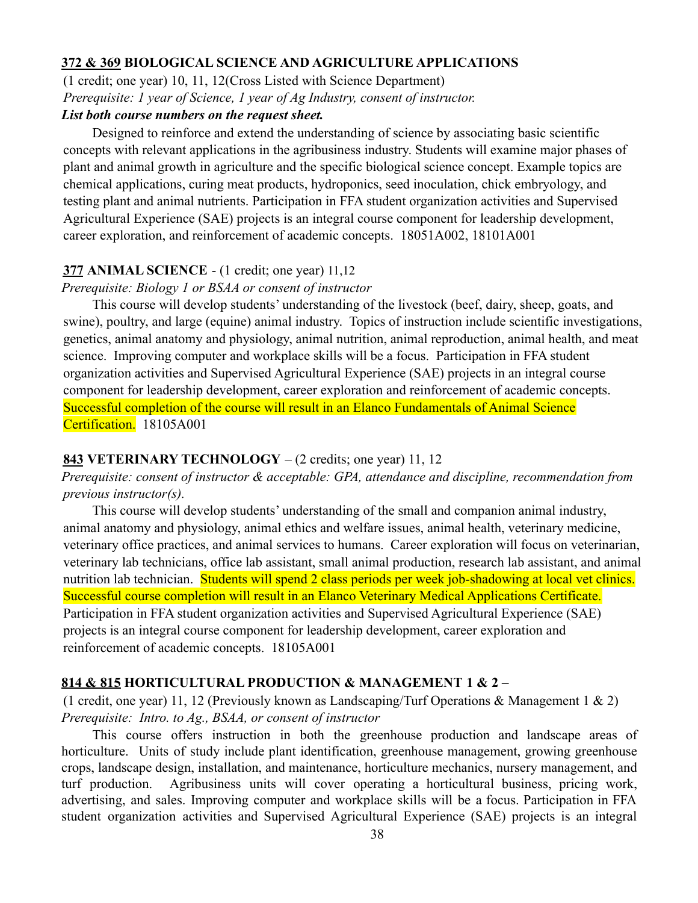**372 & 369 BIOLOGICAL SCIENCE AND AGRICULTURE APPLICATIONS**

(1 credit; one year) 10, 11, 12(Cross Listed with Science Department)

*Prerequisite: 1 year of Science, 1 year of Ag Industry, consent of instructor.*

***List both course numbers on the request sheet.***

Designed to reinforce and extend the understanding of science by associating basic scientific concepts with relevant applications in the agribusiness industry. Students will examine major phases of plant and animal growth in agriculture and the specific biological science concept. Example topics are chemical applications, curing meat products, hydroponics, seed inoculation, chick embryology, and testing plant and animal nutrients. Participation in FFA student organization activities and Supervised Agricultural Experience (SAE) projects is an integral course component for leadership development, career exploration, and reinforcement of academic concepts. 18051A002, 18101A001

**377 ANIMAL SCIENCE** - (1 credit; one year) 11,12

*Prerequisite: Biology 1 or BSAA or consent of instructor*

This course will develop students' understanding of the livestock (beef, dairy, sheep, goats, and swine), poultry, and large (equine) animal industry. Topics of instruction include scientific investigations, genetics, animal anatomy and physiology, animal nutrition, animal reproduction, animal health, and meat science. Improving computer and workplace skills will be a focus. Participation in FFA student organization activities and Supervised Agricultural Experience (SAE) projects in an integral course component for leadership development, career exploration and reinforcement of academic concepts. Successful completion of the course will result in an Elanco Fundamentals of Animal Science Certification. 18105A001

**843 VETERINARY TECHNOLOGY** – (2 credits; one year) 11, 12

*Prerequisite: consent of instructor & acceptable: GPA, attendance and discipline, recommendation from previous instructor(s).*

This course will develop students' understanding of the small and companion animal industry, animal anatomy and physiology, animal ethics and welfare issues, animal health, veterinary medicine, veterinary office practices, and animal services to humans. Career exploration will focus on veterinarian, veterinary lab technicians, office lab assistant, small animal production, research lab assistant, and animal nutrition lab technician. Students will spend 2 class periods per week job-shadowing at local vet clinics. Successful course completion will result in an Elanco Veterinary Medical Applications Certificate. Participation in FFA student organization activities and Supervised Agricultural Experience (SAE) projects is an integral course component for leadership development, career exploration and reinforcement of academic concepts. 18105A001

**814 & 815 HORTICULTURAL PRODUCTION & MANAGEMENT 1 & 2** –

(1 credit, one year) 11, 12 (Previously known as Landscaping/Turf Operations & Management 1 & 2)

*Prerequisite: Intro. to Ag., BSAA, or consent of instructor*

This course offers instruction in both the greenhouse production and landscape areas of horticulture. Units of study include plant identification, greenhouse management, growing greenhouse crops, landscape design, installation, and maintenance, horticulture mechanics, nursery management, and turf production. Agribusiness units will cover operating a horticultural business, pricing work, advertising, and sales. Improving computer and workplace skills will be a focus. Participation in FFA student organization activities and Supervised Agricultural Experience (SAE) projects is an integral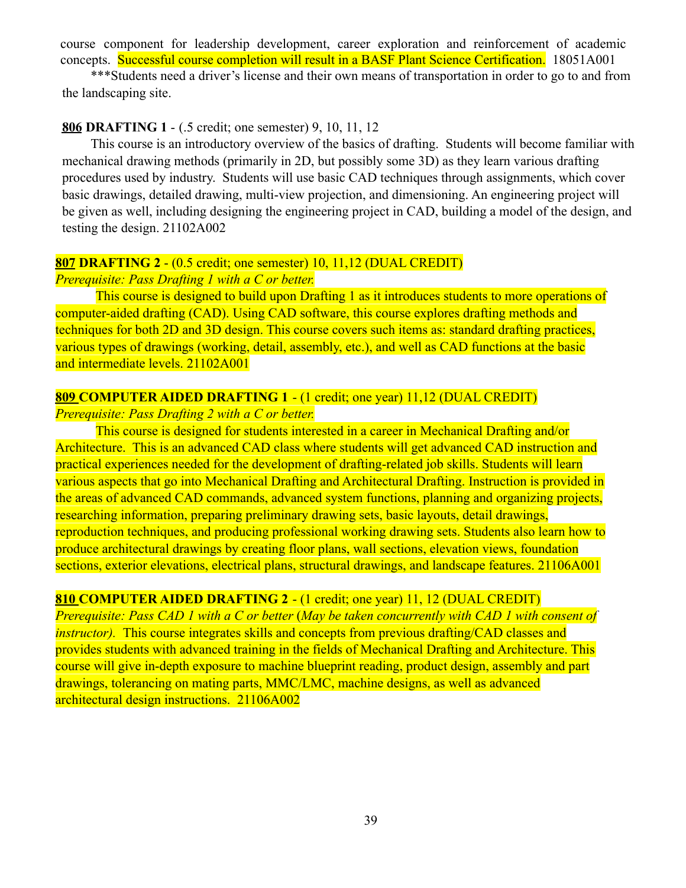course component for leadership development, career exploration and reinforcement of academic concepts. Successful course completion will result in a BASF Plant Science Certification. 18051A001

***Students need a driver's license and their own means of transportation in order to go to and from the landscaping site.

**806 DRAFTING 1** - (.5 credit; one semester) 9, 10, 11, 12

This course is an introductory overview of the basics of drafting. Students will become familiar with mechanical drawing methods (primarily in 2D, but possibly some 3D) as they learn various drafting procedures used by industry. Students will use basic CAD techniques through assignments, which cover basic drawings, detailed drawing, multi-view projection, and dimensioning. An engineering project will be given as well, including designing the engineering project in CAD, building a model of the design, and testing the design. 21102A002

**807 DRAFTING 2** - (0.5 credit; one semester) 10, 11,12 (DUAL CREDIT)

*Prerequisite: Pass Drafting 1 with a C or better.*

This course is designed to build upon Drafting 1 as it introduces students to more operations of computer-aided drafting (CAD). Using CAD software, this course explores drafting methods and techniques for both 2D and 3D design. This course covers such items as: standard drafting practices, various types of drawings (working, detail, assembly, etc.), and well as CAD functions at the basic and intermediate levels. 21102A001

**809 COMPUTER AIDED DRAFTING 1** - (1 credit; one year) 11,12 (DUAL CREDIT)

*Prerequisite: Pass Drafting 2 with a C or better.*

This course is designed for students interested in a career in Mechanical Drafting and/or Architecture. This is an advanced CAD class where students will get advanced CAD instruction and practical experiences needed for the development of drafting-related job skills. Students will learn various aspects that go into Mechanical Drafting and Architectural Drafting. Instruction is provided in the areas of advanced CAD commands, advanced system functions, planning and organizing projects, researching information, preparing preliminary drawing sets, basic layouts, detail drawings, reproduction techniques, and producing professional working drawing sets. Students also learn how to produce architectural drawings by creating floor plans, wall sections, elevation views, foundation sections, exterior elevations, electrical plans, structural drawings, and landscape features. 21106A001

**810 COMPUTER AIDED DRAFTING 2** - (1 credit; one year) 11, 12 (DUAL CREDIT)

*Prerequisite: Pass CAD 1 with a C or better (May be taken concurrently with CAD 1 with consent of instructor).* This course integrates skills and concepts from previous drafting/CAD classes and provides students with advanced training in the fields of Mechanical Drafting and Architecture. This course will give in-depth exposure to machine blueprint reading, product design, assembly and part drawings, tolerancing on mating parts, MMC/LMC, machine designs, as well as advanced architectural design instructions. 21106A002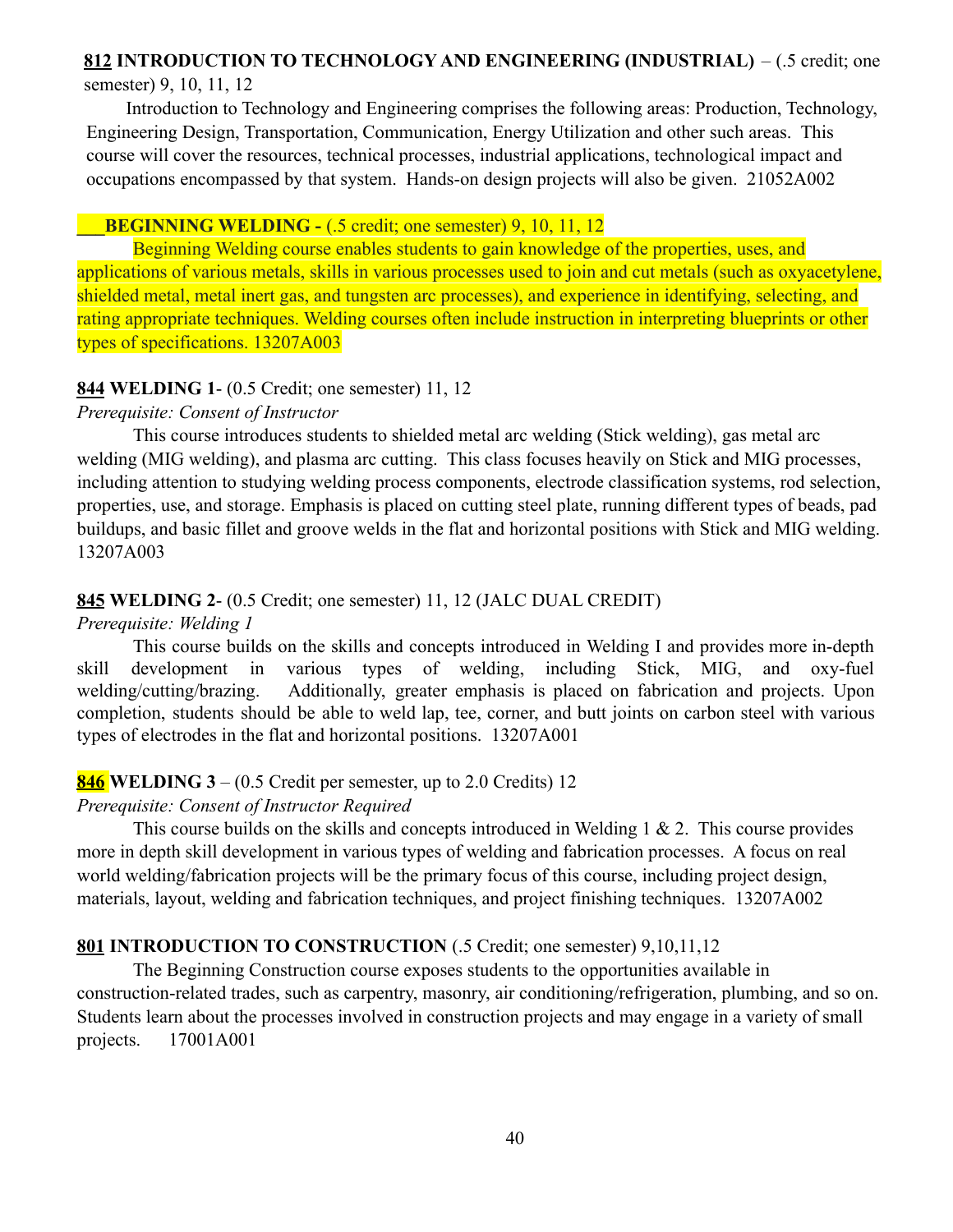**812 INTRODUCTION TO TECHNOLOGY AND ENGINEERING (INDUSTRIAL)** – (.5 credit; one semester) 9, 10, 11, 12

Introduction to Technology and Engineering comprises the following areas: Production, Technology, Engineering Design, Transportation, Communication, Energy Utilization and other such areas. This course will cover the resources, technical processes, industrial applications, technological impact and occupations encompassed by that system. Hands-on design projects will also be given. 21052A002

**___BEGINNING WELDING -** (.5 credit; one semester) 9, 10, 11, 12

Beginning Welding course enables students to gain knowledge of the properties, uses, and applications of various metals, skills in various processes used to join and cut metals (such as oxyacetylene, shielded metal, metal inert gas, and tungsten arc processes), and experience in identifying, selecting, and rating appropriate techniques. Welding courses often include instruction in interpreting blueprints or other types of specifications. 13207A003

**844 WELDING 1**- (0.5 Credit; one semester) 11, 12

*Prerequisite: Consent of Instructor*

This course introduces students to shielded metal arc welding (Stick welding), gas metal arc welding (MIG welding), and plasma arc cutting. This class focuses heavily on Stick and MIG processes, including attention to studying welding process components, electrode classification systems, rod selection, properties, use, and storage. Emphasis is placed on cutting steel plate, running different types of beads, pad buildups, and basic fillet and groove welds in the flat and horizontal positions with Stick and MIG welding. 13207A003

**845 WELDING 2**- (0.5 Credit; one semester) 11, 12 (JALC DUAL CREDIT)

*Prerequisite: Welding 1*

This course builds on the skills and concepts introduced in Welding I and provides more in-depth skill development in various types of welding, including Stick, MIG, and oxy-fuel welding/cutting/brazing. Additionally, greater emphasis is placed on fabrication and projects. Upon completion, students should be able to weld lap, tee, corner, and butt joints on carbon steel with various types of electrodes in the flat and horizontal positions. 13207A001

**846 WELDING 3** – (0.5 Credit per semester, up to 2.0 Credits) 12

*Prerequisite: Consent of Instructor Required*

This course builds on the skills and concepts introduced in Welding 1 & 2. This course provides more in depth skill development in various types of welding and fabrication processes. A focus on real world welding/fabrication projects will be the primary focus of this course, including project design, materials, layout, welding and fabrication techniques, and project finishing techniques. 13207A002

**801 INTRODUCTION TO CONSTRUCTION** (.5 Credit; one semester) 9,10,11,12

The Beginning Construction course exposes students to the opportunities available in construction-related trades, such as carpentry, masonry, air conditioning/refrigeration, plumbing, and so on. Students learn about the processes involved in construction projects and may engage in a variety of small projects. 17001A001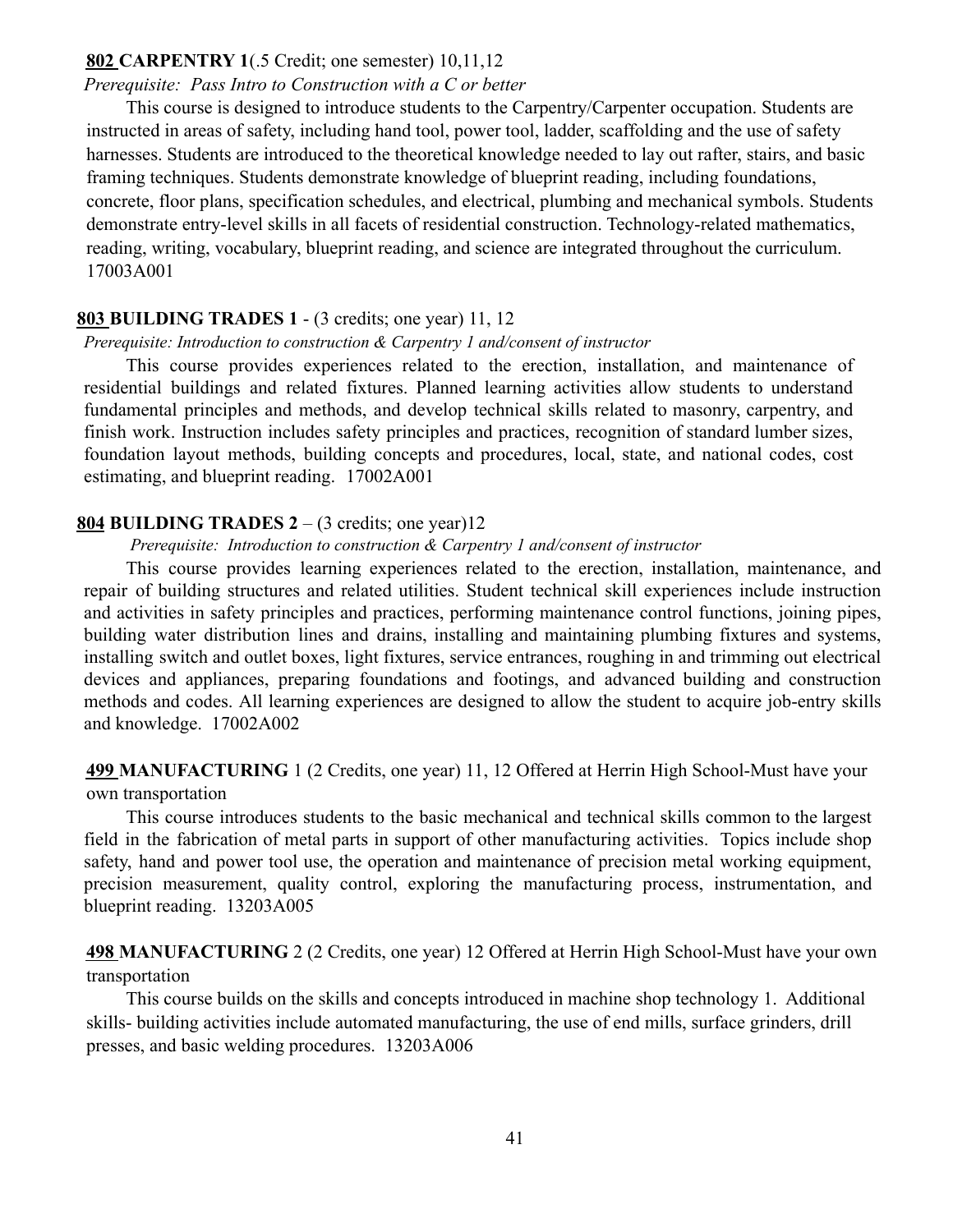**802 CARPENTRY 1**(.5 Credit; one semester) 10,11,12

*Prerequisite: Pass Intro to Construction with a C or better*

This course is designed to introduce students to the Carpentry/Carpenter occupation. Students are instructed in areas of safety, including hand tool, power tool, ladder, scaffolding and the use of safety harnesses. Students are introduced to the theoretical knowledge needed to lay out rafter, stairs, and basic framing techniques. Students demonstrate knowledge of blueprint reading, including foundations, concrete, floor plans, specification schedules, and electrical, plumbing and mechanical symbols. Students demonstrate entry-level skills in all facets of residential construction. Technology-related mathematics, reading, writing, vocabulary, blueprint reading, and science are integrated throughout the curriculum. 17003A001

**803 BUILDING TRADES 1** - (3 credits; one year) 11, 12

*Prerequisite: Introduction to construction & Carpentry 1 and/consent of instructor*

This course provides experiences related to the erection, installation, and maintenance of residential buildings and related fixtures. Planned learning activities allow students to understand fundamental principles and methods, and develop technical skills related to masonry, carpentry, and finish work. Instruction includes safety principles and practices, recognition of standard lumber sizes, foundation layout methods, building concepts and procedures, local, state, and national codes, cost estimating, and blueprint reading. 17002A001

**804 BUILDING TRADES 2** – (3 credits; one year)12

*Prerequisite: Introduction to construction & Carpentry 1 and/consent of instructor*

This course provides learning experiences related to the erection, installation, maintenance, and repair of building structures and related utilities. Student technical skill experiences include instruction and activities in safety principles and practices, performing maintenance control functions, joining pipes, building water distribution lines and drains, installing and maintaining plumbing fixtures and systems, installing switch and outlet boxes, light fixtures, service entrances, roughing in and trimming out electrical devices and appliances, preparing foundations and footings, and advanced building and construction methods and codes. All learning experiences are designed to allow the student to acquire job-entry skills and knowledge. 17002A002

**499 MANUFACTURING** 1 (2 Credits, one year) 11, 12 Offered at Herrin High School-Must have your own transportation

This course introduces students to the basic mechanical and technical skills common to the largest field in the fabrication of metal parts in support of other manufacturing activities. Topics include shop safety, hand and power tool use, the operation and maintenance of precision metal working equipment, precision measurement, quality control, exploring the manufacturing process, instrumentation, and blueprint reading. 13203A005

**498 MANUFACTURING** 2 (2 Credits, one year) 12 Offered at Herrin High School-Must have your own transportation

This course builds on the skills and concepts introduced in machine shop technology 1. Additional skills- building activities include automated manufacturing, the use of end mills, surface grinders, drill presses, and basic welding procedures. 13203A006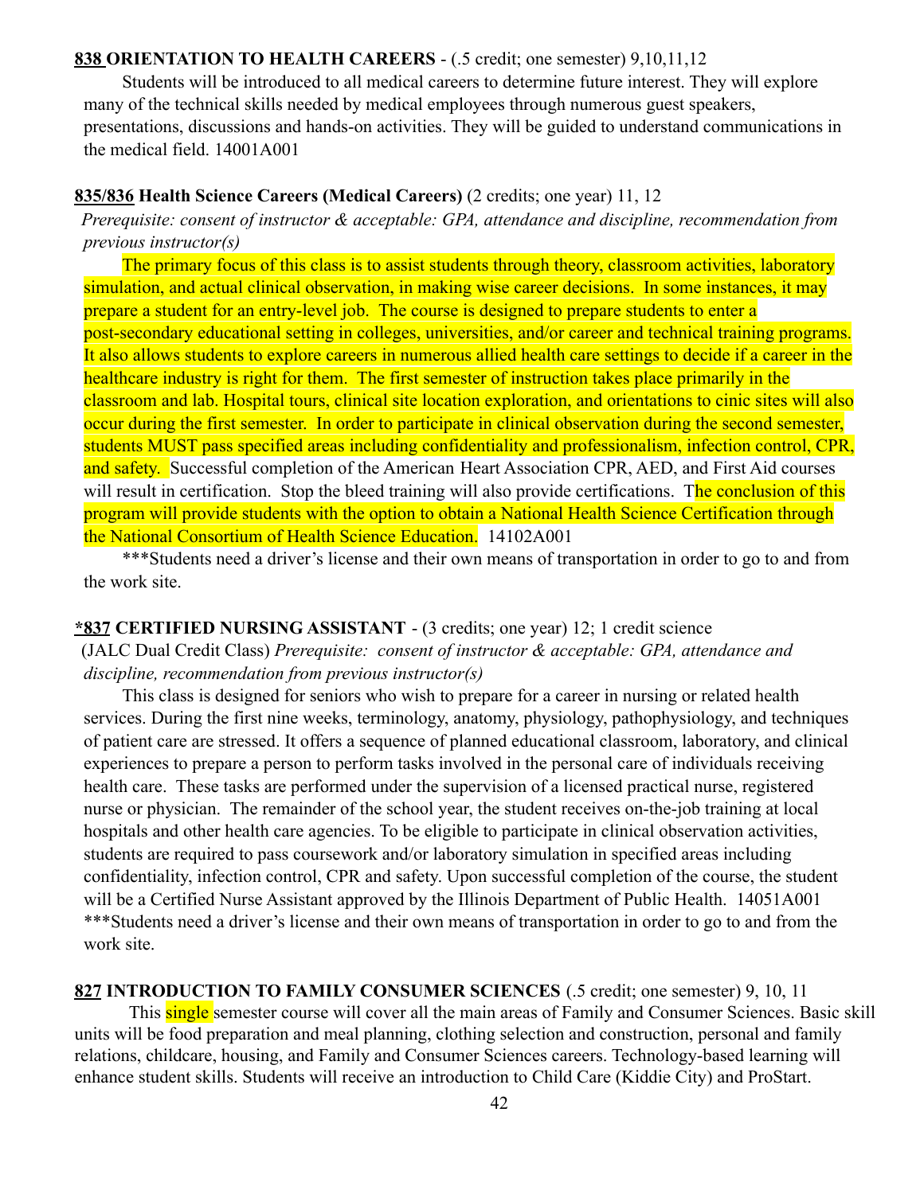**838 ORIENTATION TO HEALTH CAREERS** - (.5 credit; one semester) 9,10,11,12

Students will be introduced to all medical careers to determine future interest. They will explore many of the technical skills needed by medical employees through numerous guest speakers, presentations, discussions and hands-on activities. They will be guided to understand communications in the medical field. 14001A001

**835/836 Health Science Careers (Medical Careers)** (2 credits; one year) 11, 12

*Prerequisite: consent of instructor & acceptable: GPA, attendance and discipline, recommendation from previous instructor(s)*

The primary focus of this class is to assist students through theory, classroom activities, laboratory simulation, and actual clinical observation, in making wise career decisions. In some instances, it may prepare a student for an entry-level job. The course is designed to prepare students to enter a post-secondary educational setting in colleges, universities, and/or career and technical training programs. It also allows students to explore careers in numerous allied health care settings to decide if a career in the healthcare industry is right for them. The first semester of instruction takes place primarily in the classroom and lab. Hospital tours, clinical site location exploration, and orientations to cinic sites will also occur during the first semester. In order to participate in clinical observation during the second semester, students MUST pass specified areas including confidentiality and professionalism, infection control, CPR, and safety. Successful completion of the American Heart Association CPR, AED, and First Aid courses will result in certification. Stop the bleed training will also provide certifications. The conclusion of this program will provide students with the option to obtain a National Health Science Certification through the National Consortium of Health Science Education. 14102A001

***Students need a driver's license and their own means of transportation in order to go to and from the work site.

***837 CERTIFIED NURSING ASSISTANT** - (3 credits; one year) 12; 1 credit science

(JALC Dual Credit Class) *Prerequisite: consent of instructor & acceptable: GPA, attendance and discipline, recommendation from previous instructor(s)*

This class is designed for seniors who wish to prepare for a career in nursing or related health services. During the first nine weeks, terminology, anatomy, physiology, pathophysiology, and techniques of patient care are stressed. It offers a sequence of planned educational classroom, laboratory, and clinical experiences to prepare a person to perform tasks involved in the personal care of individuals receiving health care. These tasks are performed under the supervision of a licensed practical nurse, registered nurse or physician. The remainder of the school year, the student receives on-the-job training at local hospitals and other health care agencies. To be eligible to participate in clinical observation activities, students are required to pass coursework and/or laboratory simulation in specified areas including confidentiality, infection control, CPR and safety. Upon successful completion of the course, the student will be a Certified Nurse Assistant approved by the Illinois Department of Public Health. 14051A001

***Students need a driver's license and their own means of transportation in order to go to and from the work site.

**827 INTRODUCTION TO FAMILY CONSUMER SCIENCES** (.5 credit; one semester) 9, 10, 11

This single semester course will cover all the main areas of Family and Consumer Sciences. Basic skill units will be food preparation and meal planning, clothing selection and construction, personal and family relations, childcare, housing, and Family and Consumer Sciences careers. Technology-based learning will enhance student skills. Students will receive an introduction to Child Care (Kiddie City) and ProStart.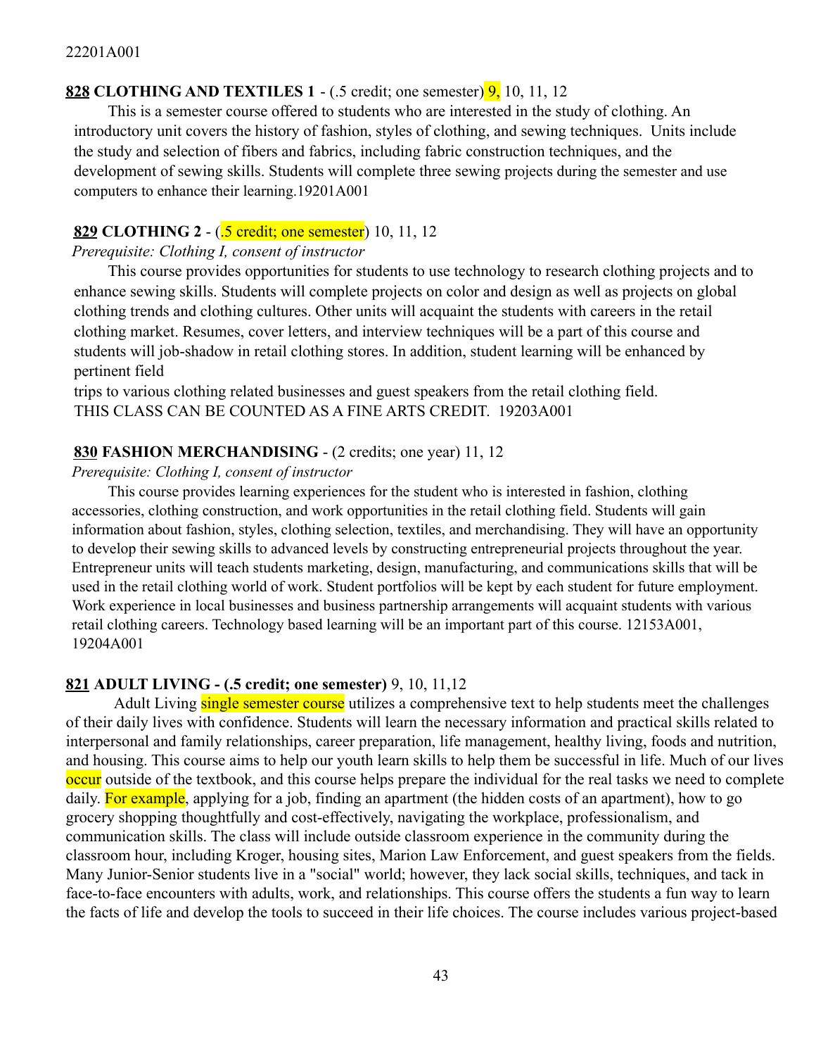22201A001

**828 CLOTHING AND TEXTILES 1** - (.5 credit; one semester) 9, 10, 11, 12

This is a semester course offered to students who are interested in the study of clothing. An introductory unit covers the history of fashion, styles of clothing, and sewing techniques. Units include the study and selection of fibers and fabrics, including fabric construction techniques, and the development of sewing skills. Students will complete three sewing projects during the semester and use computers to enhance their learning.19201A001

**829 CLOTHING 2** - (.5 credit; one semester) 10, 11, 12

*Prerequisite: Clothing I, consent of instructor*

This course provides opportunities for students to use technology to research clothing projects and to enhance sewing skills. Students will complete projects on color and design as well as projects on global clothing trends and clothing cultures. Other units will acquaint the students with careers in the retail clothing market. Resumes, cover letters, and interview techniques will be a part of this course and students will job-shadow in retail clothing stores. In addition, student learning will be enhanced by pertinent field
trips to various clothing related businesses and guest speakers from the retail clothing field.
THIS CLASS CAN BE COUNTED AS A FINE ARTS CREDIT. 19203A001

**830 FASHION MERCHANDISING** - (2 credits; one year) 11, 12

*Prerequisite: Clothing I, consent of instructor*

This course provides learning experiences for the student who is interested in fashion, clothing accessories, clothing construction, and work opportunities in the retail clothing field. Students will gain information about fashion, styles, clothing selection, textiles, and merchandising. They will have an opportunity to develop their sewing skills to advanced levels by constructing entrepreneurial projects throughout the year. Entrepreneur units will teach students marketing, design, manufacturing, and communications skills that will be used in the retail clothing world of work. Student portfolios will be kept by each student for future employment. Work experience in local businesses and business partnership arrangements will acquaint students with various retail clothing careers. Technology based learning will be an important part of this course. 12153A001, 19204A001

**821 ADULT LIVING - (.5 credit; one semester)** 9, 10, 11,12

Adult Living single semester course utilizes a comprehensive text to help students meet the challenges of their daily lives with confidence. Students will learn the necessary information and practical skills related to interpersonal and family relationships, career preparation, life management, healthy living, foods and nutrition, and housing. This course aims to help our youth learn skills to help them be successful in life. Much of our lives occur outside of the textbook, and this course helps prepare the individual for the real tasks we need to complete daily. For example, applying for a job, finding an apartment (the hidden costs of an apartment), how to go grocery shopping thoughtfully and cost-effectively, navigating the workplace, professionalism, and communication skills. The class will include outside classroom experience in the community during the classroom hour, including Kroger, housing sites, Marion Law Enforcement, and guest speakers from the fields. Many Junior-Senior students live in a "social" world; however, they lack social skills, techniques, and tack in face-to-face encounters with adults, work, and relationships. This course offers the students a fun way to learn the facts of life and develop the tools to succeed in their life choices. The course includes various project-based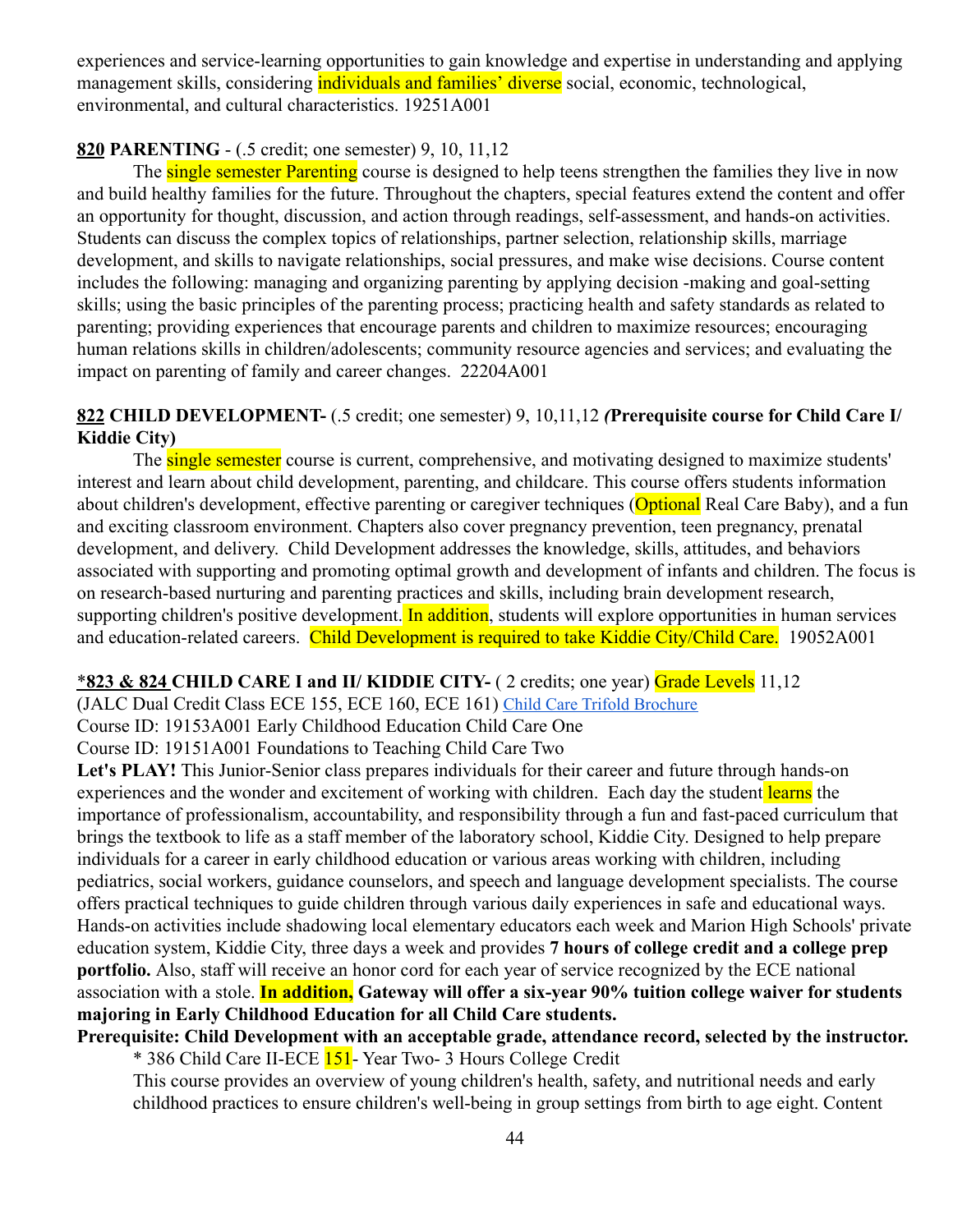experiences and service-learning opportunities to gain knowledge and expertise in understanding and applying management skills, considering individuals and families' diverse social, economic, technological, environmental, and cultural characteristics. 19251A001

**820 PARENTING** - (.5 credit; one semester) 9, 10, 11,12

The single semester Parenting course is designed to help teens strengthen the families they live in now and build healthy families for the future. Throughout the chapters, special features extend the content and offer an opportunity for thought, discussion, and action through readings, self-assessment, and hands-on activities. Students can discuss the complex topics of relationships, partner selection, relationship skills, marriage development, and skills to navigate relationships, social pressures, and make wise decisions. Course content includes the following: managing and organizing parenting by applying decision -making and goal-setting skills; using the basic principles of the parenting process; practicing health and safety standards as related to parenting; providing experiences that encourage parents and children to maximize resources; encouraging human relations skills in children/adolescents; community resource agencies and services; and evaluating the impact on parenting of family and career changes. 22204A001

**822 CHILD DEVELOPMENT-** (.5 credit; one semester) 9, 10,11,12 ***(*Prerequisite course for Child Care I/ Kiddie City)**

The single semester course is current, comprehensive, and motivating designed to maximize students' interest and learn about child development, parenting, and childcare. This course offers students information about children's development, effective parenting or caregiver techniques (Optional Real Care Baby), and a fun and exciting classroom environment. Chapters also cover pregnancy prevention, teen pregnancy, prenatal development, and delivery. Child Development addresses the knowledge, skills, attitudes, and behaviors associated with supporting and promoting optimal growth and development of infants and children. The focus is on research-based nurturing and parenting practices and skills, including brain development research, supporting children's positive development. In addition, students will explore opportunities in human services and education-related careers. Child Development is required to take Kiddie City/Child Care. 19052A001

***823 & 824 CHILD CARE I and II/ KIDDIE CITY-** ( 2 credits; one year) Grade Levels 11,12
(JALC Dual Credit Class ECE 155, ECE 160, ECE 161) Child Care Trifold Brochure
Course ID: 19153A001 Early Childhood Education Child Care One
Course ID: 19151A001 Foundations to Teaching Child Care Two

**Let's PLAY!** This Junior-Senior class prepares individuals for their career and future through hands-on experiences and the wonder and excitement of working with children. Each day the student learns the importance of professionalism, accountability, and responsibility through a fun and fast-paced curriculum that brings the textbook to life as a staff member of the laboratory school, Kiddie City. Designed to help prepare individuals for a career in early childhood education or various areas working with children, including pediatrics, social workers, guidance counselors, and speech and language development specialists. The course offers practical techniques to guide children through various daily experiences in safe and educational ways. Hands-on activities include shadowing local elementary educators each week and Marion High Schools' private education system, Kiddie City, three days a week and provides **7 hours of college credit and a college prep portfolio.** Also, staff will receive an honor cord for each year of service recognized by the ECE national association with a stole. **In addition, Gateway will offer a six-year 90% tuition college waiver for students majoring in Early Childhood Education for all Child Care students.**

**Prerequisite: Child Development with an acceptable grade, attendance record, selected by the instructor.**

\* 386 Child Care II-ECE 151- Year Two- 3 Hours College Credit

This course provides an overview of young children's health, safety, and nutritional needs and early childhood practices to ensure children's well-being in group settings from birth to age eight. Content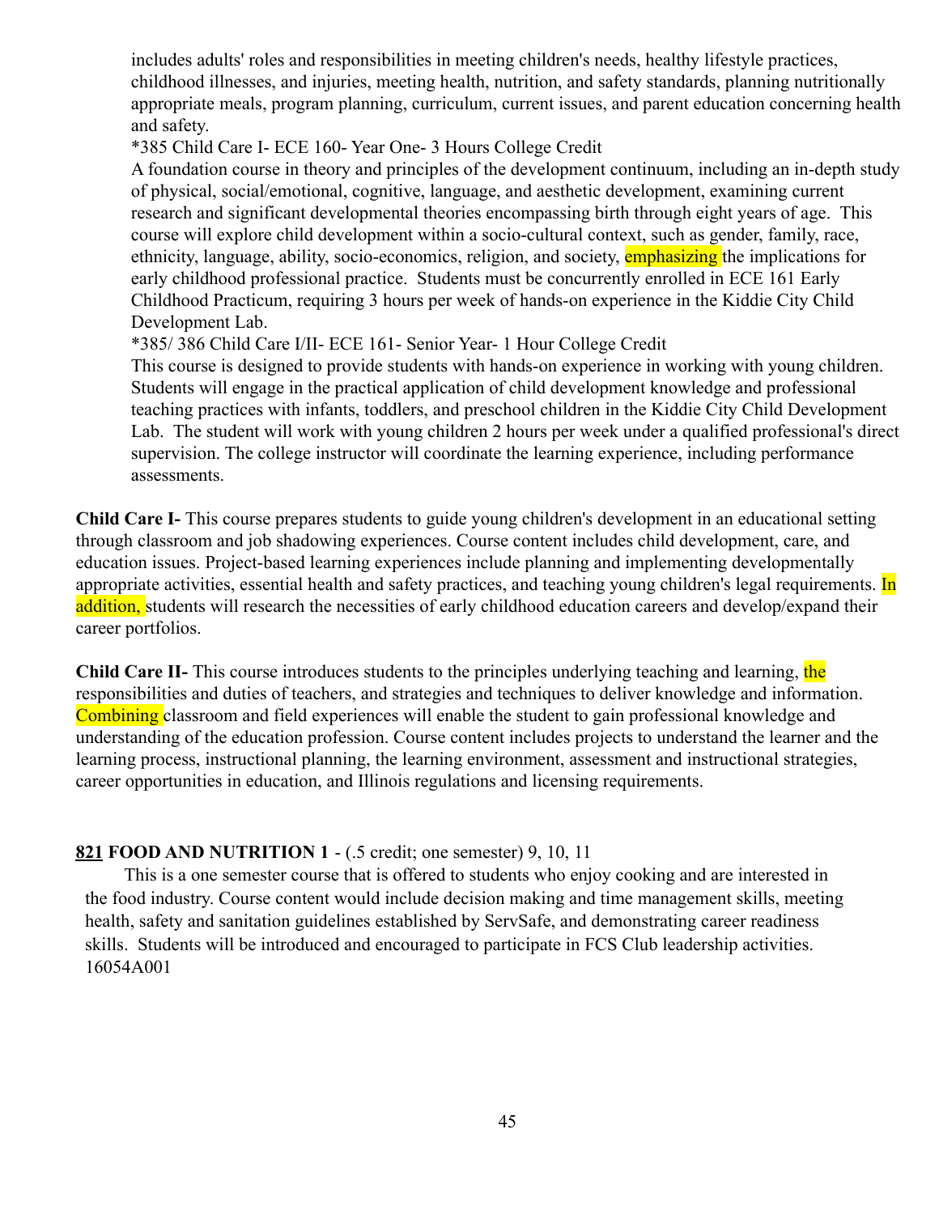includes adults' roles and responsibilities in meeting children's needs, healthy lifestyle practices, childhood illnesses, and injuries, meeting health, nutrition, and safety standards, planning nutritionally appropriate meals, program planning, curriculum, current issues, and parent education concerning health and safety.

*385 Child Care I- ECE 160- Year One- 3 Hours College Credit

A foundation course in theory and principles of the development continuum, including an in-depth study of physical, social/emotional, cognitive, language, and aesthetic development, examining current research and significant developmental theories encompassing birth through eight years of age. This course will explore child development within a socio-cultural context, such as gender, family, race, ethnicity, language, ability, socio-economics, religion, and society, emphasizing the implications for early childhood professional practice. Students must be concurrently enrolled in ECE 161 Early Childhood Practicum, requiring 3 hours per week of hands-on experience in the Kiddie City Child Development Lab.

*385/ 386 Child Care I/II- ECE 161- Senior Year- 1 Hour College Credit

This course is designed to provide students with hands-on experience in working with young children. Students will engage in the practical application of child development knowledge and professional teaching practices with infants, toddlers, and preschool children in the Kiddie City Child Development Lab. The student will work with young children 2 hours per week under a qualified professional's direct supervision. The college instructor will coordinate the learning experience, including performance assessments.

**Child Care I-** This course prepares students to guide young children's development in an educational setting through classroom and job shadowing experiences. Course content includes child development, care, and education issues. Project-based learning experiences include planning and implementing developmentally appropriate activities, essential health and safety practices, and teaching young children's legal requirements. In addition, students will research the necessities of early childhood education careers and develop/expand their career portfolios.

**Child Care II-** This course introduces students to the principles underlying teaching and learning, the responsibilities and duties of teachers, and strategies and techniques to deliver knowledge and information. Combining classroom and field experiences will enable the student to gain professional knowledge and understanding of the education profession. Course content includes projects to understand the learner and the learning process, instructional planning, the learning environment, assessment and instructional strategies, career opportunities in education, and Illinois regulations and licensing requirements.

**<u>821</u> FOOD AND NUTRITION 1** - (.5 credit; one semester) 9, 10, 11

This is a one semester course that is offered to students who enjoy cooking and are interested in the food industry. Course content would include decision making and time management skills, meeting health, safety and sanitation guidelines established by ServSafe, and demonstrating career readiness skills. Students will be introduced and encouraged to participate in FCS Club leadership activities. 16054A001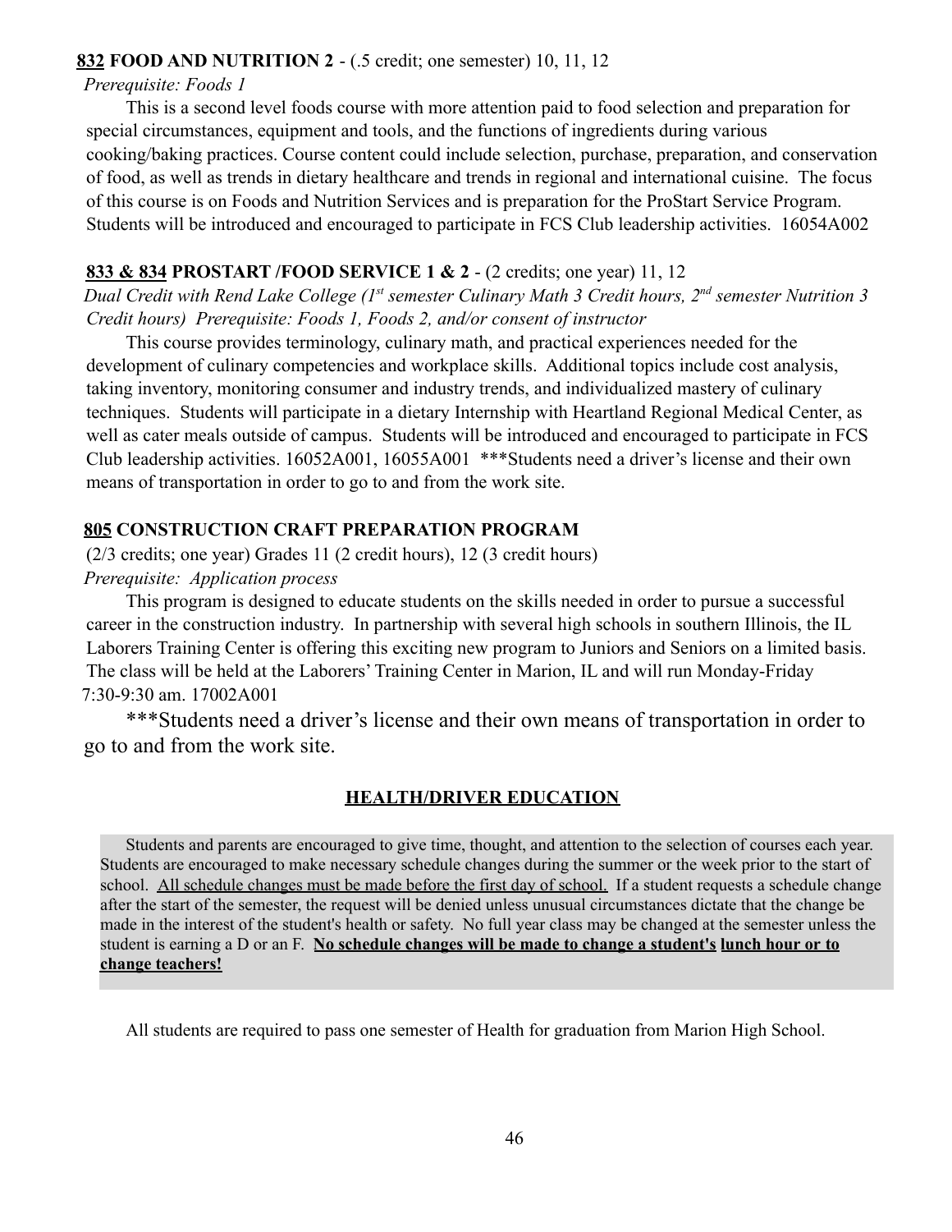**832 FOOD AND NUTRITION 2** - (.5 credit; one semester) 10, 11, 12

*Prerequisite: Foods 1*

This is a second level foods course with more attention paid to food selection and preparation for special circumstances, equipment and tools, and the functions of ingredients during various cooking/baking practices. Course content could include selection, purchase, preparation, and conservation of food, as well as trends in dietary healthcare and trends in regional and international cuisine. The focus of this course is on Foods and Nutrition Services and is preparation for the ProStart Service Program. Students will be introduced and encouraged to participate in FCS Club leadership activities. 16054A002

**833 & 834 PROSTART /FOOD SERVICE 1 & 2** - (2 credits; one year) 11, 12

*Dual Credit with Rend Lake College (1st semester Culinary Math 3 Credit hours, 2nd semester Nutrition 3 Credit hours) Prerequisite: Foods 1, Foods 2, and/or consent of instructor*

This course provides terminology, culinary math, and practical experiences needed for the development of culinary competencies and workplace skills. Additional topics include cost analysis, taking inventory, monitoring consumer and industry trends, and individualized mastery of culinary techniques. Students will participate in a dietary Internship with Heartland Regional Medical Center, as well as cater meals outside of campus. Students will be introduced and encouraged to participate in FCS Club leadership activities. 16052A001, 16055A001 ***Students need a driver's license and their own means of transportation in order to go to and from the work site.

**805 CONSTRUCTION CRAFT PREPARATION PROGRAM**

(2/3 credits; one year) Grades 11 (2 credit hours), 12 (3 credit hours)

*Prerequisite: Application process*

This program is designed to educate students on the skills needed in order to pursue a successful career in the construction industry. In partnership with several high schools in southern Illinois, the IL Laborers Training Center is offering this exciting new program to Juniors and Seniors on a limited basis. The class will be held at the Laborers' Training Center in Marion, IL and will run Monday-Friday 7:30-9:30 am. 17002A001

***Students need a driver's license and their own means of transportation in order to go to and from the work site.

## HEALTH/DRIVER EDUCATION

Students and parents are encouraged to give time, thought, and attention to the selection of courses each year. Students are encouraged to make necessary schedule changes during the summer or the week prior to the start of school. All schedule changes must be made before the first day of school. If a student requests a schedule change after the start of the semester, the request will be denied unless unusual circumstances dictate that the change be made in the interest of the student's health or safety. No full year class may be changed at the semester unless the student is earning a D or an F. **No schedule changes will be made to change a student's lunch hour or to change teachers!**

All students are required to pass one semester of Health for graduation from Marion High School.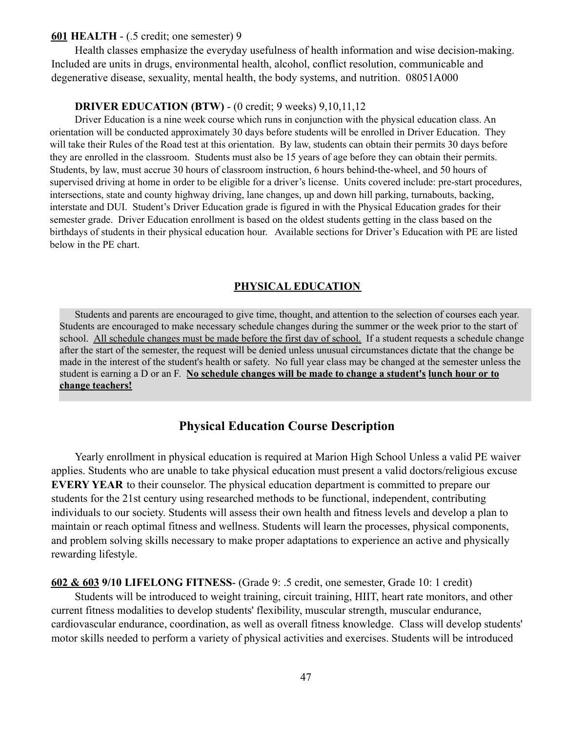**<u>601</u> HEALTH** - (.5 credit; one semester) 9

Health classes emphasize the everyday usefulness of health information and wise decision-making. Included are units in drugs, environmental health, alcohol, conflict resolution, communicable and degenerative disease, sexuality, mental health, the body systems, and nutrition. 08051A000

**DRIVER EDUCATION (BTW)** - (0 credit; 9 weeks) 9,10,11,12

Driver Education is a nine week course which runs in conjunction with the physical education class. An orientation will be conducted approximately 30 days before students will be enrolled in Driver Education. They will take their Rules of the Road test at this orientation. By law, students can obtain their permits 30 days before they are enrolled in the classroom. Students must also be 15 years of age before they can obtain their permits. Students, by law, must accrue 30 hours of classroom instruction, 6 hours behind-the-wheel, and 50 hours of supervised driving at home in order to be eligible for a driver's license. Units covered include: pre-start procedures, intersections, state and county highway driving, lane changes, up and down hill parking, turnabouts, backing, interstate and DUI. Student's Driver Education grade is figured in with the Physical Education grades for their semester grade. Driver Education enrollment is based on the oldest students getting in the class based on the birthdays of students in their physical education hour. Available sections for Driver's Education with PE are listed below in the PE chart.

## PHYSICAL EDUCATION

Students and parents are encouraged to give time, thought, and attention to the selection of courses each year. Students are encouraged to make necessary schedule changes during the summer or the week prior to the start of school. <u>All schedule changes must be made before the first day of school.</u> If a student requests a schedule change after the start of the semester, the request will be denied unless unusual circumstances dictate that the change be made in the interest of the student's health or safety. No full year class may be changed at the semester unless the student is earning a D or an F. **<u>No schedule changes will be made to change a student's lunch hour or to change teachers!</u>**

## Physical Education Course Description

Yearly enrollment in physical education is required at Marion High School Unless a valid PE waiver applies. Students who are unable to take physical education must present a valid doctors/religious excuse **EVERY YEAR** to their counselor. The physical education department is committed to prepare our students for the 21st century using researched methods to be functional, independent, contributing individuals to our society. Students will assess their own health and fitness levels and develop a plan to maintain or reach optimal fitness and wellness. Students will learn the processes, physical components, and problem solving skills necessary to make proper adaptations to experience an active and physically rewarding lifestyle.

**<u>602 & 603</u> 9/10 LIFELONG FITNESS**- (Grade 9: .5 credit, one semester, Grade 10: 1 credit)

Students will be introduced to weight training, circuit training, HIIT, heart rate monitors, and other current fitness modalities to develop students' flexibility, muscular strength, muscular endurance, cardiovascular endurance, coordination, as well as overall fitness knowledge. Class will develop students' motor skills needed to perform a variety of physical activities and exercises. Students will be introduced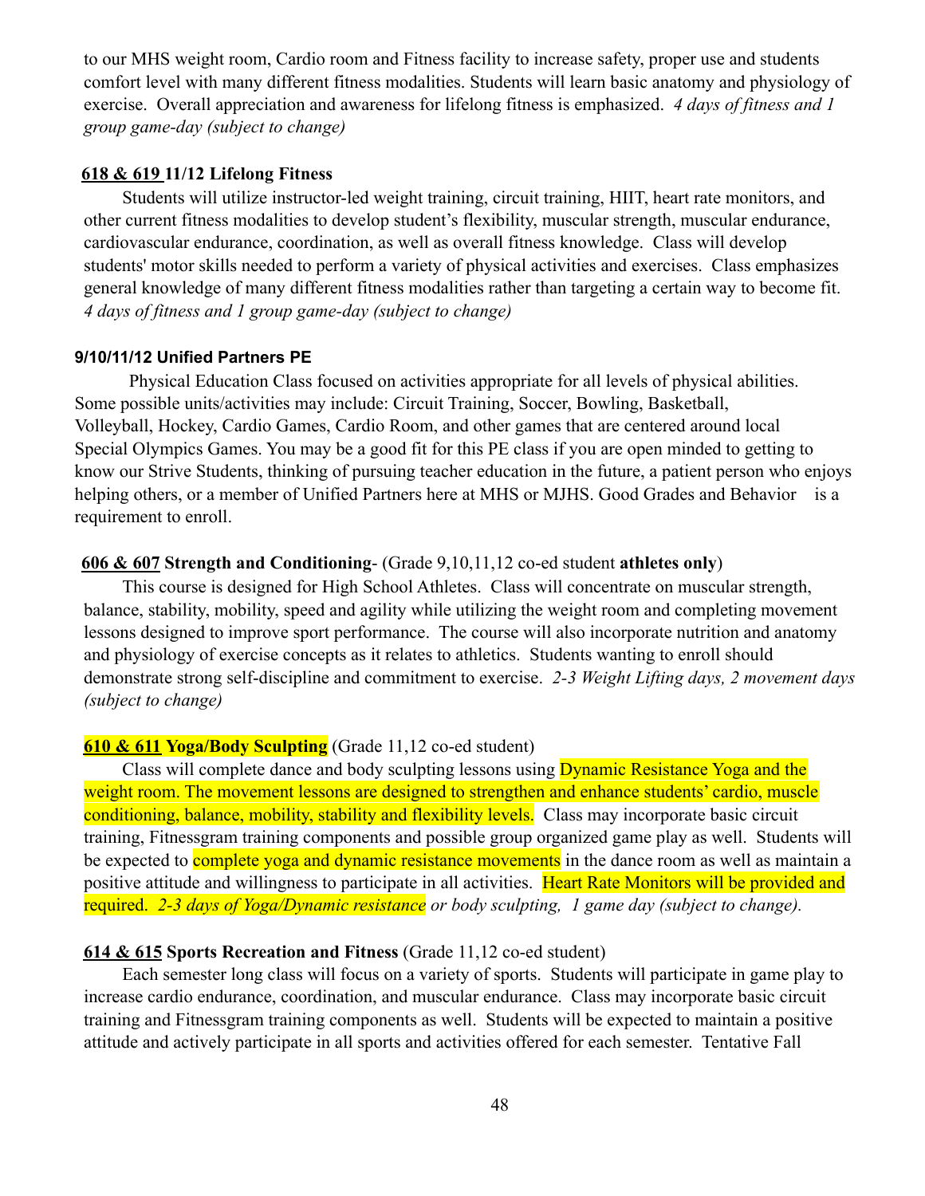to our MHS weight room, Cardio room and Fitness facility to increase safety, proper use and students comfort level with many different fitness modalities. Students will learn basic anatomy and physiology of exercise. Overall appreciation and awareness for lifelong fitness is emphasized. *4 days of fitness and 1 group game-day (subject to change)*

**618 & 619 11/12 Lifelong Fitness**

Students will utilize instructor-led weight training, circuit training, HIIT, heart rate monitors, and other current fitness modalities to develop student's flexibility, muscular strength, muscular endurance, cardiovascular endurance, coordination, as well as overall fitness knowledge. Class will develop students' motor skills needed to perform a variety of physical activities and exercises. Class emphasizes general knowledge of many different fitness modalities rather than targeting a certain way to become fit. *4 days of fitness and 1 group game-day (subject to change)*

**9/10/11/12 Unified Partners PE**

Physical Education Class focused on activities appropriate for all levels of physical abilities. Some possible units/activities may include: Circuit Training, Soccer, Bowling, Basketball, Volleyball, Hockey, Cardio Games, Cardio Room, and other games that are centered around local Special Olympics Games. You may be a good fit for this PE class if you are open minded to getting to know our Strive Students, thinking of pursuing teacher education in the future, a patient person who enjoys helping others, or a member of Unified Partners here at MHS or MJHS. Good Grades and Behavior is a requirement to enroll.

**606 & 607 Strength and Conditioning**- (Grade 9,10,11,12 co-ed student **athletes only**)

This course is designed for High School Athletes. Class will concentrate on muscular strength, balance, stability, mobility, speed and agility while utilizing the weight room and completing movement lessons designed to improve sport performance. The course will also incorporate nutrition and anatomy and physiology of exercise concepts as it relates to athletics. Students wanting to enroll should demonstrate strong self-discipline and commitment to exercise. *2-3 Weight Lifting days, 2 movement days (subject to change)*

**610 & 611 Yoga/Body Sculpting** (Grade 11,12 co-ed student)

Class will complete dance and body sculpting lessons using Dynamic Resistance Yoga and the weight room. The movement lessons are designed to strengthen and enhance students' cardio, muscle conditioning, balance, mobility, stability and flexibility levels. Class may incorporate basic circuit training, Fitnessgram training components and possible group organized game play as well. Students will be expected to complete yoga and dynamic resistance movements in the dance room as well as maintain a positive attitude and willingness to participate in all activities. Heart Rate Monitors will be provided and required. *2-3 days of Yoga/Dynamic resistance or body sculpting, 1 game day (subject to change).*

**614 & 615 Sports Recreation and Fitness** (Grade 11,12 co-ed student)

Each semester long class will focus on a variety of sports. Students will participate in game play to increase cardio endurance, coordination, and muscular endurance. Class may incorporate basic circuit training and Fitnessgram training components as well. Students will be expected to maintain a positive attitude and actively participate in all sports and activities offered for each semester. Tentative Fall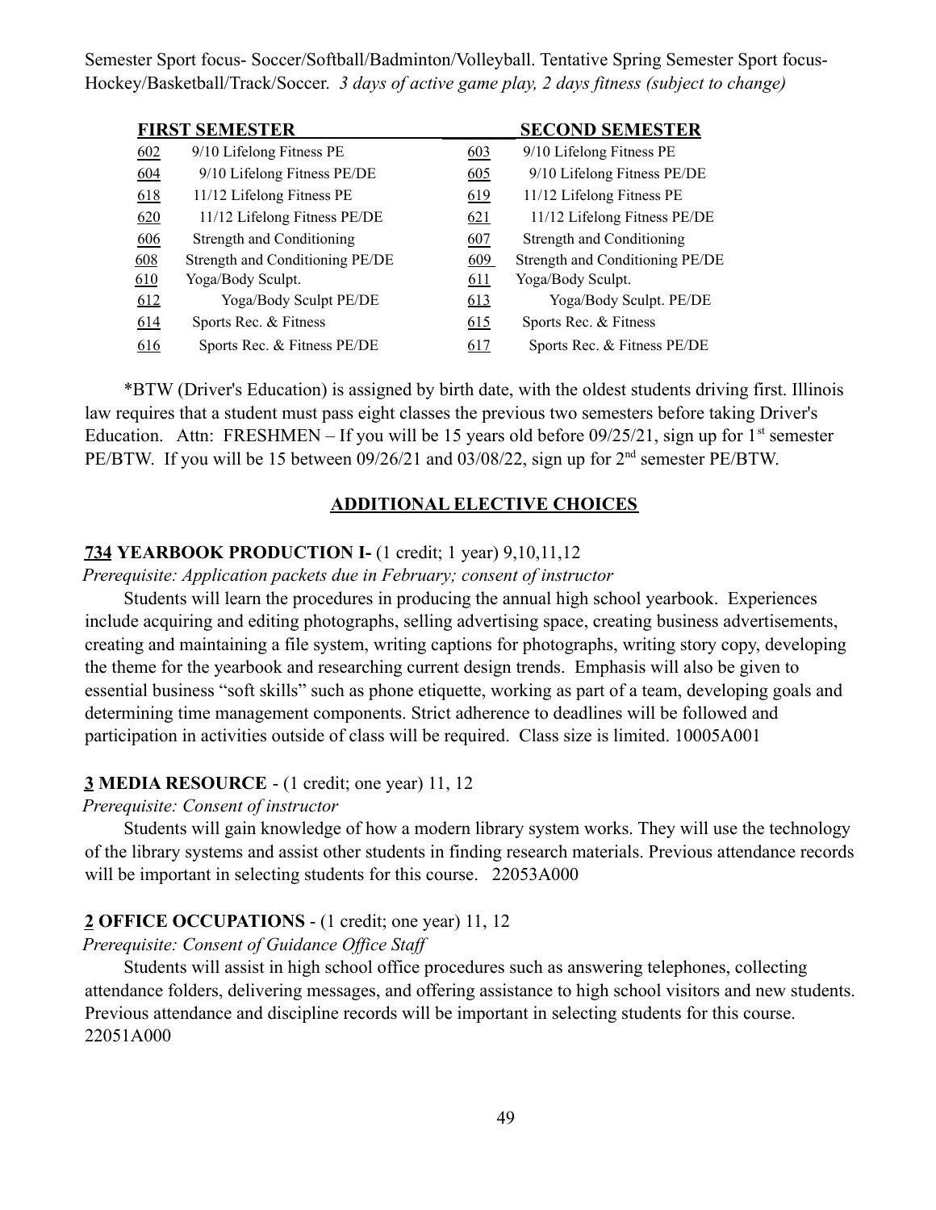Semester Sport focus- Soccer/Softball/Badminton/Volleyball. Tentative Spring Semester Sport focus- Hockey/Basketball/Track/Soccer. *3 days of active game play, 2 days fitness (subject to change)*

| **FIRST SEMESTER** | | **SECOND SEMESTER** | |
|---|---|---|---|
| 602 | 9/10 Lifelong Fitness PE | 603 | 9/10 Lifelong Fitness PE |
| 604 | 9/10 Lifelong Fitness PE/DE | 605 | 9/10 Lifelong Fitness PE/DE |
| 618 | 11/12 Lifelong Fitness PE | 619 | 11/12 Lifelong Fitness PE |
| 620 | 11/12 Lifelong Fitness PE/DE | 621 | 11/12 Lifelong Fitness PE/DE |
| 606 | Strength and Conditioning | 607 | Strength and Conditioning |
| 608 | Strength and Conditioning PE/DE | 609 | Strength and Conditioning PE/DE |
| 610 | Yoga/Body Sculpt. | 611 | Yoga/Body Sculpt. |
| 612 | Yoga/Body Sculpt PE/DE | 613 | Yoga/Body Sculpt. PE/DE |
| 614 | Sports Rec. & Fitness | 615 | Sports Rec. & Fitness |
| 616 | Sports Rec. & Fitness PE/DE | 617 | Sports Rec. & Fitness PE/DE |

*BTW (Driver's Education) is assigned by birth date, with the oldest students driving first. Illinois law requires that a student must pass eight classes the previous two semesters before taking Driver's Education. Attn: FRESHMEN – If you will be 15 years old before 09/25/21, sign up for 1st semester PE/BTW. If you will be 15 between 09/26/21 and 03/08/22, sign up for 2nd semester PE/BTW.

## ADDITIONAL ELECTIVE CHOICES

**734 YEARBOOK PRODUCTION I-** (1 credit; 1 year) 9,10,11,12

*Prerequisite: Application packets due in February; consent of instructor*

Students will learn the procedures in producing the annual high school yearbook. Experiences include acquiring and editing photographs, selling advertising space, creating business advertisements, creating and maintaining a file system, writing captions for photographs, writing story copy, developing the theme for the yearbook and researching current design trends. Emphasis will also be given to essential business "soft skills" such as phone etiquette, working as part of a team, developing goals and determining time management components. Strict adherence to deadlines will be followed and participation in activities outside of class will be required. Class size is limited. 10005A001

**3 MEDIA RESOURCE** - (1 credit; one year) 11, 12

*Prerequisite: Consent of instructor*

Students will gain knowledge of how a modern library system works. They will use the technology of the library systems and assist other students in finding research materials. Previous attendance records will be important in selecting students for this course. 22053A000

**2 OFFICE OCCUPATIONS** - (1 credit; one year) 11, 12

*Prerequisite: Consent of Guidance Office Staff*

Students will assist in high school office procedures such as answering telephones, collecting attendance folders, delivering messages, and offering assistance to high school visitors and new students. Previous attendance and discipline records will be important in selecting students for this course. 22051A000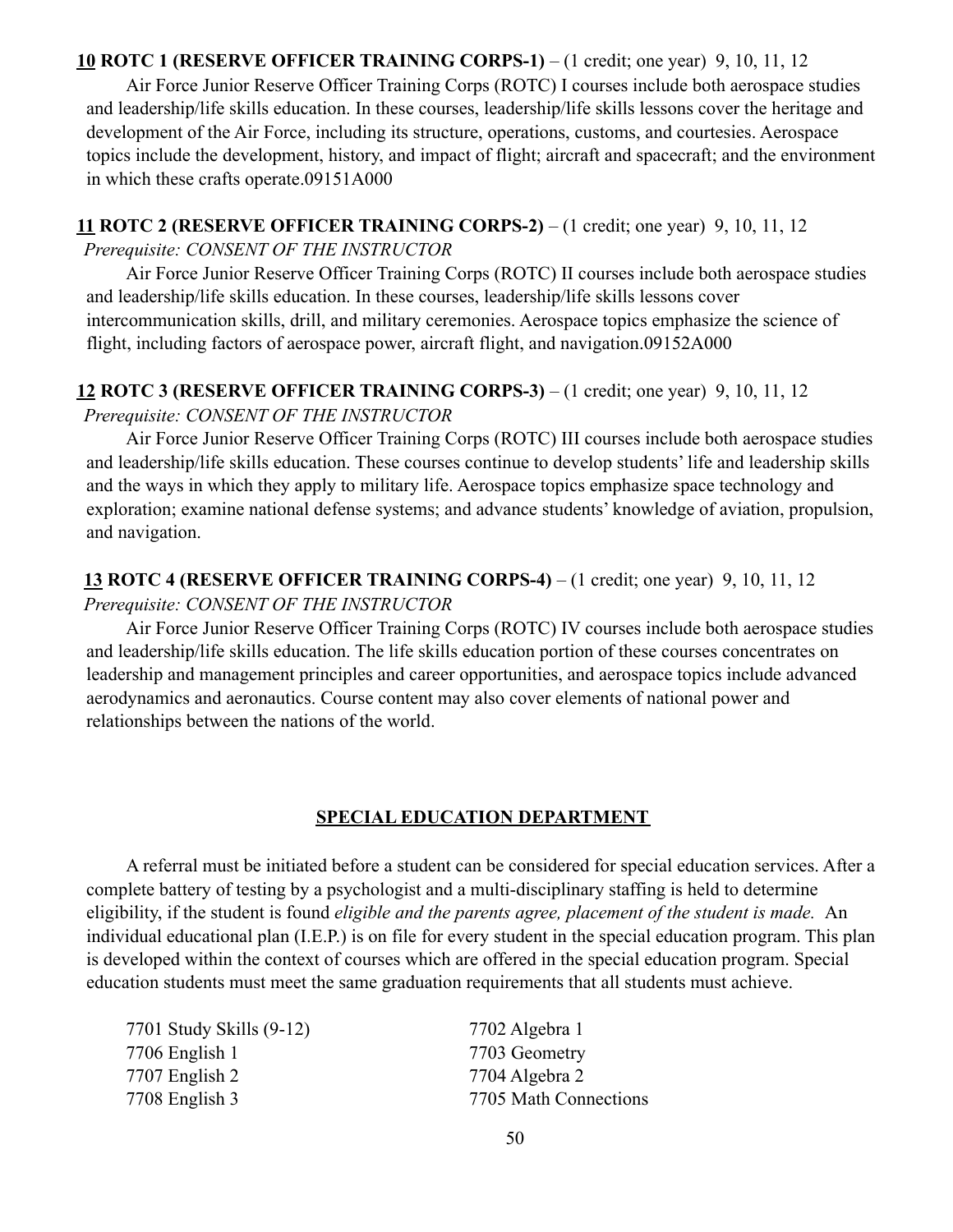**<u>10</u> ROTC 1 (RESERVE OFFICER TRAINING CORPS-1)** – (1 credit; one year) 9, 10, 11, 12

Air Force Junior Reserve Officer Training Corps (ROTC) I courses include both aerospace studies and leadership/life skills education. In these courses, leadership/life skills lessons cover the heritage and development of the Air Force, including its structure, operations, customs, and courtesies. Aerospace topics include the development, history, and impact of flight; aircraft and spacecraft; and the environment in which these crafts operate.09151A000

**<u>11</u> ROTC 2 (RESERVE OFFICER TRAINING CORPS-2)** – (1 credit; one year) 9, 10, 11, 12
*Prerequisite: CONSENT OF THE INSTRUCTOR*

Air Force Junior Reserve Officer Training Corps (ROTC) II courses include both aerospace studies and leadership/life skills education. In these courses, leadership/life skills lessons cover intercommunication skills, drill, and military ceremonies. Aerospace topics emphasize the science of flight, including factors of aerospace power, aircraft flight, and navigation.09152A000

**<u>12</u> ROTC 3 (RESERVE OFFICER TRAINING CORPS-3)** – (1 credit; one year) 9, 10, 11, 12
*Prerequisite: CONSENT OF THE INSTRUCTOR*

Air Force Junior Reserve Officer Training Corps (ROTC) III courses include both aerospace studies and leadership/life skills education. These courses continue to develop students' life and leadership skills and the ways in which they apply to military life. Aerospace topics emphasize space technology and exploration; examine national defense systems; and advance students' knowledge of aviation, propulsion, and navigation.

**<u>13</u> ROTC 4 (RESERVE OFFICER TRAINING CORPS-4)** – (1 credit; one year) 9, 10, 11, 12
*Prerequisite: CONSENT OF THE INSTRUCTOR*

Air Force Junior Reserve Officer Training Corps (ROTC) IV courses include both aerospace studies and leadership/life skills education. The life skills education portion of these courses concentrates on leadership and management principles and career opportunities, and aerospace topics include advanced aerodynamics and aeronautics. Course content may also cover elements of national power and relationships between the nations of the world.

## SPECIAL EDUCATION DEPARTMENT

A referral must be initiated before a student can be considered for special education services. After a complete battery of testing by a psychologist and a multi-disciplinary staffing is held to determine eligibility, if the student is found *eligible and the parents agree, placement of the student is made.* An individual educational plan (I.E.P.) is on file for every student in the special education program. This plan is developed within the context of courses which are offered in the special education program. Special education students must meet the same graduation requirements that all students must achieve.

- 7701 Study Skills (9-12)
- 7706 English 1
- 7707 English 2
- 7708 English 3
- 7702 Algebra 1
- 7703 Geometry
- 7704 Algebra 2
- 7705 Math Connections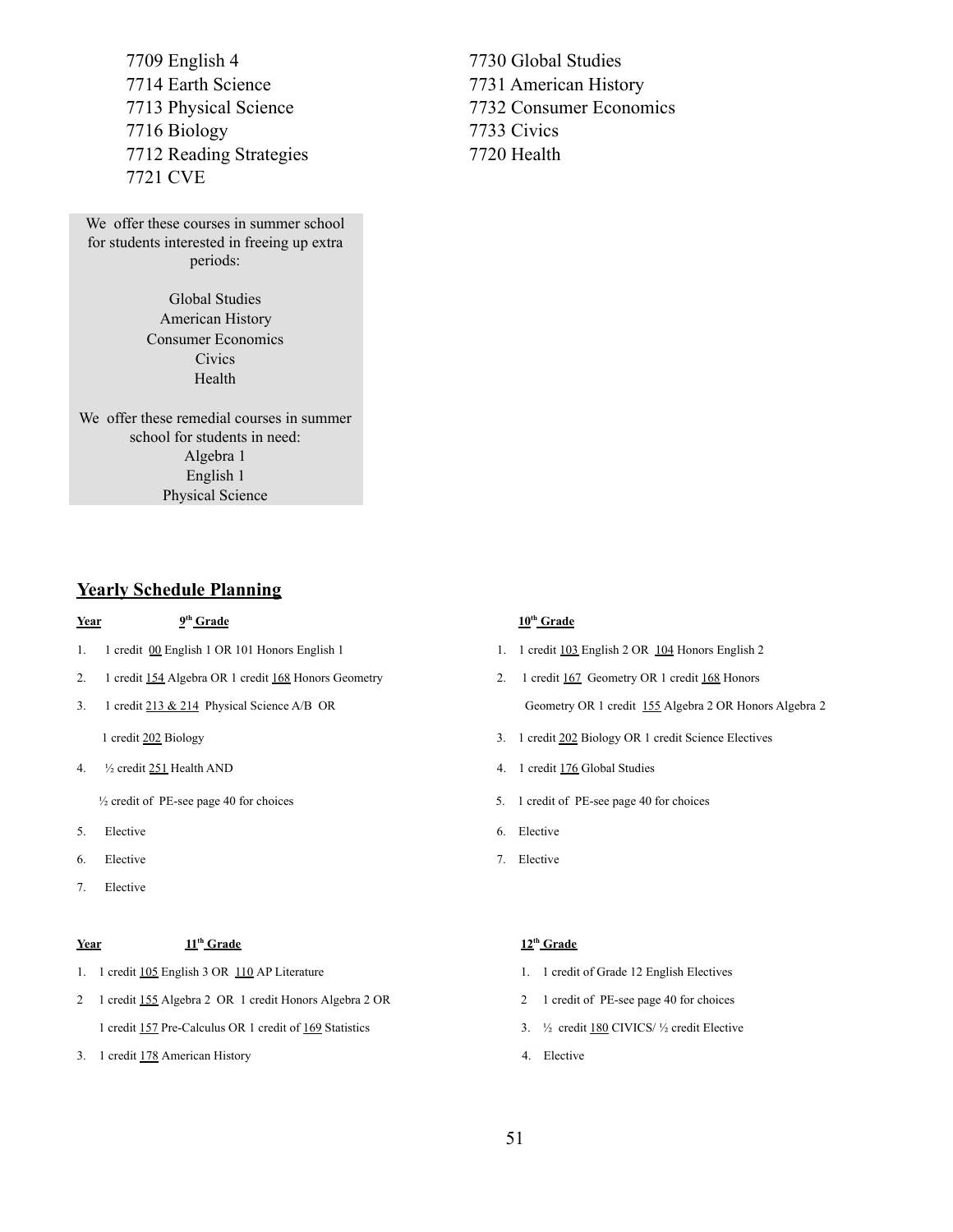7709 English 4
7714 Earth Science
7713 Physical Science
7716 Biology
7712 Reading Strategies
7721 CVE

7730 Global Studies
7731 American History
7732 Consumer Economics
7733 Civics
7720 Health

We offer these courses in summer school for students interested in freeing up extra periods:

Global Studies
American History
Consumer Economics
Civics
Health

We offer these remedial courses in summer school for students in need:
Algebra 1
English 1
Physical Science

## Yearly Schedule Planning

**Year** **9th Grade**

1. 1 credit 00 English 1 OR 101 Honors English 1
2. 1 credit 154 Algebra OR 1 credit 168 Honors Geometry
3. 1 credit 213 & 214 Physical Science A/B OR
   1 credit 202 Biology
4. ½ credit 251 Health AND
   ½ credit of PE-see page 40 for choices
5. Elective
6. Elective
7. Elective

**10th Grade**

1. 1 credit 103 English 2 OR 104 Honors English 2
2. 1 credit 167 Geometry OR 1 credit 168 Honors
   Geometry OR 1 credit 155 Algebra 2 OR Honors Algebra 2
3. 1 credit 202 Biology OR 1 credit Science Electives
4. 1 credit 176 Global Studies
5. 1 credit of PE-see page 40 for choices
6. Elective
7. Elective

**Year** **11th Grade**

1. 1 credit 105 English 3 OR 110 AP Literature
2. 1 credit 155 Algebra 2 OR 1 credit Honors Algebra 2 OR
   1 credit 157 Pre-Calculus OR 1 credit of 169 Statistics
3. 1 credit 178 American History

**12th Grade**

1. 1 credit of Grade 12 English Electives
2. 1 credit of PE-see page 40 for choices
3. ½ credit 180 CIVICS/ ½ credit Elective
4. Elective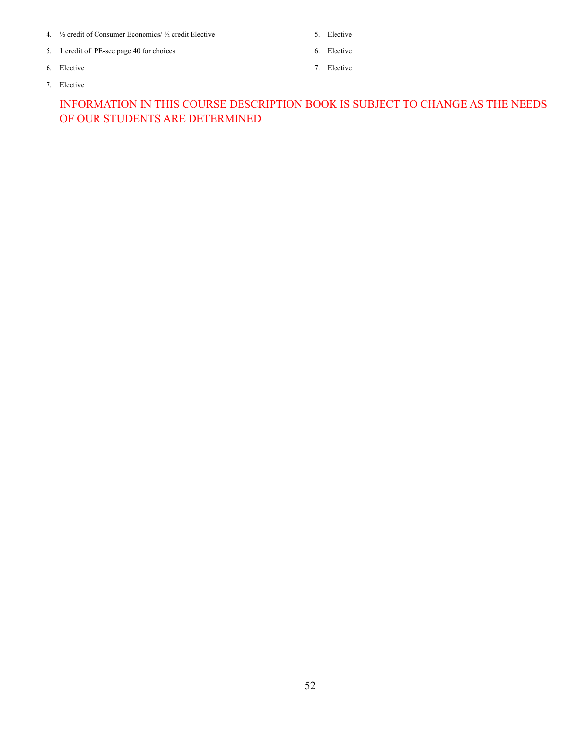4. ½ credit of Consumer Economics/ ½ credit Elective
5. 1 credit of PE-see page 40 for choices
6. Elective
7. Elective

5. Elective
6. Elective
7. Elective

INFORMATION IN THIS COURSE DESCRIPTION BOOK IS SUBJECT TO CHANGE AS THE NEEDS OF OUR STUDENTS ARE DETERMINED